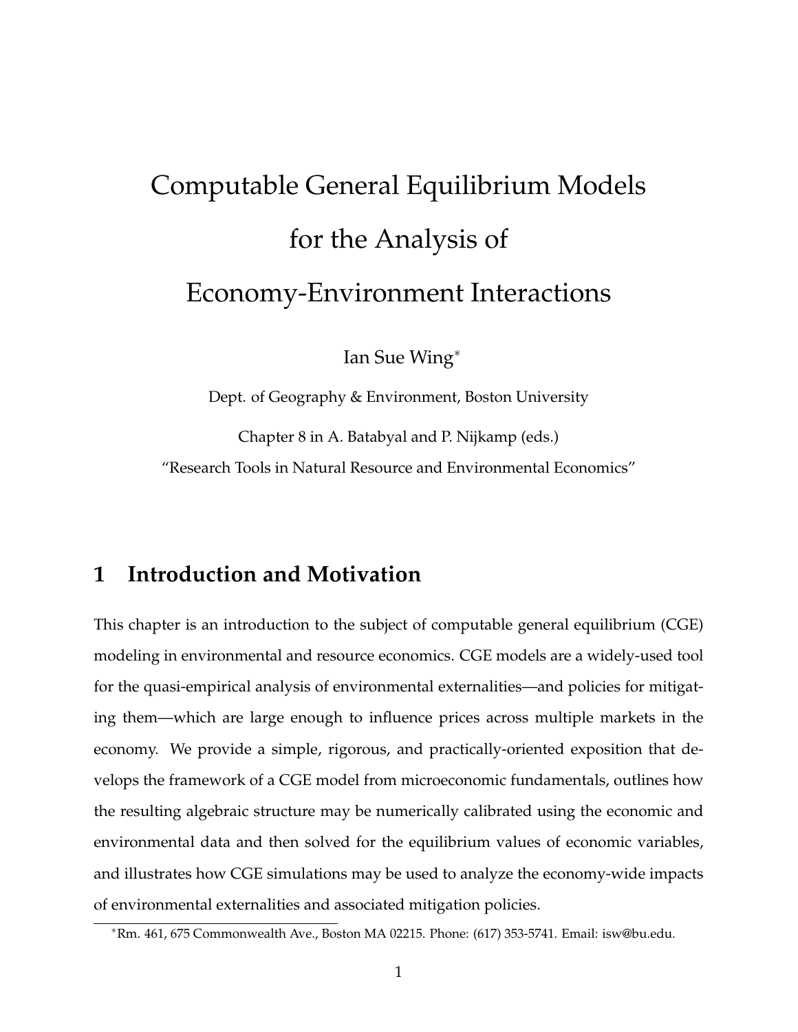# Computable General Equilibrium Models for the Analysis of Economy-Environment Interactions

Ian Sue Wing[*]

Dept. of Geography & Environment, Boston University

Chapter 8 in A. Batabyal and P. Nijkamp (eds.)

"Research Tools in Natural Resource and Environmental Economics"

## 1 Introduction and Motivation

This chapter is an introduction to the subject of computable general equilibrium (CGE) modeling in environmental and resource economics. CGE models are a widely-used tool for the quasi-empirical analysis of environmental externalities—and policies for mitigating them—which are large enough to influence prices across multiple markets in the economy. We provide a simple, rigorous, and practically-oriented exposition that develops the framework of a CGE model from microeconomic fundamentals, outlines how the resulting algebraic structure may be numerically calibrated using the economic and environmental data and then solved for the equilibrium values of economic variables, and illustrates how CGE simulations may be used to analyze the economy-wide impacts of environmental externalities and associated mitigation policies.

[*] Rm. 461, 675 Commonwealth Ave., Boston MA 02215. Phone: (617) 353-5741. Email: isw@bu.edu.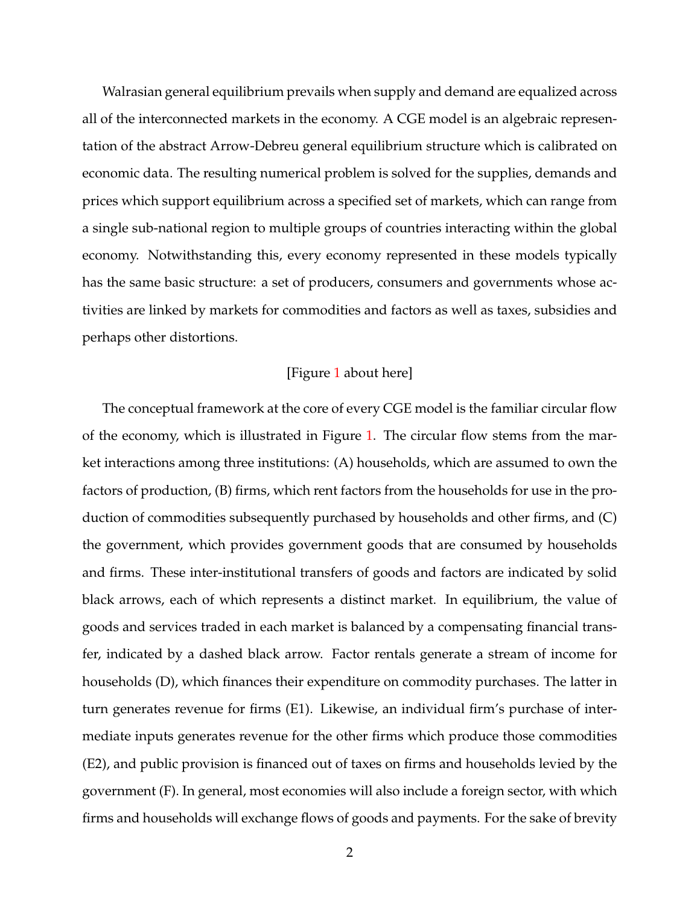Walrasian general equilibrium prevails when supply and demand are equalized across all of the interconnected markets in the economy. A CGE model is an algebraic representation of the abstract Arrow-Debreu general equilibrium structure which is calibrated on economic data. The resulting numerical problem is solved for the supplies, demands and prices which support equilibrium across a specified set of markets, which can range from a single sub-national region to multiple groups of countries interacting within the global economy. Notwithstanding this, every economy represented in these models typically has the same basic structure: a set of producers, consumers and governments whose activities are linked by markets for commodities and factors as well as taxes, subsidies and perhaps other distortions.

[Figure 1 about here]

The conceptual framework at the core of every CGE model is the familiar circular flow of the economy, which is illustrated in Figure 1. The circular flow stems from the market interactions among three institutions: (A) households, which are assumed to own the factors of production, (B) firms, which rent factors from the households for use in the production of commodities subsequently purchased by households and other firms, and (C) the government, which provides government goods that are consumed by households and firms. These inter-institutional transfers of goods and factors are indicated by solid black arrows, each of which represents a distinct market. In equilibrium, the value of goods and services traded in each market is balanced by a compensating financial transfer, indicated by a dashed black arrow. Factor rentals generate a stream of income for households (D), which finances their expenditure on commodity purchases. The latter in turn generates revenue for firms (E1). Likewise, an individual firm's purchase of intermediate inputs generates revenue for the other firms which produce those commodities (E2), and public provision is financed out of taxes on firms and households levied by the government (F). In general, most economies will also include a foreign sector, with which firms and households will exchange flows of goods and payments. For the sake of brevity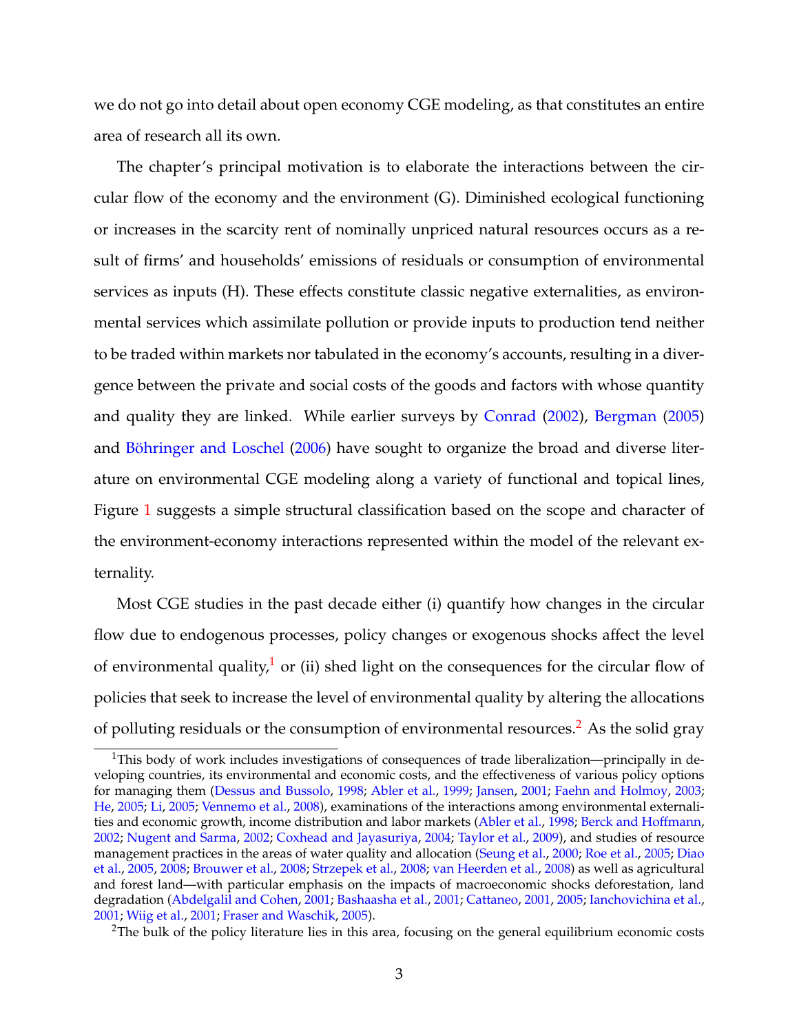we do not go into detail about open economy CGE modeling, as that constitutes an entire area of research all its own.

The chapter's principal motivation is to elaborate the interactions between the circular flow of the economy and the environment (G). Diminished ecological functioning or increases in the scarcity rent of nominally unpriced natural resources occurs as a result of firms' and households' emissions of residuals or consumption of environmental services as inputs (H). These effects constitute classic negative externalities, as environmental services which assimilate pollution or provide inputs to production tend neither to be traded within markets nor tabulated in the economy's accounts, resulting in a divergence between the private and social costs of the goods and factors with whose quantity and quality they are linked. While earlier surveys by Conrad (2002), Bergman (2005) and Böhringer and Loschel (2006) have sought to organize the broad and diverse literature on environmental CGE modeling along a variety of functional and topical lines, Figure 1 suggests a simple structural classification based on the scope and character of the environment-economy interactions represented within the model of the relevant externality.

Most CGE studies in the past decade either (i) quantify how changes in the circular flow due to endogenous processes, policy changes or exogenous shocks affect the level of environmental quality,[1] or (ii) shed light on the consequences for the circular flow of policies that seek to increase the level of environmental quality by altering the allocations of polluting residuals or the consumption of environmental resources.[2] As the solid gray

[1] This body of work includes investigations of consequences of trade liberalization—principally in developing countries, its environmental and economic costs, and the effectiveness of various policy options for managing them (Dessus and Bussolo, 1998; Abler et al., 1999; Jansen, 2001; Faehn and Holmoy, 2003; He, 2005; Li, 2005; Vennemo et al., 2008), examinations of the interactions among environmental externalities and economic growth, income distribution and labor markets (Abler et al., 1998; Berck and Hoffmann, 2002; Nugent and Sarma, 2002; Coxhead and Jayasuriya, 2004; Taylor et al., 2009), and studies of resource management practices in the areas of water quality and allocation (Seung et al., 2000; Roe et al., 2005; Diao et al., 2005, 2008; Brouwer et al., 2008; Strzepek et al., 2008; van Heerden et al., 2008) as well as agricultural and forest land—with particular emphasis on the impacts of macroeconomic shocks deforestation, land degradation (Abdelgalil and Cohen, 2001; Bashaasha et al., 2001; Cattaneo, 2001, 2005; Ianchovichina et al., 2001; Wiig et al., 2001; Fraser and Waschik, 2005).

[2] The bulk of the policy literature lies in this area, focusing on the general equilibrium economic costs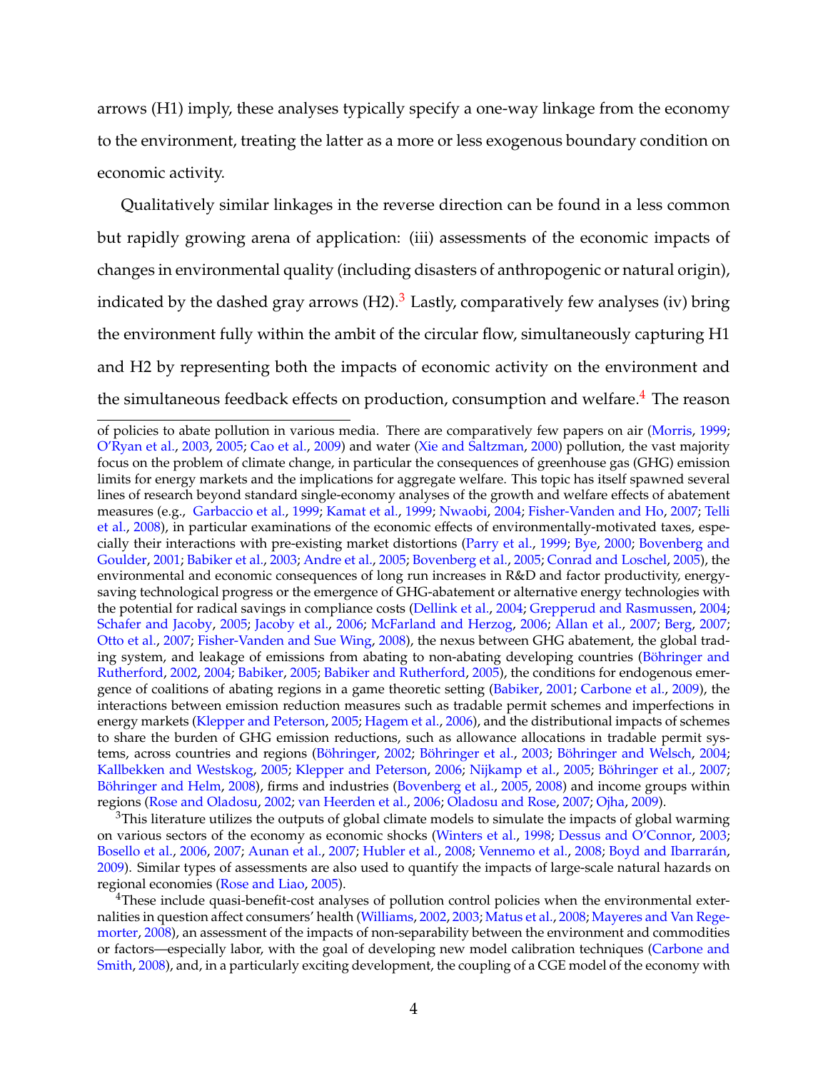arrows (H1) imply, these analyses typically specify a one-way linkage from the economy to the environment, treating the latter as a more or less exogenous boundary condition on economic activity.

Qualitatively similar linkages in the reverse direction can be found in a less common but rapidly growing arena of application: (iii) assessments of the economic impacts of changes in environmental quality (including disasters of anthropogenic or natural origin), indicated by the dashed gray arrows (H2).[3] Lastly, comparatively few analyses (iv) bring the environment fully within the ambit of the circular flow, simultaneously capturing H1 and H2 by representing both the impacts of economic activity on the environment and the simultaneous feedback effects on production, consumption and welfare.[4] The reason

---

of policies to abate pollution in various media. There are comparatively few papers on air (Morris, 1999; O'Ryan et al., 2003, 2005; Cao et al., 2009) and water (Xie and Saltzman, 2000) pollution, the vast majority focus on the problem of climate change, in particular the consequences of greenhouse gas (GHG) emission limits for energy markets and the implications for aggregate welfare. This topic has itself spawned several lines of research beyond standard single-economy analyses of the growth and welfare effects of abatement measures (e.g., Garbaccio et al., 1999; Kamat et al., 1999; Nwaobi, 2004; Fisher-Vanden and Ho, 2007; Telli et al., 2008), in particular examinations of the economic effects of environmentally-motivated taxes, especially their interactions with pre-existing market distortions (Parry et al., 1999; Bye, 2000; Bovenberg and Goulder, 2001; Babiker et al., 2003; Andre et al., 2005; Bovenberg et al., 2005; Conrad and Loschel, 2005), the environmental and economic consequences of long run increases in R&D and factor productivity, energy-saving technological progress or the emergence of GHG-abatement or alternative energy technologies with the potential for radical savings in compliance costs (Dellink et al., 2004; Grepperud and Rasmussen, 2004; Schafer and Jacoby, 2005; Jacoby et al., 2006; McFarland and Herzog, 2006; Allan et al., 2007; Berg, 2007; Otto et al., 2007; Fisher-Vanden and Sue Wing, 2008), the nexus between GHG abatement, the global trading system, and leakage of emissions from abating to non-abating developing countries (Böhringer and Rutherford, 2002, 2004; Babiker, 2005; Babiker and Rutherford, 2005), the conditions for endogenous emergence of coalitions of abating regions in a game theoretic setting (Babiker, 2001; Carbone et al., 2009), the interactions between emission reduction measures such as tradable permit schemes and imperfections in energy markets (Klepper and Peterson, 2005; Hagem et al., 2006), and the distributional impacts of schemes to share the burden of GHG emission reductions, such as allowance allocations in tradable permit systems, across countries and regions (Böhringer, 2002; Böhringer et al., 2003; Böhringer and Welsch, 2004; Kallbekken and Westskog, 2005; Klepper and Peterson, 2006; Nijkamp et al., 2005; Böhringer et al., 2007; Böhringer and Helm, 2008), firms and industries (Bovenberg et al., 2005, 2008) and income groups within regions (Rose and Oladosu, 2002; van Heerden et al., 2006; Oladosu and Rose, 2007; Ojha, 2009).

[3] This literature utilizes the outputs of global climate models to simulate the impacts of global warming on various sectors of the economy as economic shocks (Winters et al., 1998; Dessus and O'Connor, 2003; Bosello et al., 2006, 2007; Aunan et al., 2007; Hubler et al., 2008; Vennemo et al., 2008; Boyd and Ibarrarán, 2009). Similar types of assessments are also used to quantify the impacts of large-scale natural hazards on regional economies (Rose and Liao, 2005).

[4] These include quasi-benefit-cost analyses of pollution control policies when the environmental externalities in question affect consumers' health (Williams, 2002, 2003; Matus et al., 2008; Mayeres and Van Regemorter, 2008), an assessment of the impacts of non-separability between the environment and commodities or factors—especially labor, with the goal of developing new model calibration techniques (Carbone and Smith, 2008), and, in a particularly exciting development, the coupling of a CGE model of the economy with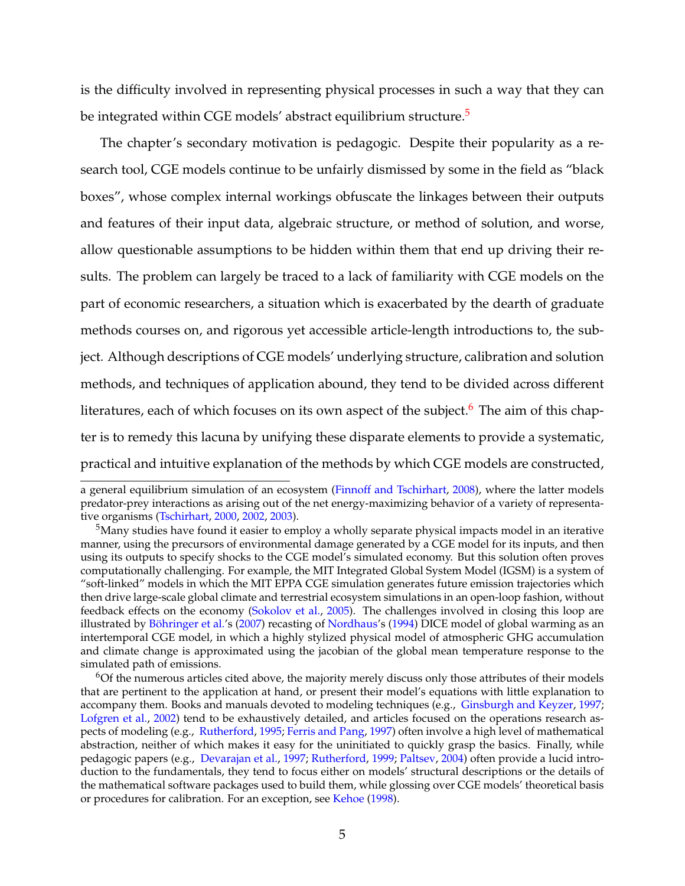is the difficulty involved in representing physical processes in such a way that they can be integrated within CGE models' abstract equilibrium structure.[5]

The chapter's secondary motivation is pedagogic. Despite their popularity as a research tool, CGE models continue to be unfairly dismissed by some in the field as "black boxes", whose complex internal workings obfuscate the linkages between their outputs and features of their input data, algebraic structure, or method of solution, and worse, allow questionable assumptions to be hidden within them that end up driving their results. The problem can largely be traced to a lack of familiarity with CGE models on the part of economic researchers, a situation which is exacerbated by the dearth of graduate methods courses on, and rigorous yet accessible article-length introductions to, the subject. Although descriptions of CGE models' underlying structure, calibration and solution methods, and techniques of application abound, they tend to be divided across different literatures, each of which focuses on its own aspect of the subject.[6] The aim of this chapter is to remedy this lacuna by unifying these disparate elements to provide a systematic, practical and intuitive explanation of the methods by which CGE models are constructed,

---

a general equilibrium simulation of an ecosystem (Finnoff and Tschirhart, 2008), where the latter models predator-prey interactions as arising out of the net energy-maximizing behavior of a variety of representative organisms (Tschirhart, 2000, 2002, 2003).

[5] Many studies have found it easier to employ a wholly separate physical impacts model in an iterative manner, using the precursors of environmental damage generated by a CGE model for its inputs, and then using its outputs to specify shocks to the CGE model's simulated economy. But this solution often proves computationally challenging. For example, the MIT Integrated Global System Model (IGSM) is a system of "soft-linked" models in which the MIT EPPA CGE simulation generates future emission trajectories which then drive large-scale global climate and terrestrial ecosystem simulations in an open-loop fashion, without feedback effects on the economy (Sokolov et al., 2005). The challenges involved in closing this loop are illustrated by Böhringer et al.'s (2007) recasting of Nordhaus's (1994) DICE model of global warming as an intertemporal CGE model, in which a highly stylized physical model of atmospheric GHG accumulation and climate change is approximated using the jacobian of the global mean temperature response to the simulated path of emissions.

[6] Of the numerous articles cited above, the majority merely discuss only those attributes of their models that are pertinent to the application at hand, or present their model's equations with little explanation to accompany them. Books and manuals devoted to modeling techniques (e.g., Ginsburgh and Keyzer, 1997; Lofgren et al., 2002) tend to be exhaustively detailed, and articles focused on the operations research aspects of modeling (e.g., Rutherford, 1995; Ferris and Pang, 1997) often involve a high level of mathematical abstraction, neither of which makes it easy for the uninitiated to quickly grasp the basics. Finally, while pedagogic papers (e.g., Devarajan et al., 1997; Rutherford, 1999; Paltsev, 2004) often provide a lucid introduction to the fundamentals, they tend to focus either on models' structural descriptions or the details of the mathematical software packages used to build them, while glossing over CGE models' theoretical basis or procedures for calibration. For an exception, see Kehoe (1998).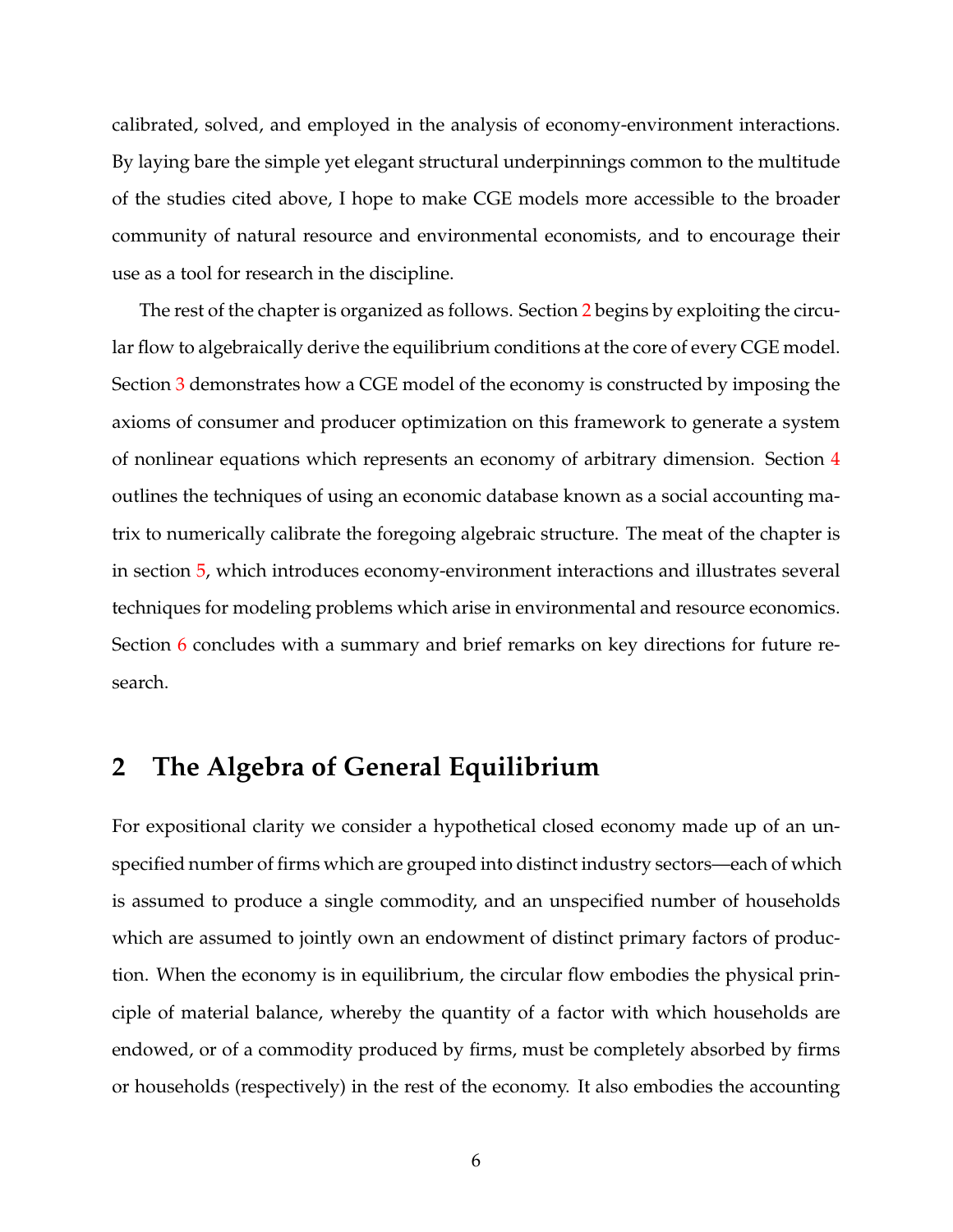calibrated, solved, and employed in the analysis of economy-environment interactions. By laying bare the simple yet elegant structural underpinnings common to the multitude of the studies cited above, I hope to make CGE models more accessible to the broader community of natural resource and environmental economists, and to encourage their use as a tool for research in the discipline.

The rest of the chapter is organized as follows. Section 2 begins by exploiting the circular flow to algebraically derive the equilibrium conditions at the core of every CGE model. Section 3 demonstrates how a CGE model of the economy is constructed by imposing the axioms of consumer and producer optimization on this framework to generate a system of nonlinear equations which represents an economy of arbitrary dimension. Section 4 outlines the techniques of using an economic database known as a social accounting matrix to numerically calibrate the foregoing algebraic structure. The meat of the chapter is in section 5, which introduces economy-environment interactions and illustrates several techniques for modeling problems which arise in environmental and resource economics. Section 6 concludes with a summary and brief remarks on key directions for future research.

## 2 The Algebra of General Equilibrium

For expositional clarity we consider a hypothetical closed economy made up of an unspecified number of firms which are grouped into distinct industry sectors—each of which is assumed to produce a single commodity, and an unspecified number of households which are assumed to jointly own an endowment of distinct primary factors of production. When the economy is in equilibrium, the circular flow embodies the physical principle of material balance, whereby the quantity of a factor with which households are endowed, or of a commodity produced by firms, must be completely absorbed by firms or households (respectively) in the rest of the economy. It also embodies the accounting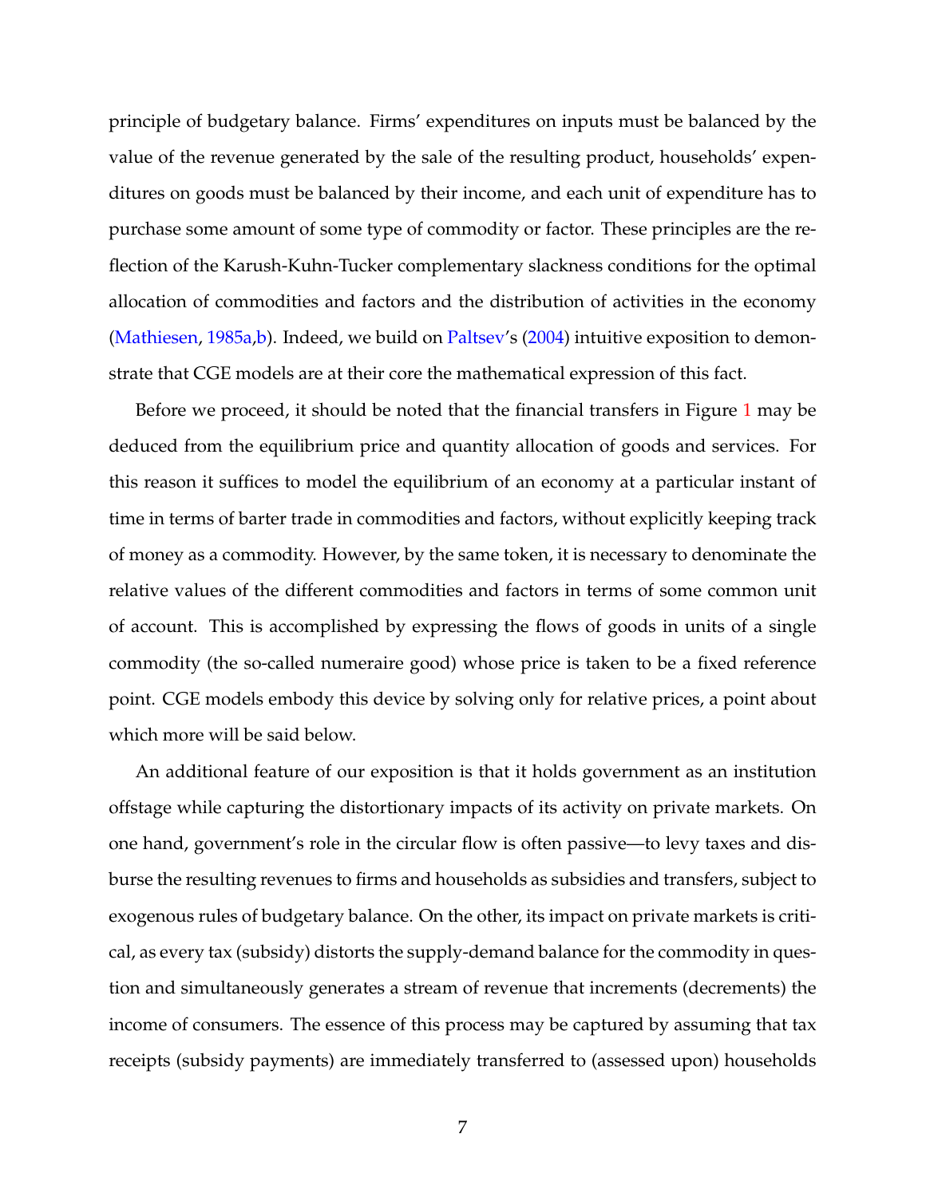principle of budgetary balance. Firms' expenditures on inputs must be balanced by the value of the revenue generated by the sale of the resulting product, households' expenditures on goods must be balanced by their income, and each unit of expenditure has to purchase some amount of some type of commodity or factor. These principles are the reflection of the Karush-Kuhn-Tucker complementary slackness conditions for the optimal allocation of commodities and factors and the distribution of activities in the economy (Mathiesen, 1985a,b). Indeed, we build on Paltsev's (2004) intuitive exposition to demonstrate that CGE models are at their core the mathematical expression of this fact.

Before we proceed, it should be noted that the financial transfers in Figure 1 may be deduced from the equilibrium price and quantity allocation of goods and services. For this reason it suffices to model the equilibrium of an economy at a particular instant of time in terms of barter trade in commodities and factors, without explicitly keeping track of money as a commodity. However, by the same token, it is necessary to denominate the relative values of the different commodities and factors in terms of some common unit of account. This is accomplished by expressing the flows of goods in units of a single commodity (the so-called numeraire good) whose price is taken to be a fixed reference point. CGE models embody this device by solving only for relative prices, a point about which more will be said below.

An additional feature of our exposition is that it holds government as an institution offstage while capturing the distortionary impacts of its activity on private markets. On one hand, government's role in the circular flow is often passive—to levy taxes and disburse the resulting revenues to firms and households as subsidies and transfers, subject to exogenous rules of budgetary balance. On the other, its impact on private markets is critical, as every tax (subsidy) distorts the supply-demand balance for the commodity in question and simultaneously generates a stream of revenue that increments (decrements) the income of consumers. The essence of this process may be captured by assuming that tax receipts (subsidy payments) are immediately transferred to (assessed upon) households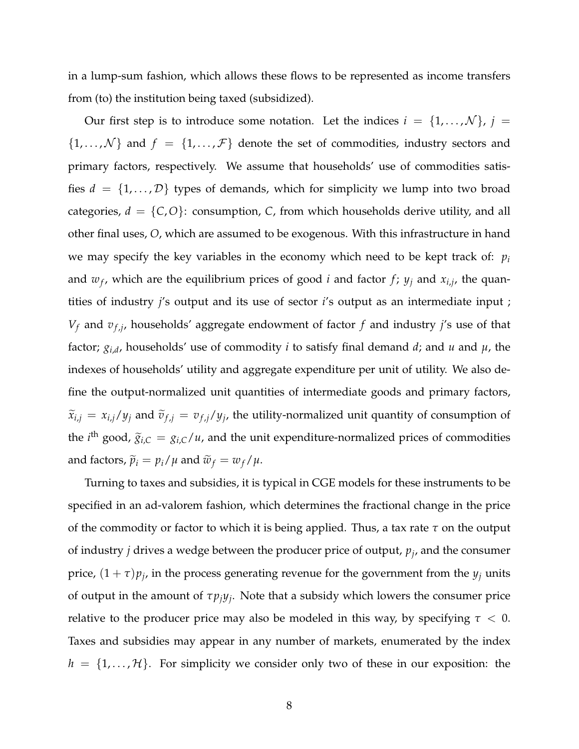in a lump-sum fashion, which allows these flows to be represented as income transfers from (to) the institution being taxed (subsidized).

Our first step is to introduce some notation. Let the indices $i = \{1, \ldots, \mathcal{N}\}$, $j = \{1, \ldots, \mathcal{N}\}$ and $f = \{1, \ldots, \mathcal{F}\}$ denote the set of commodities, industry sectors and primary factors, respectively. We assume that households' use of commodities satisfies $d = \{1, \ldots, \mathcal{D}\}$ types of demands, which for simplicity we lump into two broad categories, $d = \{C, O\}$: consumption, $C$, from which households derive utility, and all other final uses, $O$, which are assumed to be exogenous. With this infrastructure in hand we may specify the key variables in the economy which need to be kept track of: $p_i$ and $w_f$, which are the equilibrium prices of good $i$ and factor $f$; $y_j$ and $x_{i,j}$, the quantities of industry $j$'s output and its use of sector $i$'s output as an intermediate input ; $V_f$ and $v_{f,j}$, households' aggregate endowment of factor $f$ and industry $j$'s use of that factor; $g_{i,d}$, households' use of commodity $i$ to satisfy final demand $d$; and $u$ and $\mu$, the indexes of households' utility and aggregate expenditure per unit of utility. We also define the output-normalized unit quantities of intermediate goods and primary factors, $\widetilde{x}_{i,j} = x_{i,j}/y_j$ and $\widetilde{v}_{f,j} = v_{f,j}/y_j$, the utility-normalized unit quantity of consumption of the $i^{\text{th}}$ good, $\widetilde{g}_{i,C} = g_{i,C}/u$, and the unit expenditure-normalized prices of commodities and factors, $\widetilde{p}_i = p_i/\mu$ and $\widetilde{w}_f = w_f/\mu$.

Turning to taxes and subsidies, it is typical in CGE models for these instruments to be specified in an ad-valorem fashion, which determines the fractional change in the price of the commodity or factor to which it is being applied. Thus, a tax rate $\tau$ on the output of industry $j$ drives a wedge between the producer price of output, $p_j$, and the consumer price, $(1 + \tau)p_j$, in the process generating revenue for the government from the $y_j$ units of output in the amount of $\tau p_j y_j$. Note that a subsidy which lowers the consumer price relative to the producer price may also be modeled in this way, by specifying $\tau < 0$. Taxes and subsidies may appear in any number of markets, enumerated by the index $h = \{1, \ldots, \mathcal{H}\}$. For simplicity we consider only two of these in our exposition: the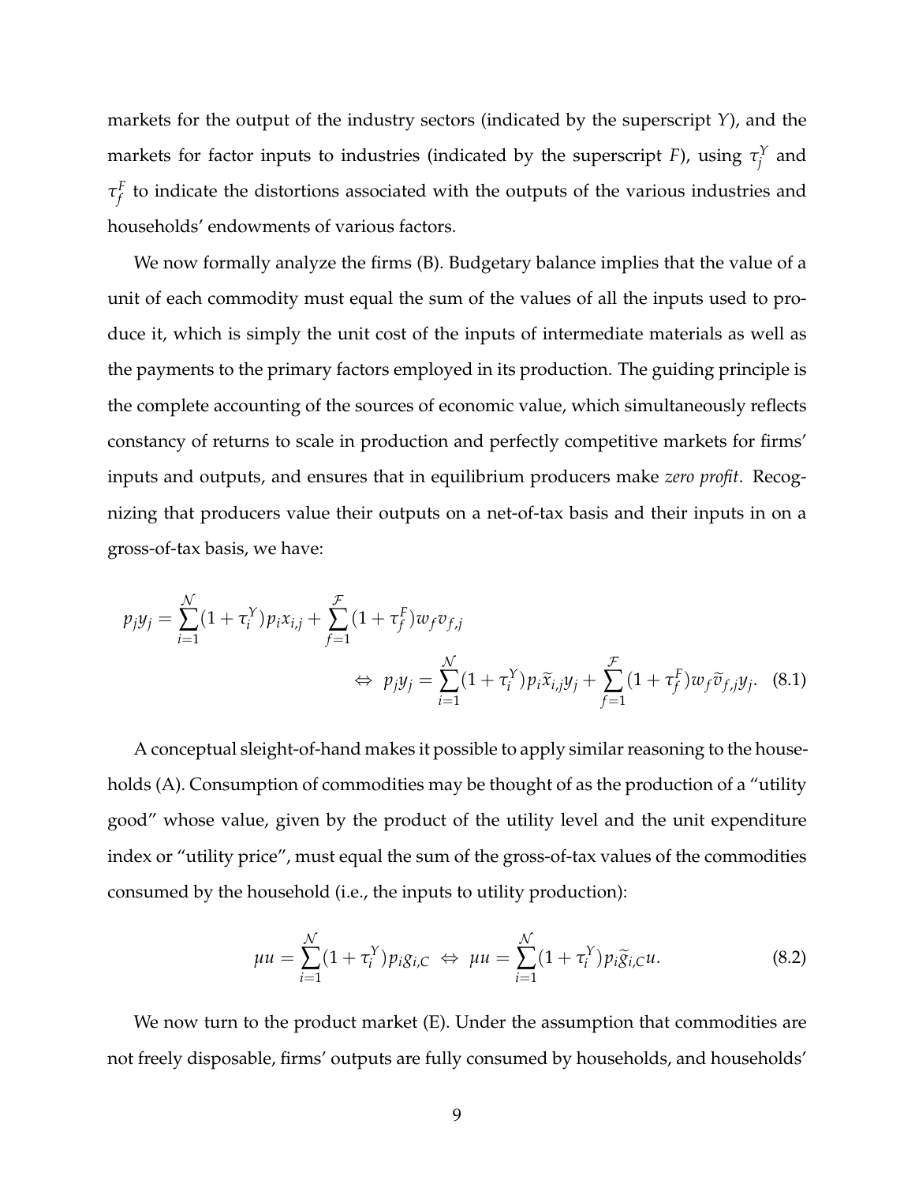markets for the output of the industry sectors (indicated by the superscript $Y$), and the markets for factor inputs to industries (indicated by the superscript $F$), using $\tau_j^Y$ and $\tau_f^F$ to indicate the distortions associated with the outputs of the various industries and households' endowments of various factors.

We now formally analyze the firms (B). Budgetary balance implies that the value of a unit of each commodity must equal the sum of the values of all the inputs used to produce it, which is simply the unit cost of the inputs of intermediate materials as well as the payments to the primary factors employed in its production. The guiding principle is the complete accounting of the sources of economic value, which simultaneously reflects constancy of returns to scale in production and perfectly competitive markets for firms' inputs and outputs, and ensures that in equilibrium producers make *zero profit*. Recognizing that producers value their outputs on a net-of-tax basis and their inputs in on a gross-of-tax basis, we have:

$$p_j y_j = \sum_{i=1}^{\mathcal{N}} (1 + \tau_i^Y) p_i x_{i,j} + \sum_{f=1}^{\mathcal{F}} (1 + \tau_f^F) w_f v_{f,j}$$

$$\Leftrightarrow \; p_j y_j = \sum_{i=1}^{\mathcal{N}} (1 + \tau_i^Y) p_i \widetilde{x}_{i,j} y_j + \sum_{f=1}^{\mathcal{F}} (1 + \tau_f^F) w_f \widetilde{v}_{f,j} y_j. \quad (8.1)$$

A conceptual sleight-of-hand makes it possible to apply similar reasoning to the households (A). Consumption of commodities may be thought of as the production of a "utility good" whose value, given by the product of the utility level and the unit expenditure index or "utility price", must equal the sum of the gross-of-tax values of the commodities consumed by the household (i.e., the inputs to utility production):

$$\mu u = \sum_{i=1}^{\mathcal{N}} (1 + \tau_i^Y) p_i g_{i,C} \; \Leftrightarrow \; \mu u = \sum_{i=1}^{\mathcal{N}} (1 + \tau_i^Y) p_i \widetilde{g}_{i,C} u. \quad (8.2)$$

We now turn to the product market (E). Under the assumption that commodities are not freely disposable, firms' outputs are fully consumed by households, and households'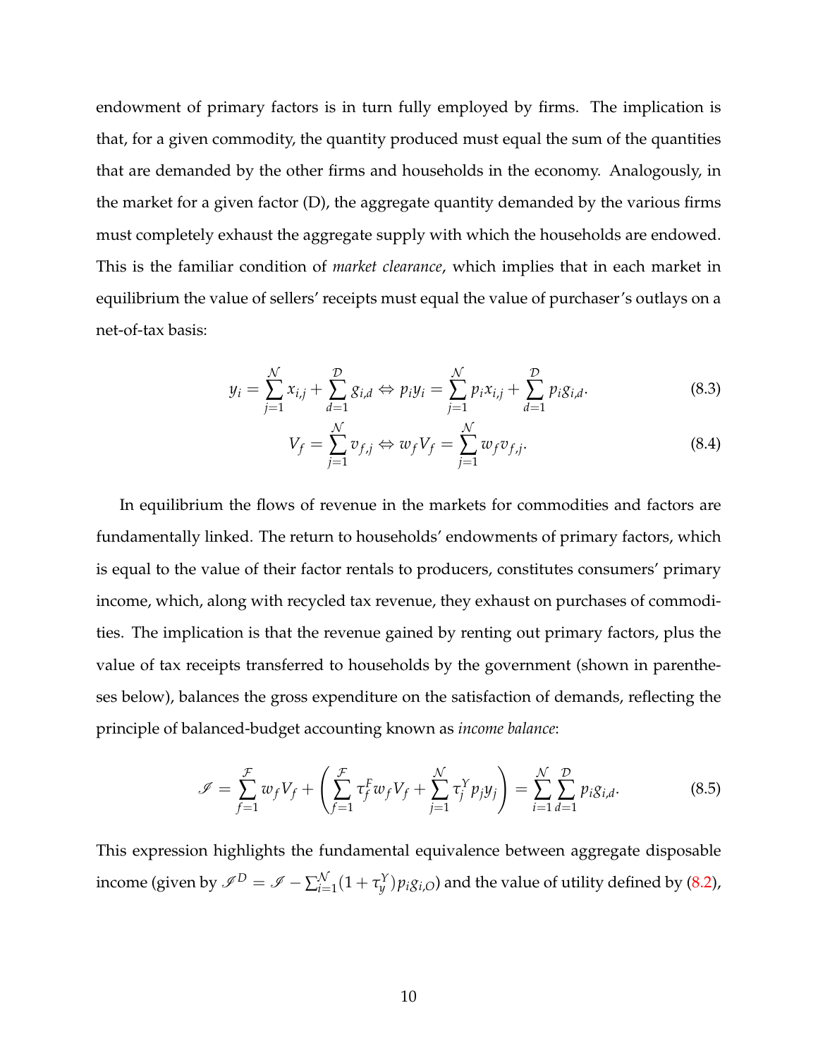endowment of primary factors is in turn fully employed by firms. The implication is that, for a given commodity, the quantity produced must equal the sum of the quantities that are demanded by the other firms and households in the economy. Analogously, in the market for a given factor (D), the aggregate quantity demanded by the various firms must completely exhaust the aggregate supply with which the households are endowed. This is the familiar condition of *market clearance*, which implies that in each market in equilibrium the value of sellers' receipts must equal the value of purchaser's outlays on a net-of-tax basis:

$$y_i = \sum_{j=1}^{\mathcal{N}} x_{i,j} + \sum_{d=1}^{\mathcal{D}} g_{i,d} \Leftrightarrow p_i y_i = \sum_{j=1}^{\mathcal{N}} p_i x_{i,j} + \sum_{d=1}^{\mathcal{D}} p_i g_{i,d}. \tag{8.3}$$

$$V_f = \sum_{j=1}^{\mathcal{N}} v_{f,j} \Leftrightarrow w_f V_f = \sum_{j=1}^{\mathcal{N}} w_f v_{f,j}. \tag{8.4}$$

In equilibrium the flows of revenue in the markets for commodities and factors are fundamentally linked. The return to households' endowments of primary factors, which is equal to the value of their factor rentals to producers, constitutes consumers' primary income, which, along with recycled tax revenue, they exhaust on purchases of commodities. The implication is that the revenue gained by renting out primary factors, plus the value of tax receipts transferred to households by the government (shown in parentheses below), balances the gross expenditure on the satisfaction of demands, reflecting the principle of balanced-budget accounting known as *income balance*:

$$\mathscr{I} = \sum_{f=1}^{\mathcal{F}} w_f V_f + \left( \sum_{f=1}^{\mathcal{F}} \tau_f^F w_f V_f + \sum_{j=1}^{\mathcal{N}} \tau_j^Y p_j y_j \right) = \sum_{i=1}^{\mathcal{N}} \sum_{d=1}^{\mathcal{D}} p_i g_{i,d}. \tag{8.5}$$

This expression highlights the fundamental equivalence between aggregate disposable income (given by $\mathscr{I}^D = \mathscr{I} - \sum_{i=1}^{\mathcal{N}} (1 + \tau_y^Y) p_i g_{i,O}$) and the value of utility defined by (8.2),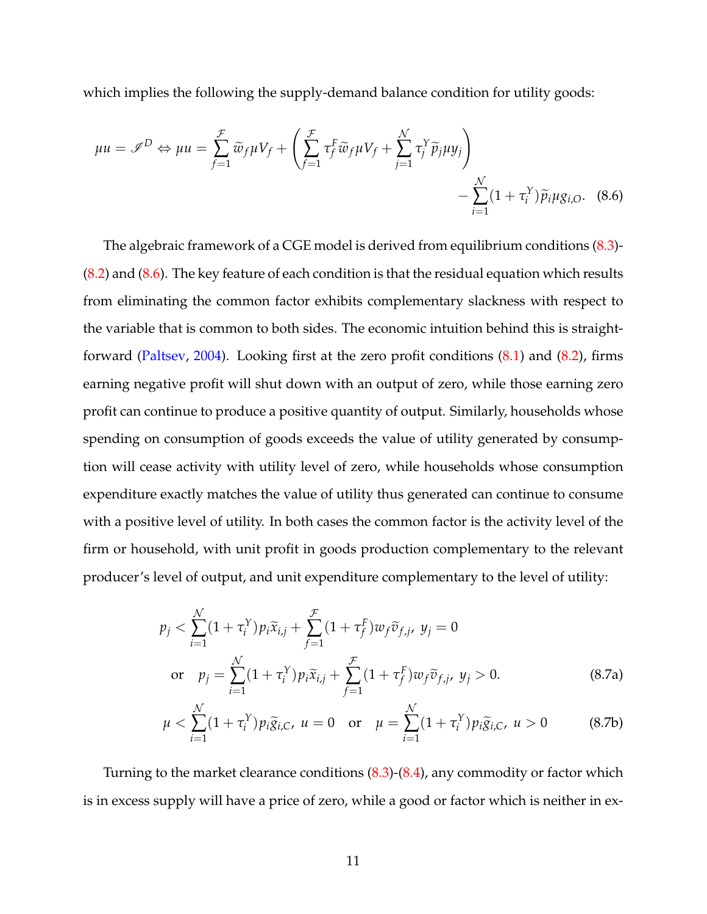which implies the following the supply-demand balance condition for utility goods:

$$\mu u = \mathscr{I}^D \Leftrightarrow \mu u = \sum_{f=1}^{\mathcal{F}} \widetilde{w}_f \mu V_f + \left( \sum_{f=1}^{\mathcal{F}} \tau_f^F \widetilde{w}_f \mu V_f + \sum_{j=1}^{\mathcal{N}} \tau_j^Y \widetilde{p}_j \mu y_j \right) - \sum_{i=1}^{\mathcal{N}} (1+\tau_i^Y) \widetilde{p}_i \mu g_{i,O}. \quad (8.6)$$

The algebraic framework of a CGE model is derived from equilibrium conditions (8.3)-(8.2) and (8.6). The key feature of each condition is that the residual equation which results from eliminating the common factor exhibits complementary slackness with respect to the variable that is common to both sides. The economic intuition behind this is straightforward (Paltsev, 2004). Looking first at the zero profit conditions (8.1) and (8.2), firms earning negative profit will shut down with an output of zero, while those earning zero profit can continue to produce a positive quantity of output. Similarly, households whose spending on consumption of goods exceeds the value of utility generated by consumption will cease activity with utility level of zero, while households whose consumption expenditure exactly matches the value of utility thus generated can continue to consume with a positive level of utility. In both cases the common factor is the activity level of the firm or household, with unit profit in goods production complementary to the relevant producer's level of output, and unit expenditure complementary to the level of utility:

$$p_j < \sum_{i=1}^{\mathcal{N}} (1+\tau_i^Y) p_i \widetilde{x}_{i,j} + \sum_{f=1}^{\mathcal{F}} (1+\tau_f^F) w_f \widetilde{v}_{f,j}, \; y_j = 0$$
$$\text{or} \quad p_j = \sum_{i=1}^{\mathcal{N}} (1+\tau_i^Y) p_i \widetilde{x}_{i,j} + \sum_{f=1}^{\mathcal{F}} (1+\tau_f^F) w_f \widetilde{v}_{f,j}, \; y_j > 0. \quad (8.7a)$$

$$\mu < \sum_{i=1}^{\mathcal{N}} (1+\tau_i^Y) p_i \widetilde{g}_{i,C}, \; u = 0 \quad \text{or} \quad \mu = \sum_{i=1}^{\mathcal{N}} (1+\tau_i^Y) p_i \widetilde{g}_{i,C}, \; u > 0 \quad (8.7b)$$

Turning to the market clearance conditions (8.3)-(8.4), any commodity or factor which is in excess supply will have a price of zero, while a good or factor which is neither in ex-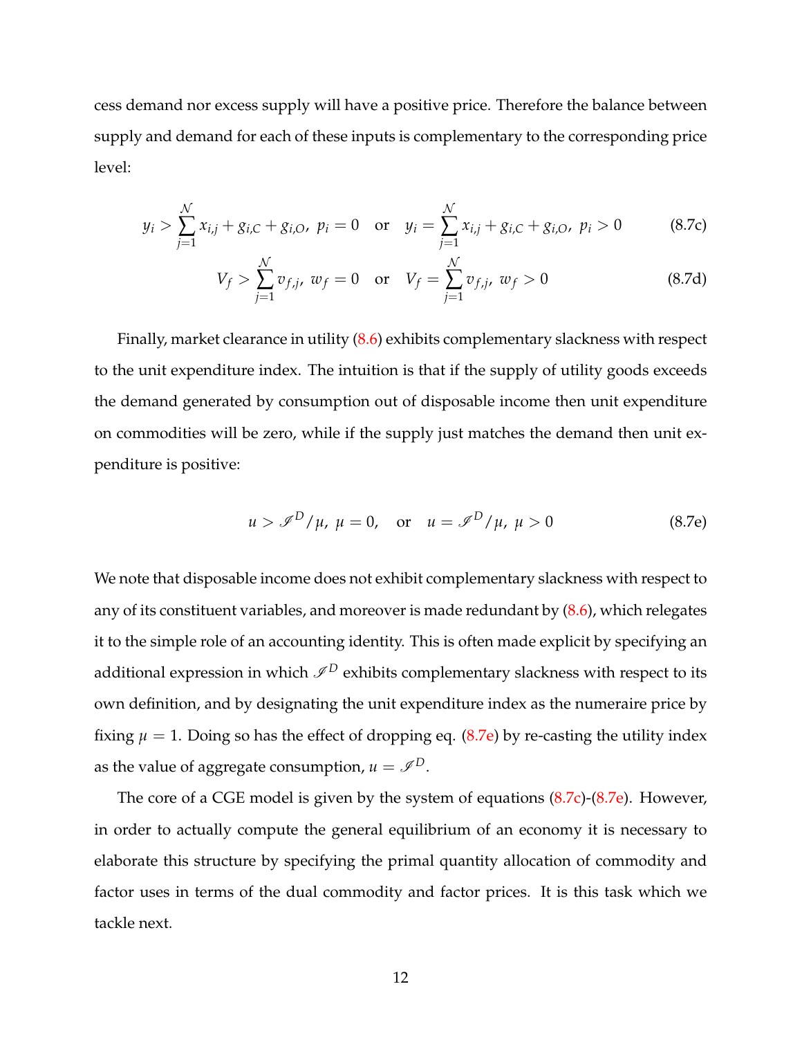cess demand nor excess supply will have a positive price. Therefore the balance between supply and demand for each of these inputs is complementary to the corresponding price level:

$$y_i > \sum_{j=1}^{\mathcal{N}} x_{i,j} + g_{i,C} + g_{i,O},\ p_i = 0 \quad \text{or} \quad y_i = \sum_{j=1}^{\mathcal{N}} x_{i,j} + g_{i,C} + g_{i,O},\ p_i > 0 \tag{8.7c}$$

$$V_f > \sum_{j=1}^{\mathcal{N}} v_{f,j},\ w_f = 0 \quad \text{or} \quad V_f = \sum_{j=1}^{\mathcal{N}} v_{f,j},\ w_f > 0 \tag{8.7d}$$

Finally, market clearance in utility (8.6) exhibits complementary slackness with respect to the unit expenditure index. The intuition is that if the supply of utility goods exceeds the demand generated by consumption out of disposable income then unit expenditure on commodities will be zero, while if the supply just matches the demand then unit expenditure is positive:

$$u > \mathscr{I}^D/\mu,\ \mu = 0, \quad \text{or} \quad u = \mathscr{I}^D/\mu,\ \mu > 0 \tag{8.7e}$$

We note that disposable income does not exhibit complementary slackness with respect to any of its constituent variables, and moreover is made redundant by (8.6), which relegates it to the simple role of an accounting identity. This is often made explicit by specifying an additional expression in which $\mathscr{I}^D$ exhibits complementary slackness with respect to its own definition, and by designating the unit expenditure index as the numeraire price by fixing $\mu = 1$. Doing so has the effect of dropping eq. (8.7e) by re-casting the utility index as the value of aggregate consumption, $u = \mathscr{I}^D$.

The core of a CGE model is given by the system of equations (8.7c)-(8.7e). However, in order to actually compute the general equilibrium of an economy it is necessary to elaborate this structure by specifying the primal quantity allocation of commodity and factor uses in terms of the dual commodity and factor prices. It is this task which we tackle next.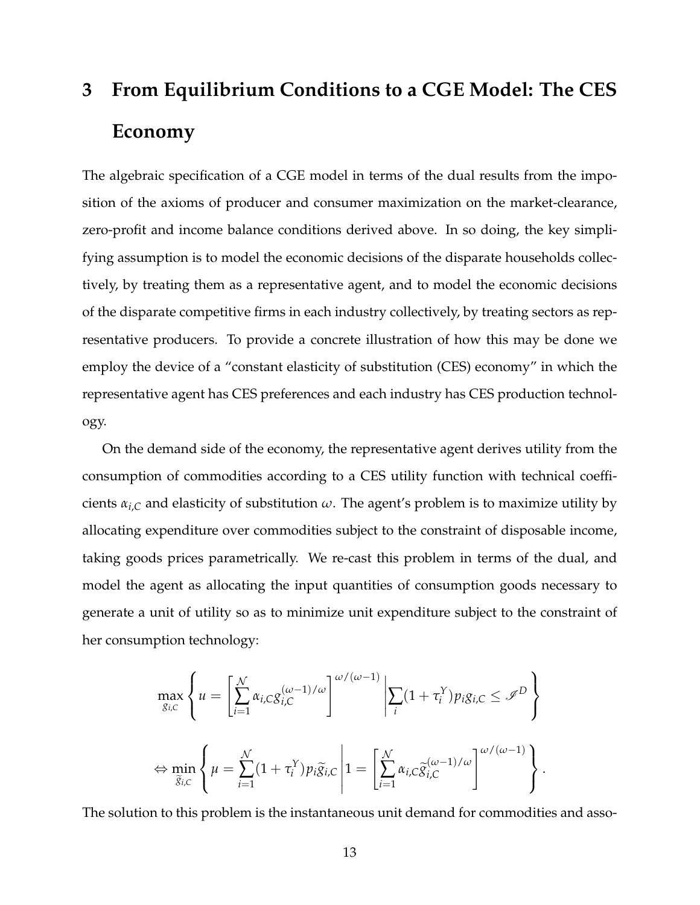# 3 From Equilibrium Conditions to a CGE Model: The CES Economy

The algebraic specification of a CGE model in terms of the dual results from the imposition of the axioms of producer and consumer maximization on the market-clearance, zero-profit and income balance conditions derived above. In so doing, the key simplifying assumption is to model the economic decisions of the disparate households collectively, by treating them as a representative agent, and to model the economic decisions of the disparate competitive firms in each industry collectively, by treating sectors as representative producers. To provide a concrete illustration of how this may be done we employ the device of a "constant elasticity of substitution (CES) economy" in which the representative agent has CES preferences and each industry has CES production technology.

On the demand side of the economy, the representative agent derives utility from the consumption of commodities according to a CES utility function with technical coefficients $\alpha_{i,C}$ and elasticity of substitution $\omega$. The agent's problem is to maximize utility by allocating expenditure over commodities subject to the constraint of disposable income, taking goods prices parametrically. We re-cast this problem in terms of the dual, and model the agent as allocating the input quantities of consumption goods necessary to generate a unit of utility so as to minimize unit expenditure subject to the constraint of her consumption technology:

$$\max_{g_{i,C}} \left\{ u = \left[ \sum_{i=1}^{\mathcal{N}} \alpha_{i,C} g_{i,C}^{(\omega-1)/\omega} \right]^{\omega/(\omega-1)} \left| \sum_i (1+\tau_i^Y) p_i g_{i,C} \leq \mathscr{I}^D \right. \right\}$$

$$\Leftrightarrow \min_{\widetilde{g}_{i,C}} \left\{ \mu = \sum_{i=1}^{\mathcal{N}} (1+\tau_i^Y) p_i \widetilde{g}_{i,C} \left| 1 = \left[ \sum_{i=1}^{\mathcal{N}} \alpha_{i,C} \widetilde{g}_{i,C}^{(\omega-1)/\omega} \right]^{\omega/(\omega-1)} \right. \right\}.$$

The solution to this problem is the instantaneous unit demand for commodities and asso-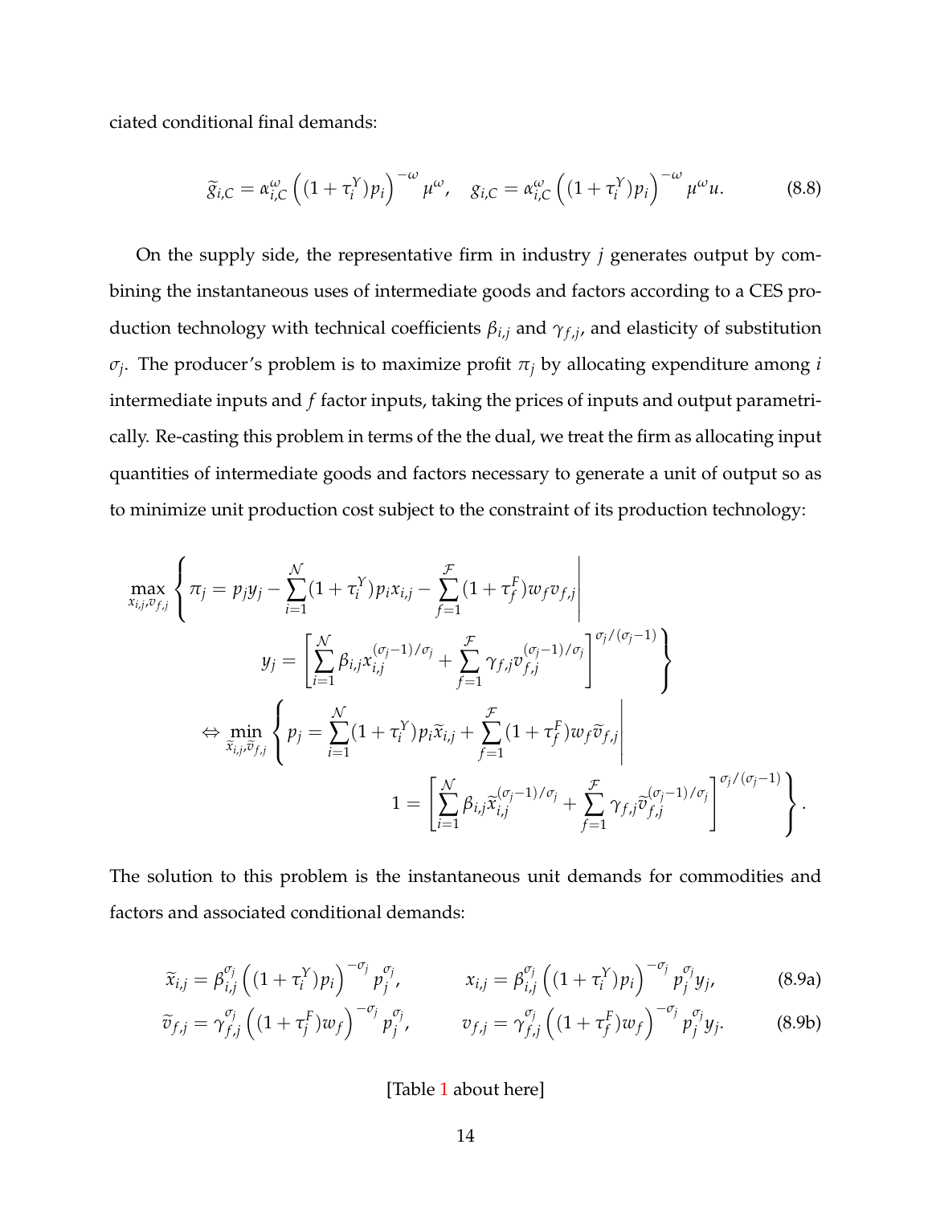ciated conditional final demands:

$$\widetilde{g}_{i,C} = \alpha_{i,C}^{\omega} \left( (1 + \tau_i^Y) p_i \right)^{-\omega} \mu^{\omega}, \quad g_{i,C} = \alpha_{i,C}^{\omega} \left( (1 + \tau_i^Y) p_i \right)^{-\omega} \mu^{\omega} u. \tag{8.8}$$

On the supply side, the representative firm in industry $j$ generates output by combining the instantaneous uses of intermediate goods and factors according to a CES production technology with technical coefficients $\beta_{i,j}$ and $\gamma_{f,j}$, and elasticity of substitution $\sigma_j$. The producer's problem is to maximize profit $\pi_j$ by allocating expenditure among $i$ intermediate inputs and $f$ factor inputs, taking the prices of inputs and output parametrically. Re-casting this problem in terms of the the dual, we treat the firm as allocating input quantities of intermediate goods and factors necessary to generate a unit of output so as to minimize unit production cost subject to the constraint of its production technology:

$$\begin{aligned}
&\max_{x_{i,j}, v_{f,j}} \left\{ \pi_j = p_j y_j - \sum_{i=1}^{\mathcal{N}} (1 + \tau_i^Y) p_i x_{i,j} - \sum_{f=1}^{\mathcal{F}} (1 + \tau_f^F) w_f v_{f,j} \right| \\
&\qquad\qquad y_j = \left[ \sum_{i=1}^{\mathcal{N}} \beta_{i,j} x_{i,j}^{(\sigma_j - 1)/\sigma_j} + \sum_{f=1}^{\mathcal{F}} \gamma_{f,j} v_{f,j}^{(\sigma_j - 1)/\sigma_j} \right]^{\sigma_j/(\sigma_j - 1)} \Bigg\} \\
&\Leftrightarrow \min_{\widetilde{x}_{i,j}, \widetilde{v}_{f,j}} \left\{ p_j = \sum_{i=1}^{\mathcal{N}} (1 + \tau_i^Y) p_i \widetilde{x}_{i,j} + \sum_{f=1}^{\mathcal{F}} (1 + \tau_f^F) w_f \widetilde{v}_{f,j} \right| \\
&\qquad\qquad\qquad 1 = \left[ \sum_{i=1}^{\mathcal{N}} \beta_{i,j} \widetilde{x}_{i,j}^{(\sigma_j - 1)/\sigma_j} + \sum_{f=1}^{\mathcal{F}} \gamma_{f,j} \widetilde{v}_{f,j}^{(\sigma_j - 1)/\sigma_j} \right]^{\sigma_j/(\sigma_j - 1)} \Bigg\}.
\end{aligned}$$

The solution to this problem is the instantaneous unit demands for commodities and factors and associated conditional demands:

$$\widetilde{x}_{i,j} = \beta_{i,j}^{\sigma_j} \left( (1 + \tau_i^Y) p_i \right)^{-\sigma_j} p_j^{\sigma_j}, \qquad x_{i,j} = \beta_{i,j}^{\sigma_j} \left( (1 + \tau_i^Y) p_i \right)^{-\sigma_j} p_j^{\sigma_j} y_j, \tag{8.9a}$$

$$\widetilde{v}_{f,j} = \gamma_{f,j}^{\sigma_j} \left( (1 + \tau_j^F) w_f \right)^{-\sigma_j} p_j^{\sigma_j}, \qquad v_{f,j} = \gamma_{f,j}^{\sigma_j} \left( (1 + \tau_f^F) w_f \right)^{-\sigma_j} p_j^{\sigma_j} y_j. \tag{8.9b}$$

[Table 1 about here]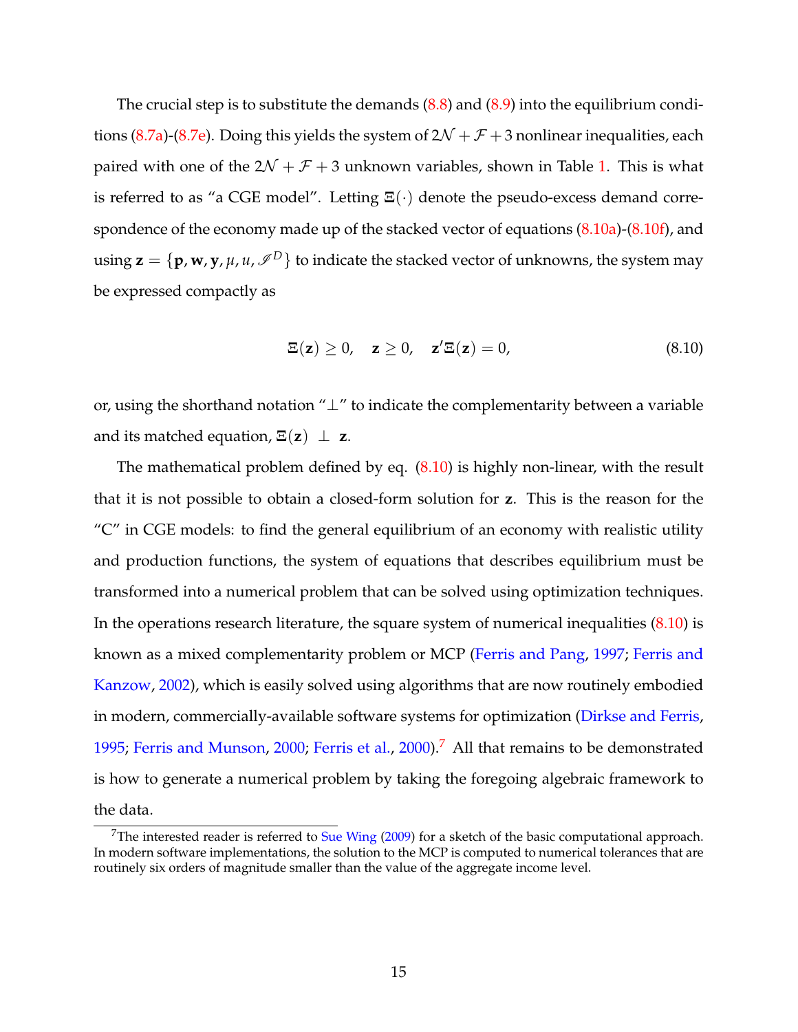The crucial step is to substitute the demands (8.8) and (8.9) into the equilibrium conditions (8.7a)-(8.7e). Doing this yields the system of $2\mathcal{N} + \mathcal{F} + 3$ nonlinear inequalities, each paired with one of the $2\mathcal{N} + \mathcal{F} + 3$ unknown variables, shown in Table 1. This is what is referred to as "a CGE model". Letting $\Xi(\cdot)$ denote the pseudo-excess demand correspondence of the economy made up of the stacked vector of equations (8.10a)-(8.10f), and using $\mathbf{z} = \{\mathbf{p}, \mathbf{w}, \mathbf{y}, \mu, u, \mathscr{I}^D\}$ to indicate the stacked vector of unknowns, the system may be expressed compactly as

$$\Xi(\mathbf{z}) \geq 0, \quad \mathbf{z} \geq 0, \quad \mathbf{z}'\Xi(\mathbf{z}) = 0, \tag{8.10}$$

or, using the shorthand notation "$\perp$" to indicate the complementarity between a variable and its matched equation, $\Xi(\mathbf{z}) \perp \mathbf{z}$.

The mathematical problem defined by eq. (8.10) is highly non-linear, with the result that it is not possible to obtain a closed-form solution for $\mathbf{z}$. This is the reason for the "C" in CGE models: to find the general equilibrium of an economy with realistic utility and production functions, the system of equations that describes equilibrium must be transformed into a numerical problem that can be solved using optimization techniques. In the operations research literature, the square system of numerical inequalities (8.10) is known as a mixed complementarity problem or MCP (Ferris and Pang, 1997; Ferris and Kanzow, 2002), which is easily solved using algorithms that are now routinely embodied in modern, commercially-available software systems for optimization (Dirkse and Ferris, 1995; Ferris and Munson, 2000; Ferris et al., 2000).[7] All that remains to be demonstrated is how to generate a numerical problem by taking the foregoing algebraic framework to the data.

[7] The interested reader is referred to Sue Wing (2009) for a sketch of the basic computational approach. In modern software implementations, the solution to the MCP is computed to numerical tolerances that are routinely six orders of magnitude smaller than the value of the aggregate income level.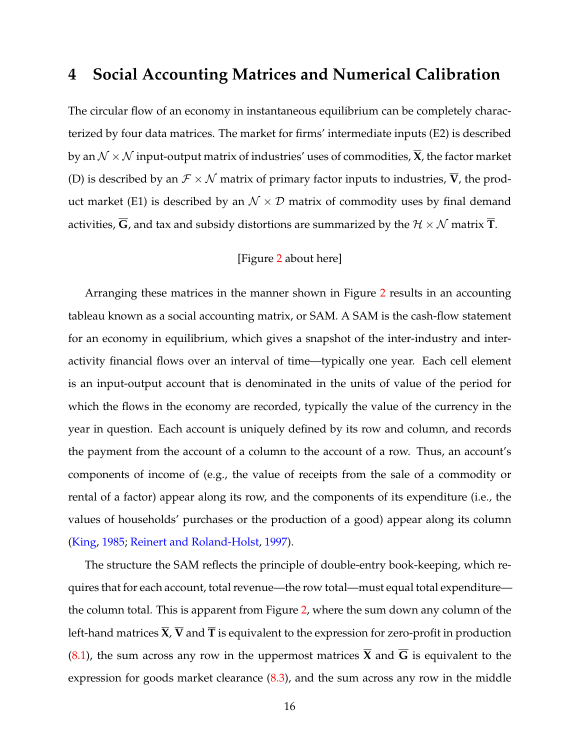# 4 Social Accounting Matrices and Numerical Calibration

The circular flow of an economy in instantaneous equilibrium can be completely characterized by four data matrices. The market for firms' intermediate inputs (E2) is described by an $\mathcal{N} \times \mathcal{N}$ input-output matrix of industries' uses of commodities, $\overline{\mathbf{X}}$, the factor market (D) is described by an $\mathcal{F} \times \mathcal{N}$ matrix of primary factor inputs to industries, $\overline{\mathbf{V}}$, the product market (E1) is described by an $\mathcal{N} \times \mathcal{D}$ matrix of commodity uses by final demand activities, $\overline{\mathbf{G}}$, and tax and subsidy distortions are summarized by the $\mathcal{H} \times \mathcal{N}$ matrix $\overline{\mathbf{T}}$.

[Figure 2 about here]

Arranging these matrices in the manner shown in Figure 2 results in an accounting tableau known as a social accounting matrix, or SAM. A SAM is the cash-flow statement for an economy in equilibrium, which gives a snapshot of the inter-industry and inter-activity financial flows over an interval of time—typically one year. Each cell element is an input-output account that is denominated in the units of value of the period for which the flows in the economy are recorded, typically the value of the currency in the year in question. Each account is uniquely defined by its row and column, and records the payment from the account of a column to the account of a row. Thus, an account's components of income of (e.g., the value of receipts from the sale of a commodity or rental of a factor) appear along its row, and the components of its expenditure (i.e., the values of households' purchases or the production of a good) appear along its column (King, 1985; Reinert and Roland-Holst, 1997).

The structure the SAM reflects the principle of double-entry book-keeping, which requires that for each account, total revenue—the row total—must equal total expenditure—the column total. This is apparent from Figure 2, where the sum down any column of the left-hand matrices $\overline{\mathbf{X}}$, $\overline{\mathbf{V}}$ and $\overline{\mathbf{T}}$ is equivalent to the expression for zero-profit in production (8.1), the sum across any row in the uppermost matrices $\overline{\mathbf{X}}$ and $\overline{\mathbf{G}}$ is equivalent to the expression for goods market clearance (8.3), and the sum across any row in the middle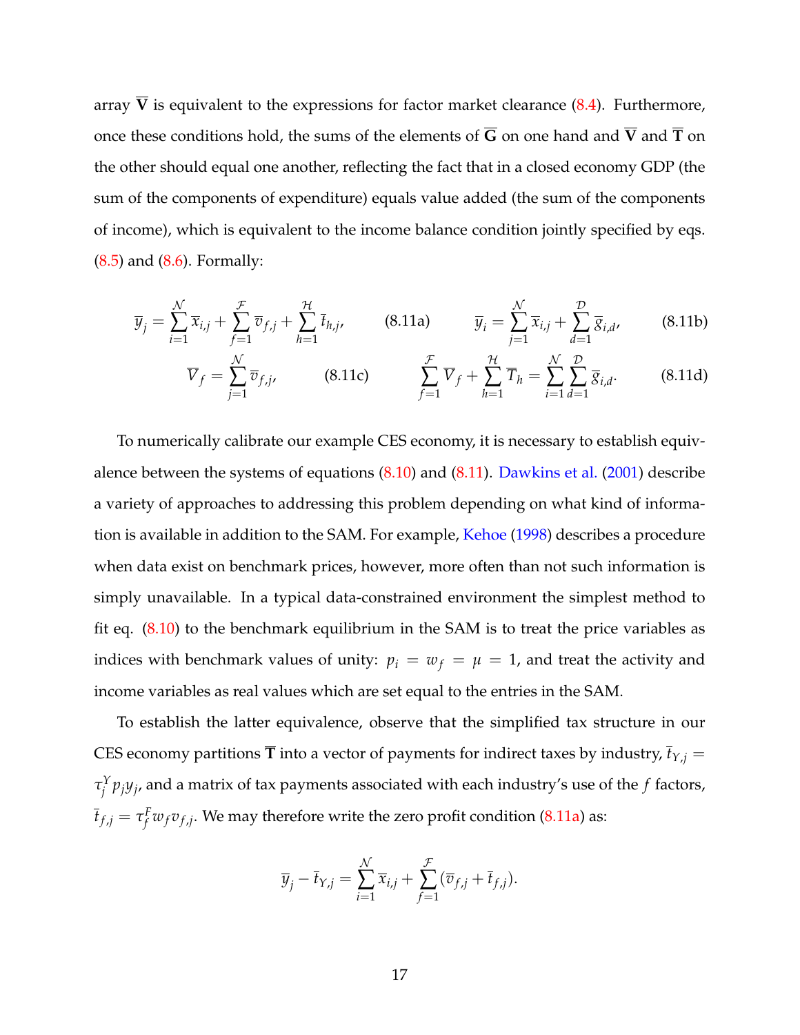array $\overline{\mathbf{V}}$ is equivalent to the expressions for factor market clearance (8.4). Furthermore, once these conditions hold, the sums of the elements of $\overline{\mathbf{G}}$ on one hand and $\overline{\mathbf{V}}$ and $\overline{\mathbf{T}}$ on the other should equal one another, reflecting the fact that in a closed economy GDP (the sum of the components of expenditure) equals value added (the sum of the components of income), which is equivalent to the income balance condition jointly specified by eqs. (8.5) and (8.6). Formally:

$$\overline{y}_j = \sum_{i=1}^{\mathcal{N}} \overline{x}_{i,j} + \sum_{f=1}^{\mathcal{F}} \overline{v}_{f,j} + \sum_{h=1}^{\mathcal{H}} \overline{t}_{h,j}, \tag{8.11a}$$

$$\overline{y}_i = \sum_{j=1}^{\mathcal{N}} \overline{x}_{i,j} + \sum_{d=1}^{\mathcal{D}} \overline{g}_{i,d}, \tag{8.11b}$$

$$\overline{V}_f = \sum_{j=1}^{\mathcal{N}} \overline{v}_{f,j}, \tag{8.11c}$$

$$\sum_{f=1}^{\mathcal{F}} \overline{V}_f + \sum_{h=1}^{\mathcal{H}} \overline{T}_h = \sum_{i=1}^{\mathcal{N}} \sum_{d=1}^{\mathcal{D}} \overline{g}_{i,d}. \tag{8.11d}$$

To numerically calibrate our example CES economy, it is necessary to establish equivalence between the systems of equations (8.10) and (8.11). Dawkins et al. (2001) describe a variety of approaches to addressing this problem depending on what kind of information is available in addition to the SAM. For example, Kehoe (1998) describes a procedure when data exist on benchmark prices, however, more often than not such information is simply unavailable. In a typical data-constrained environment the simplest method to fit eq. (8.10) to the benchmark equilibrium in the SAM is to treat the price variables as indices with benchmark values of unity: $p_i = w_f = \mu = 1$, and treat the activity and income variables as real values which are set equal to the entries in the SAM.

To establish the latter equivalence, observe that the simplified tax structure in our CES economy partitions $\overline{\mathbf{T}}$ into a vector of payments for indirect taxes by industry, $\overline{t}_{Y,j} = \tau_j^Y p_j y_j$, and a matrix of tax payments associated with each industry's use of the $f$ factors, $\overline{t}_{f,j} = \tau_f^F w_f v_{f,j}$. We may therefore write the zero profit condition (8.11a) as:

$$\overline{y}_j - \overline{t}_{Y,j} = \sum_{i=1}^{\mathcal{N}} \overline{x}_{i,j} + \sum_{f=1}^{\mathcal{F}} (\overline{v}_{f,j} + \overline{t}_{f,j}).$$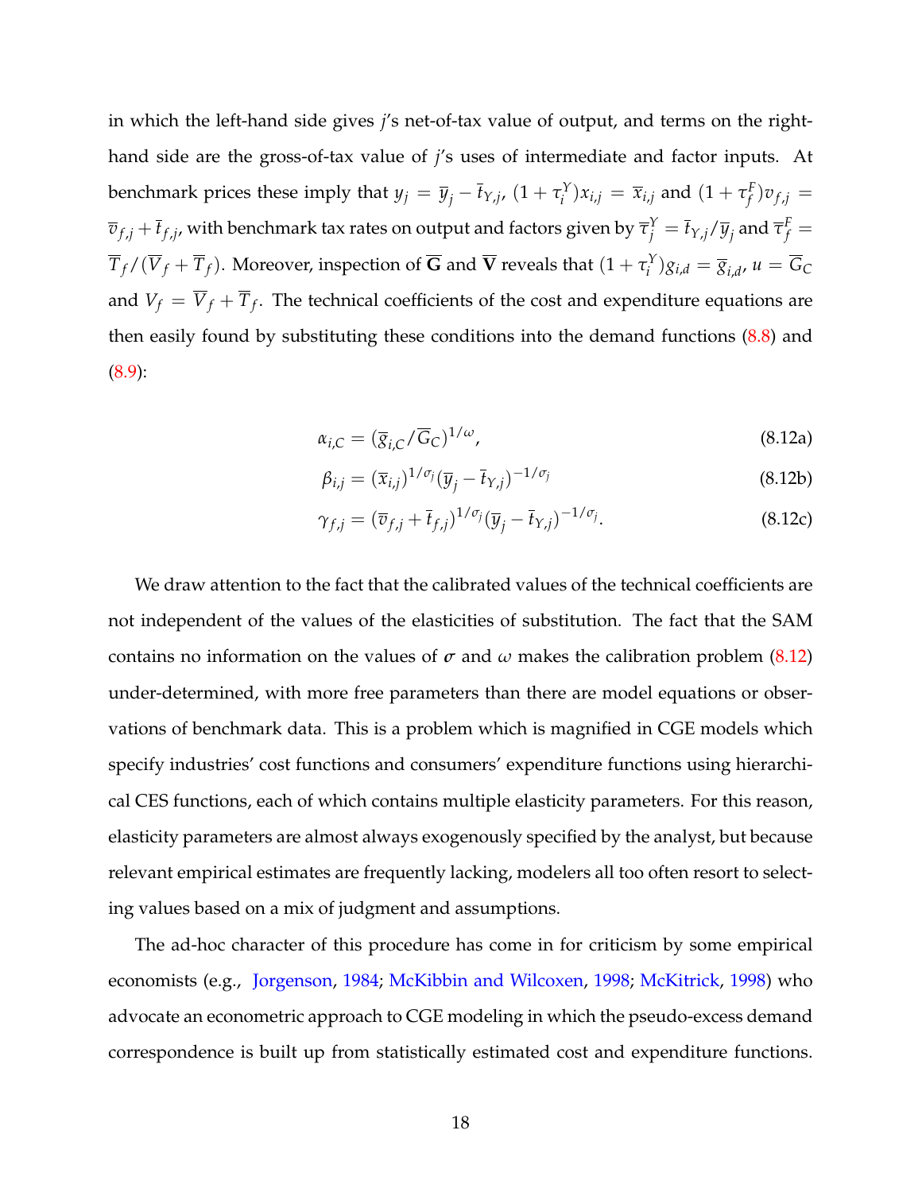in which the left-hand side gives $j$'s net-of-tax value of output, and terms on the right-hand side are the gross-of-tax value of $j$'s uses of intermediate and factor inputs. At benchmark prices these imply that $y_j = \overline{y}_j - \overline{t}_{Y,j}$, $(1 + \tau_i^Y)x_{i,j} = \overline{x}_{i,j}$ and $(1 + \tau_f^F)v_{f,j} = \overline{v}_{f,j} + \overline{t}_{f,j}$, with benchmark tax rates on output and factors given by $\overline{\tau}_j^Y = \overline{t}_{Y,j}/\overline{y}_j$ and $\overline{\tau}_f^F = \overline{T}_f/(\overline{V}_f + \overline{T}_f)$. Moreover, inspection of $\overline{\mathbf{G}}$ and $\overline{\mathbf{V}}$ reveals that $(1 + \tau_i^Y)g_{i,d} = \overline{g}_{i,d}$, $u = \overline{G}_C$ and $V_f = \overline{V}_f + \overline{T}_f$. The technical coefficients of the cost and expenditure equations are then easily found by substituting these conditions into the demand functions (8.8) and (8.9):

$$\alpha_{i,C} = (\overline{g}_{i,C}/\overline{G}_C)^{1/\omega}, \tag{8.12a}$$

$$\beta_{i,j} = (\overline{x}_{i,j})^{1/\sigma_j}(\overline{y}_j - \overline{t}_{Y,j})^{-1/\sigma_j} \tag{8.12b}$$

$$\gamma_{f,j} = (\overline{v}_{f,j} + \overline{t}_{f,j})^{1/\sigma_j}(\overline{y}_j - \overline{t}_{Y,j})^{-1/\sigma_j}. \tag{8.12c}$$

We draw attention to the fact that the calibrated values of the technical coefficients are not independent of the values of the elasticities of substitution. The fact that the SAM contains no information on the values of $\boldsymbol{\sigma}$ and $\omega$ makes the calibration problem (8.12) under-determined, with more free parameters than there are model equations or observations of benchmark data. This is a problem which is magnified in CGE models which specify industries' cost functions and consumers' expenditure functions using hierarchical CES functions, each of which contains multiple elasticity parameters. For this reason, elasticity parameters are almost always exogenously specified by the analyst, but because relevant empirical estimates are frequently lacking, modelers all too often resort to selecting values based on a mix of judgment and assumptions.

The ad-hoc character of this procedure has come in for criticism by some empirical economists (e.g., Jorgenson, 1984; McKibbin and Wilcoxen, 1998; McKitrick, 1998) who advocate an econometric approach to CGE modeling in which the pseudo-excess demand correspondence is built up from statistically estimated cost and expenditure functions.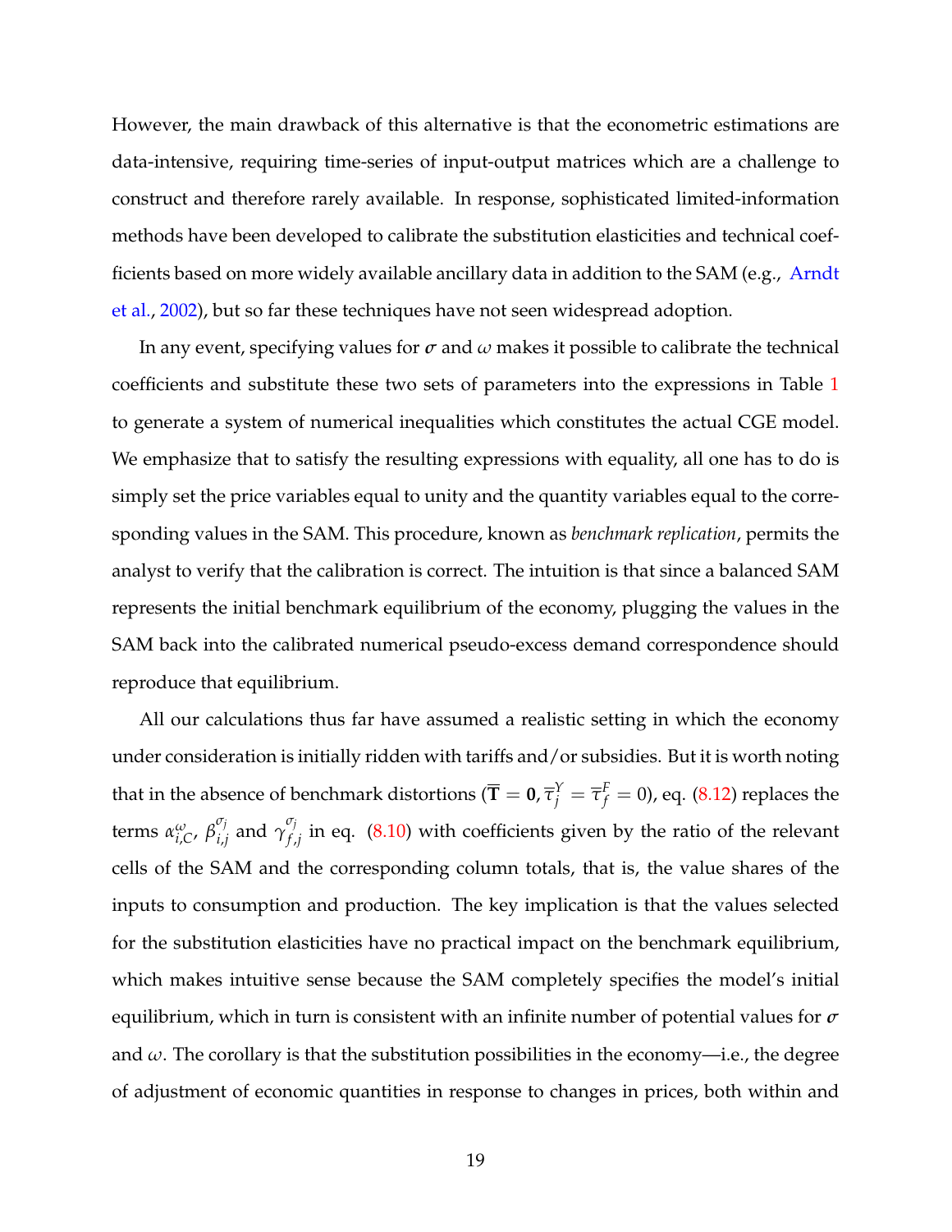However, the main drawback of this alternative is that the econometric estimations are data-intensive, requiring time-series of input-output matrices which are a challenge to construct and therefore rarely available. In response, sophisticated limited-information methods have been developed to calibrate the substitution elasticities and technical coefficients based on more widely available ancillary data in addition to the SAM (e.g., Arndt et al., 2002), but so far these techniques have not seen widespread adoption.

In any event, specifying values for $\sigma$ and $\omega$ makes it possible to calibrate the technical coefficients and substitute these two sets of parameters into the expressions in Table 1 to generate a system of numerical inequalities which constitutes the actual CGE model. We emphasize that to satisfy the resulting expressions with equality, all one has to do is simply set the price variables equal to unity and the quantity variables equal to the corresponding values in the SAM. This procedure, known as *benchmark replication*, permits the analyst to verify that the calibration is correct. The intuition is that since a balanced SAM represents the initial benchmark equilibrium of the economy, plugging the values in the SAM back into the calibrated numerical pseudo-excess demand correspondence should reproduce that equilibrium.

All our calculations thus far have assumed a realistic setting in which the economy under consideration is initially ridden with tariffs and/or subsidies. But it is worth noting that in the absence of benchmark distortions ($\overline{\mathbf{T}} = \mathbf{0}, \overline{\tau}_j^Y = \overline{\tau}_f^F = 0$), eq. (8.12) replaces the terms $\alpha_{i,C}^{\omega}$, $\beta_{i,j}^{\sigma_j}$ and $\gamma_{f,j}^{\sigma_j}$ in eq. (8.10) with coefficients given by the ratio of the relevant cells of the SAM and the corresponding column totals, that is, the value shares of the inputs to consumption and production. The key implication is that the values selected for the substitution elasticities have no practical impact on the benchmark equilibrium, which makes intuitive sense because the SAM completely specifies the model's initial equilibrium, which in turn is consistent with an infinite number of potential values for $\sigma$ and $\omega$. The corollary is that the substitution possibilities in the economy—i.e., the degree of adjustment of economic quantities in response to changes in prices, both within and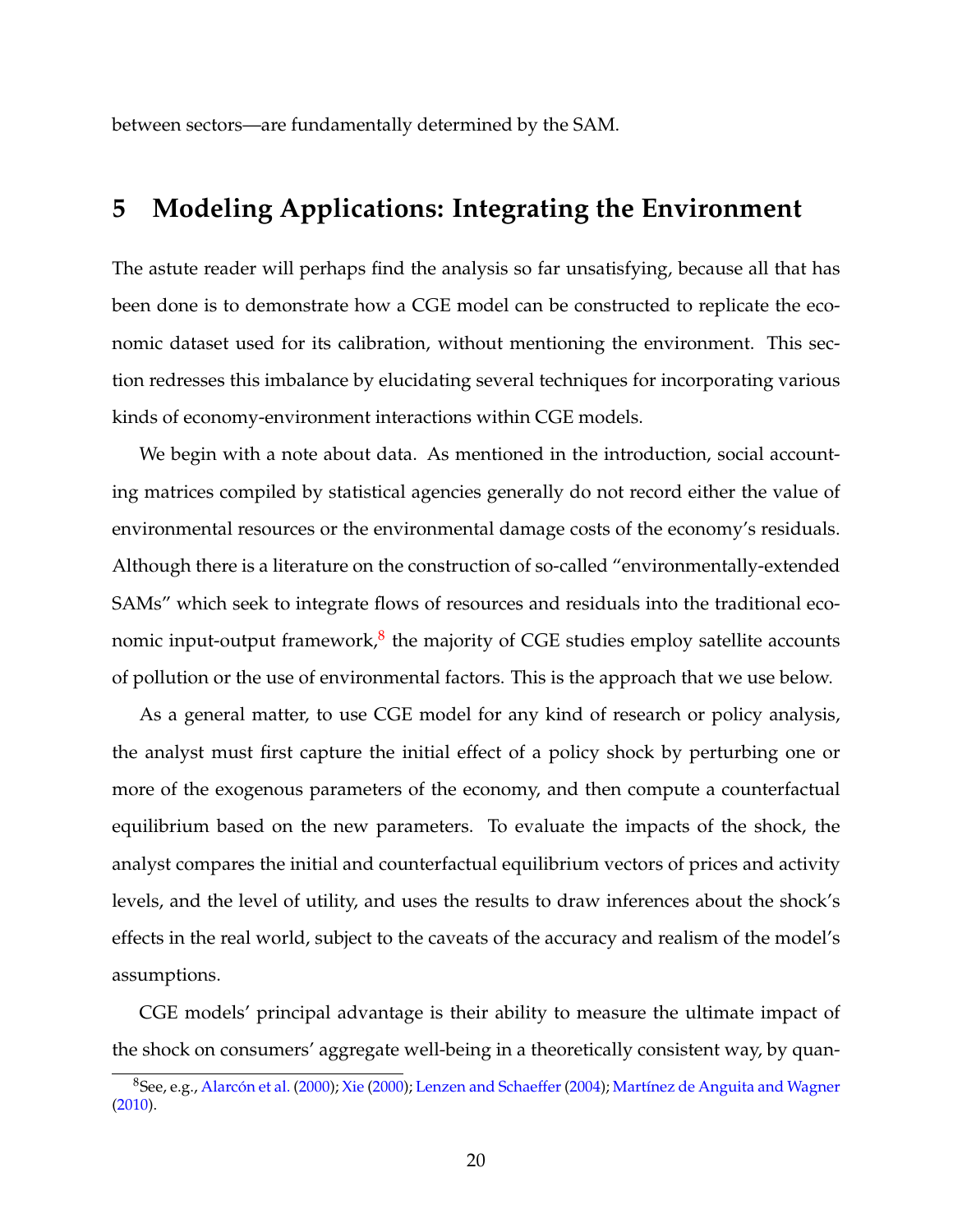between sectors—are fundamentally determined by the SAM.

## 5 Modeling Applications: Integrating the Environment

The astute reader will perhaps find the analysis so far unsatisfying, because all that has been done is to demonstrate how a CGE model can be constructed to replicate the economic dataset used for its calibration, without mentioning the environment. This section redresses this imbalance by elucidating several techniques for incorporating various kinds of economy-environment interactions within CGE models.

We begin with a note about data. As mentioned in the introduction, social accounting matrices compiled by statistical agencies generally do not record either the value of environmental resources or the environmental damage costs of the economy's residuals. Although there is a literature on the construction of so-called "environmentally-extended SAMs" which seek to integrate flows of resources and residuals into the traditional economic input-output framework,[8] the majority of CGE studies employ satellite accounts of pollution or the use of environmental factors. This is the approach that we use below.

As a general matter, to use CGE model for any kind of research or policy analysis, the analyst must first capture the initial effect of a policy shock by perturbing one or more of the exogenous parameters of the economy, and then compute a counterfactual equilibrium based on the new parameters. To evaluate the impacts of the shock, the analyst compares the initial and counterfactual equilibrium vectors of prices and activity levels, and the level of utility, and uses the results to draw inferences about the shock's effects in the real world, subject to the caveats of the accuracy and realism of the model's assumptions.

CGE models' principal advantage is their ability to measure the ultimate impact of the shock on consumers' aggregate well-being in a theoretically consistent way, by quan-

[8] See, e.g., Alarcón et al. (2000); Xie (2000); Lenzen and Schaeffer (2004); Martínez de Anguita and Wagner (2010).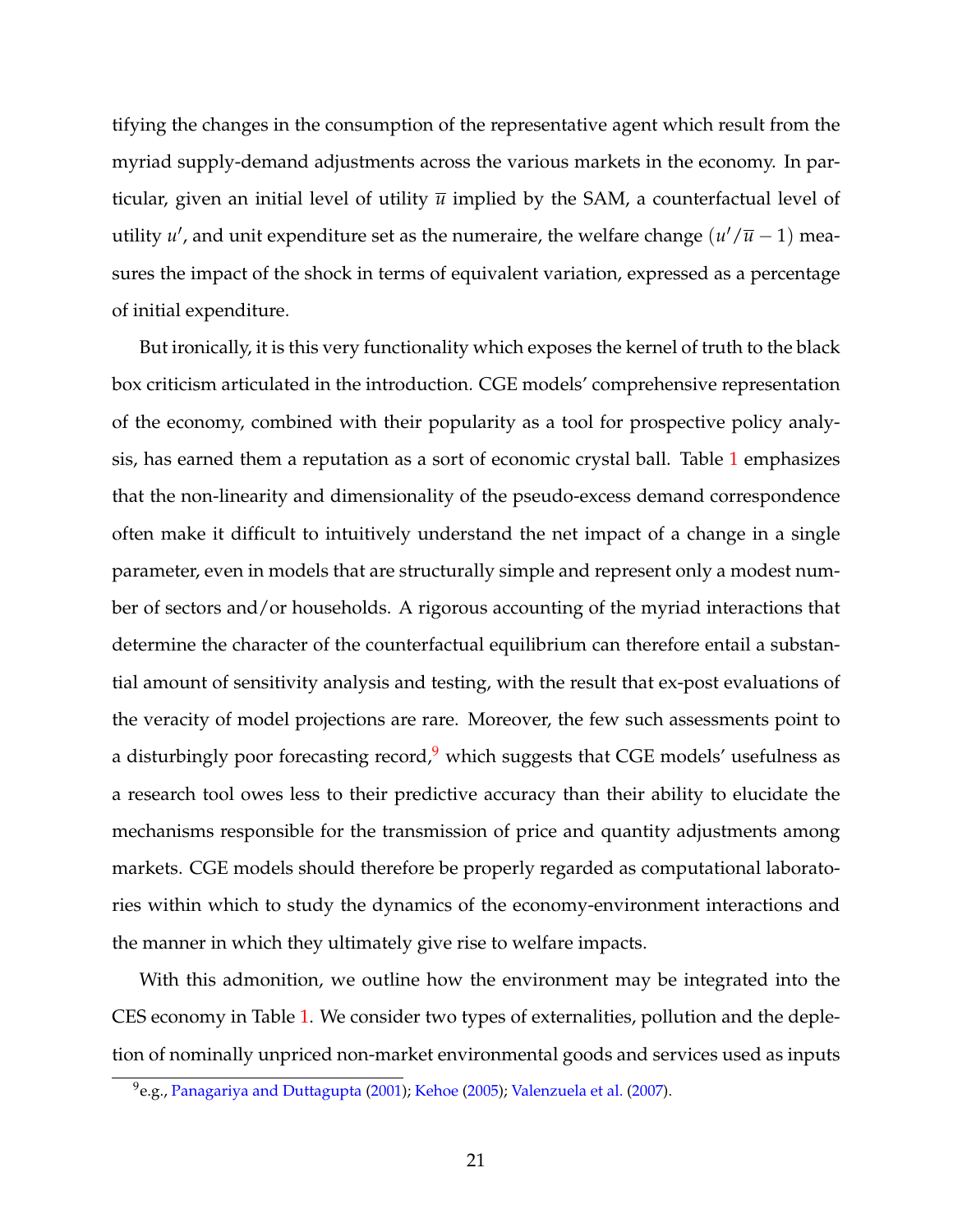tifying the changes in the consumption of the representative agent which result from the myriad supply-demand adjustments across the various markets in the economy. In particular, given an initial level of utility $\overline{u}$ implied by the SAM, a counterfactual level of utility $u'$, and unit expenditure set as the numeraire, the welfare change $(u'/\overline{u} - 1)$ measures the impact of the shock in terms of equivalent variation, expressed as a percentage of initial expenditure.

But ironically, it is this very functionality which exposes the kernel of truth to the black box criticism articulated in the introduction. CGE models' comprehensive representation of the economy, combined with their popularity as a tool for prospective policy analysis, has earned them a reputation as a sort of economic crystal ball. Table 1 emphasizes that the non-linearity and dimensionality of the pseudo-excess demand correspondence often make it difficult to intuitively understand the net impact of a change in a single parameter, even in models that are structurally simple and represent only a modest number of sectors and/or households. A rigorous accounting of the myriad interactions that determine the character of the counterfactual equilibrium can therefore entail a substantial amount of sensitivity analysis and testing, with the result that ex-post evaluations of the veracity of model projections are rare. Moreover, the few such assessments point to a disturbingly poor forecasting record,[9] which suggests that CGE models' usefulness as a research tool owes less to their predictive accuracy than their ability to elucidate the mechanisms responsible for the transmission of price and quantity adjustments among markets. CGE models should therefore be properly regarded as computational laboratories within which to study the dynamics of the economy-environment interactions and the manner in which they ultimately give rise to welfare impacts.

With this admonition, we outline how the environment may be integrated into the CES economy in Table 1. We consider two types of externalities, pollution and the depletion of nominally unpriced non-market environmental goods and services used as inputs

[9] e.g., Panagariya and Duttagupta (2001); Kehoe (2005); Valenzuela et al. (2007).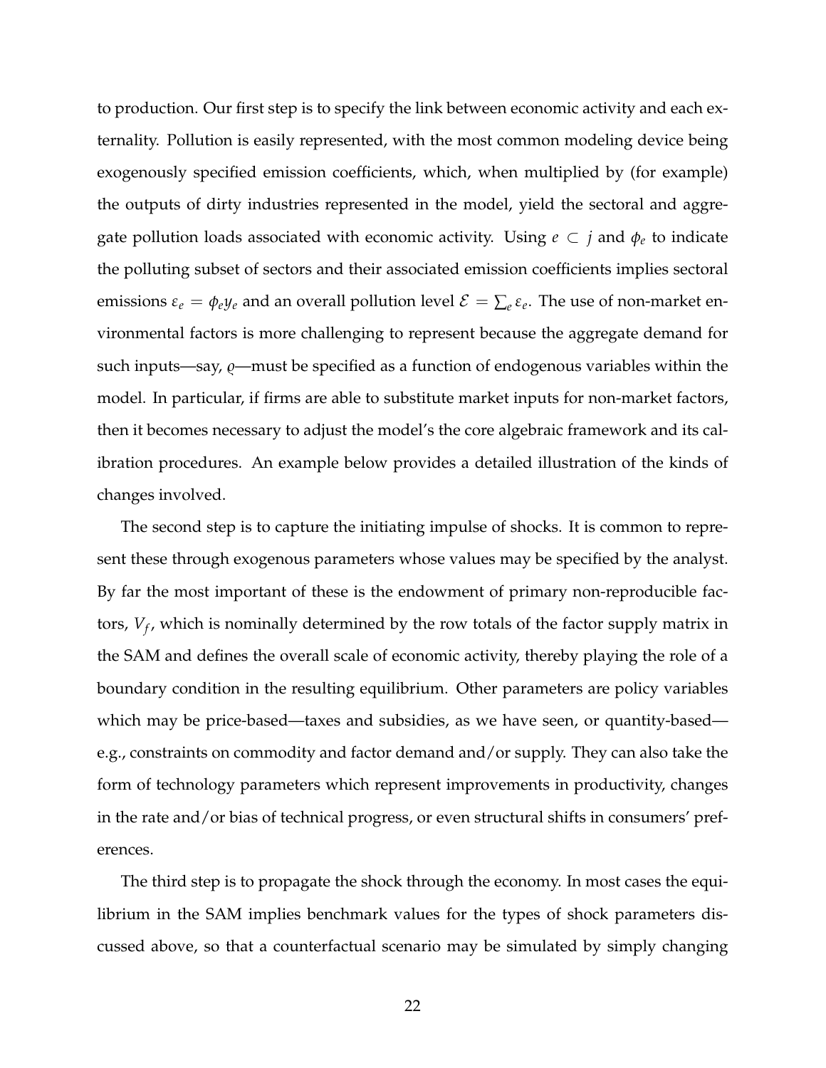to production. Our first step is to specify the link between economic activity and each externality. Pollution is easily represented, with the most common modeling device being exogenously specified emission coefficients, which, when multiplied by (for example) the outputs of dirty industries represented in the model, yield the sectoral and aggregate pollution loads associated with economic activity. Using $e \subset j$ and $\phi_e$ to indicate the polluting subset of sectors and their associated emission coefficients implies sectoral emissions $\varepsilon_e = \phi_e y_e$ and an overall pollution level $\mathcal{E} = \sum_e \varepsilon_e$. The use of non-market environmental factors is more challenging to represent because the aggregate demand for such inputs—say, $\varrho$—must be specified as a function of endogenous variables within the model. In particular, if firms are able to substitute market inputs for non-market factors, then it becomes necessary to adjust the model's the core algebraic framework and its calibration procedures. An example below provides a detailed illustration of the kinds of changes involved.

The second step is to capture the initiating impulse of shocks. It is common to represent these through exogenous parameters whose values may be specified by the analyst. By far the most important of these is the endowment of primary non-reproducible factors, $V_f$, which is nominally determined by the row totals of the factor supply matrix in the SAM and defines the overall scale of economic activity, thereby playing the role of a boundary condition in the resulting equilibrium. Other parameters are policy variables which may be price-based—taxes and subsidies, as we have seen, or quantity-based—e.g., constraints on commodity and factor demand and/or supply. They can also take the form of technology parameters which represent improvements in productivity, changes in the rate and/or bias of technical progress, or even structural shifts in consumers' preferences.

The third step is to propagate the shock through the economy. In most cases the equilibrium in the SAM implies benchmark values for the types of shock parameters discussed above, so that a counterfactual scenario may be simulated by simply changing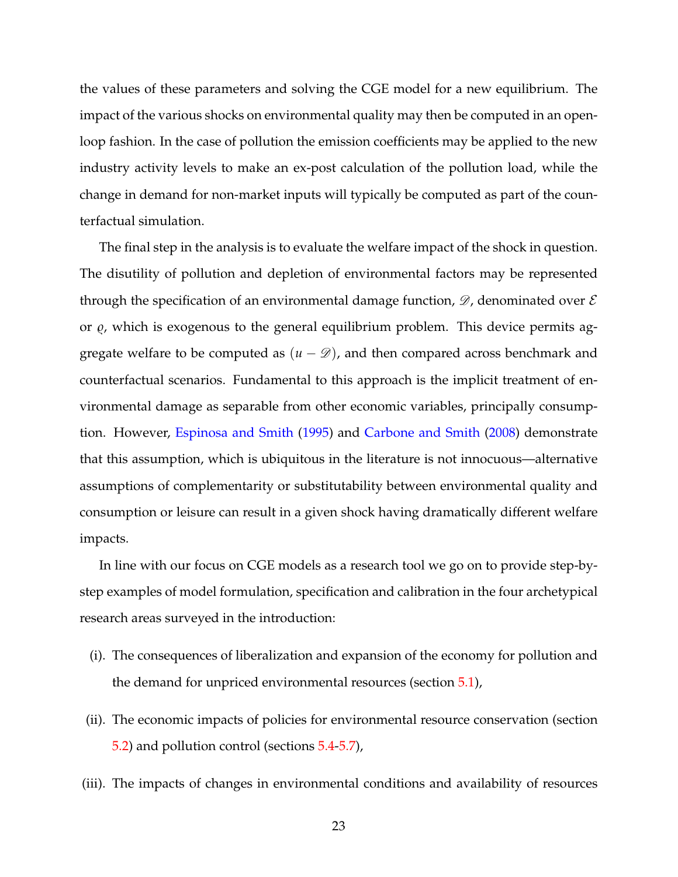the values of these parameters and solving the CGE model for a new equilibrium. The impact of the various shocks on environmental quality may then be computed in an open-loop fashion. In the case of pollution the emission coefficients may be applied to the new industry activity levels to make an ex-post calculation of the pollution load, while the change in demand for non-market inputs will typically be computed as part of the counterfactual simulation.

The final step in the analysis is to evaluate the welfare impact of the shock in question. The disutility of pollution and depletion of environmental factors may be represented through the specification of an environmental damage function, $\mathscr{D}$, denominated over $\mathcal{E}$ or $\varrho$, which is exogenous to the general equilibrium problem. This device permits aggregate welfare to be computed as $(u - \mathscr{D})$, and then compared across benchmark and counterfactual scenarios. Fundamental to this approach is the implicit treatment of environmental damage as separable from other economic variables, principally consumption. However, Espinosa and Smith (1995) and Carbone and Smith (2008) demonstrate that this assumption, which is ubiquitous in the literature is not innocuous—alternative assumptions of complementarity or substitutability between environmental quality and consumption or leisure can result in a given shock having dramatically different welfare impacts.

In line with our focus on CGE models as a research tool we go on to provide step-by-step examples of model formulation, specification and calibration in the four archetypical research areas surveyed in the introduction:

(i). The consequences of liberalization and expansion of the economy for pollution and the demand for unpriced environmental resources (section 5.1),

(ii). The economic impacts of policies for environmental resource conservation (section 5.2) and pollution control (sections 5.4-5.7),

(iii). The impacts of changes in environmental conditions and availability of resources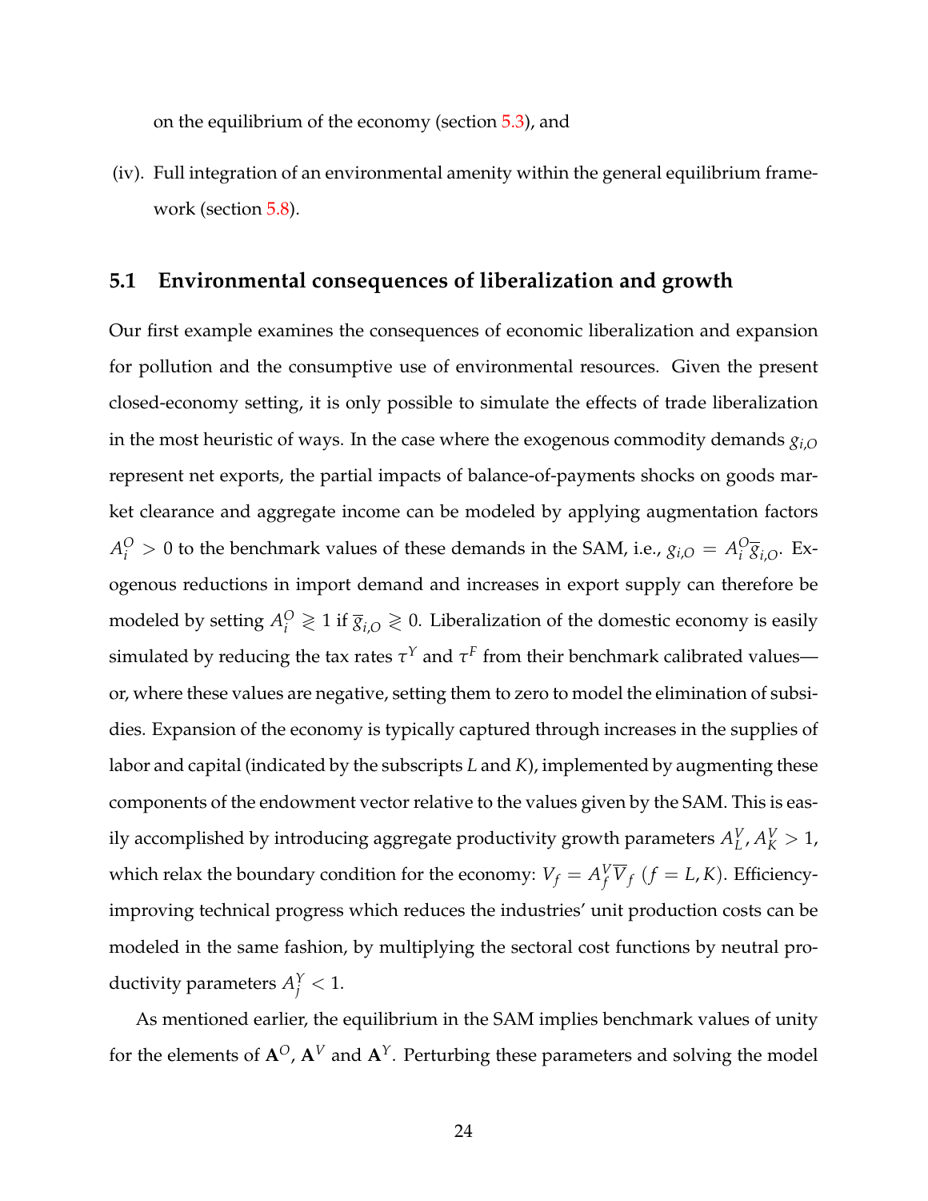on the equilibrium of the economy (section 5.3), and

(iv). Full integration of an environmental amenity within the general equilibrium framework (section 5.8).

### 5.1 Environmental consequences of liberalization and growth

Our first example examines the consequences of economic liberalization and expansion for pollution and the consumptive use of environmental resources. Given the present closed-economy setting, it is only possible to simulate the effects of trade liberalization in the most heuristic of ways. In the case where the exogenous commodity demands $g_{i,O}$ represent net exports, the partial impacts of balance-of-payments shocks on goods market clearance and aggregate income can be modeled by applying augmentation factors $A_i^O > 0$ to the benchmark values of these demands in the SAM, i.e., $g_{i,O} = A_i^O \overline{g}_{i,O}$. Exogenous reductions in import demand and increases in export supply can therefore be modeled by setting $A_i^O \gtrless 1$ if $\overline{g}_{i,O} \gtrless 0$. Liberalization of the domestic economy is easily simulated by reducing the tax rates $\tau^Y$ and $\tau^F$ from their benchmark calibrated values—or, where these values are negative, setting them to zero to model the elimination of subsidies. Expansion of the economy is typically captured through increases in the supplies of labor and capital (indicated by the subscripts $L$ and $K$), implemented by augmenting these components of the endowment vector relative to the values given by the SAM. This is easily accomplished by introducing aggregate productivity growth parameters $A_L^V, A_K^V > 1$, which relax the boundary condition for the economy: $V_f = A_f^V \overline{V}_f$ $(f = L, K)$. Efficiency-improving technical progress which reduces the industries' unit production costs can be modeled in the same fashion, by multiplying the sectoral cost functions by neutral productivity parameters $A_j^Y < 1$.

As mentioned earlier, the equilibrium in the SAM implies benchmark values of unity for the elements of $\mathbf{A}^O$, $\mathbf{A}^V$ and $\mathbf{A}^Y$. Perturbing these parameters and solving the model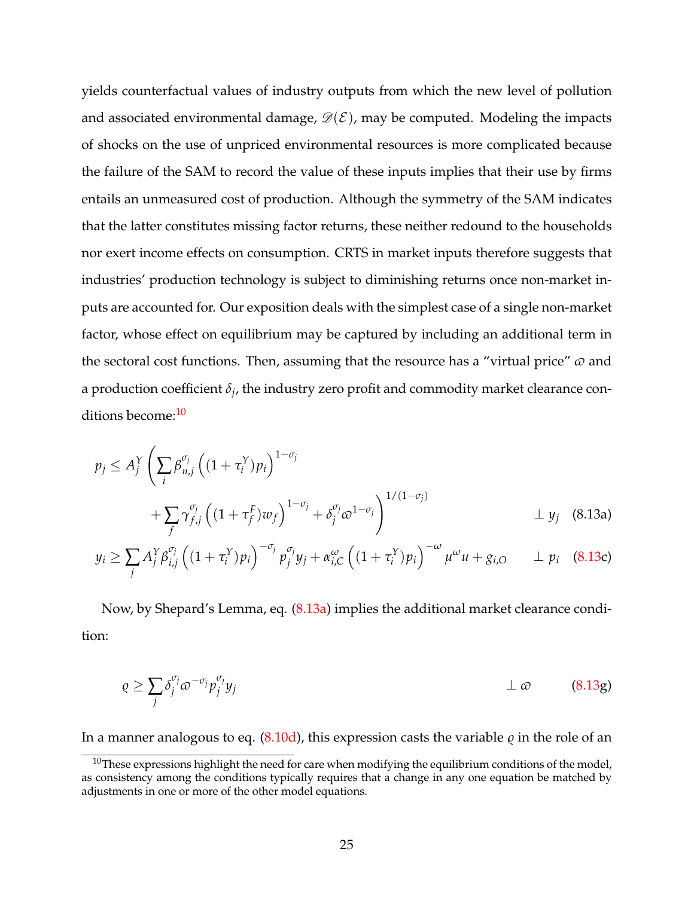yields counterfactual values of industry outputs from which the new level of pollution and associated environmental damage, $\mathscr{D}(\mathcal{E})$, may be computed. Modeling the impacts of shocks on the use of unpriced environmental resources is more complicated because the failure of the SAM to record the value of these inputs implies that their use by firms entails an unmeasured cost of production. Although the symmetry of the SAM indicates that the latter constitutes missing factor returns, these neither redound to the households nor exert income effects on consumption. CRTS in market inputs therefore suggests that industries' production technology is subject to diminishing returns once non-market inputs are accounted for. Our exposition deals with the simplest case of a single non-market factor, whose effect on equilibrium may be captured by including an additional term in the sectoral cost functions. Then, assuming that the resource has a "virtual price" $\varpi$ and a production coefficient $\delta_j$, the industry zero profit and commodity market clearance conditions become:[10]

$$p_j \leq A_j^Y \left( \sum_i \beta_{n,j}^{\sigma_j} \left( (1+\tau_i^Y) p_i \right)^{1-\sigma_j} + \sum_f \gamma_{f,j}^{\sigma_j} \left( (1+\tau_f^F) w_f \right)^{1-\sigma_j} + \delta_j^{\sigma_j} \varpi^{1-\sigma_j} \right)^{1/(1-\sigma_j)} \quad \perp y_j \qquad (8.13a)$$

$$y_i \geq \sum_j A_j^Y \beta_{i,j}^{\sigma_j} \left( (1+\tau_i^Y) p_i \right)^{-\sigma_j} p_j^{\sigma_j} y_j + \alpha_{i,C}^{\omega} \left( (1+\tau_i^Y) p_i \right)^{-\omega} \mu^{\omega} u + g_{i,O} \quad \perp p_i \qquad (8.13c)$$

Now, by Shepard's Lemma, eq. (8.13a) implies the additional market clearance condition:

$$\varrho \geq \sum_j \delta_j^{\sigma_j} \varpi^{-\sigma_j} p_j^{\sigma_j} y_j \quad \perp \varpi \qquad (8.13g)$$

In a manner analogous to eq. (8.10d), this expression casts the variable $\varrho$ in the role of an

[10] These expressions highlight the need for care when modifying the equilibrium conditions of the model, as consistency among the conditions typically requires that a change in any one equation be matched by adjustments in one or more of the other model equations.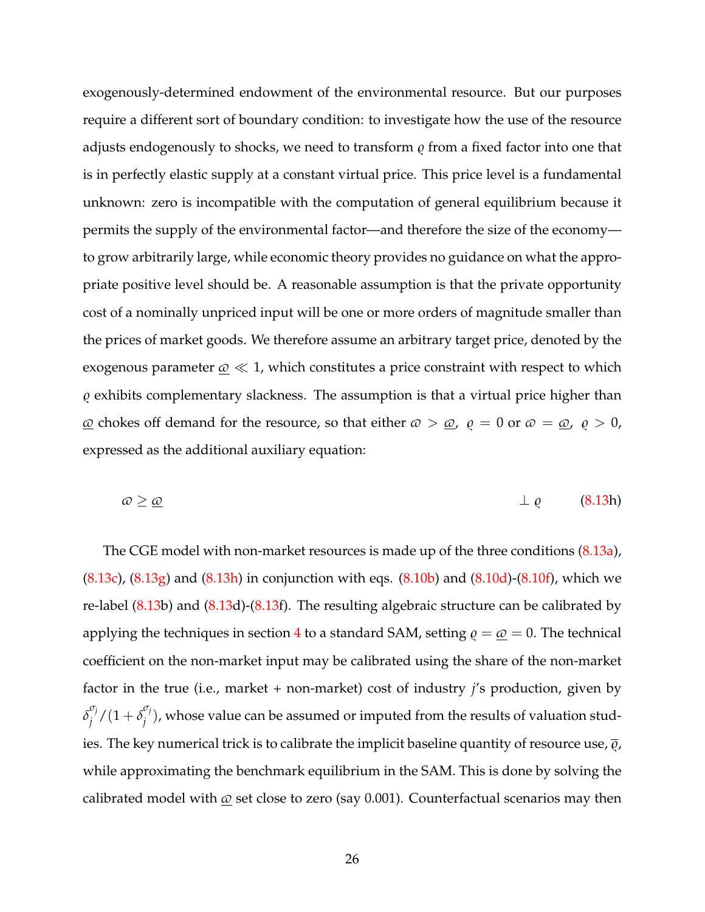exogenously-determined endowment of the environmental resource. But our purposes require a different sort of boundary condition: to investigate how the use of the resource adjusts endogenously to shocks, we need to transform $\varrho$ from a fixed factor into one that is in perfectly elastic supply at a constant virtual price. This price level is a fundamental unknown: zero is incompatible with the computation of general equilibrium because it permits the supply of the environmental factor—and therefore the size of the economy—to grow arbitrarily large, while economic theory provides no guidance on what the appropriate positive level should be. A reasonable assumption is that the private opportunity cost of a nominally unpriced input will be one or more orders of magnitude smaller than the prices of market goods. We therefore assume an arbitrary target price, denoted by the exogenous parameter $\underline{\varpi} \ll 1$, which constitutes a price constraint with respect to which $\varrho$ exhibits complementary slackness. The assumption is that a virtual price higher than $\underline{\varpi}$ chokes off demand for the resource, so that either $\varpi > \underline{\varpi}$, $\varrho = 0$ or $\varpi = \underline{\varpi}$, $\varrho > 0$, expressed as the additional auxiliary equation:

$$\varpi \geq \underline{\varpi} \qquad \perp \varrho \tag{8.13h}$$

The CGE model with non-market resources is made up of the three conditions (8.13a), (8.13c), (8.13g) and (8.13h) in conjunction with eqs. (8.10b) and (8.10d)-(8.10f), which we re-label (8.13b) and (8.13d)-(8.13f). The resulting algebraic structure can be calibrated by applying the techniques in section 4 to a standard SAM, setting $\varrho = \underline{\varpi} = 0$. The technical coefficient on the non-market input may be calibrated using the share of the non-market factor in the true (i.e., market + non-market) cost of industry $j$'s production, given by $\delta_j^{\sigma_j}/(1+\delta_j^{\sigma_j})$, whose value can be assumed or imputed from the results of valuation studies. The key numerical trick is to calibrate the implicit baseline quantity of resource use, $\overline{\varrho}$, while approximating the benchmark equilibrium in the SAM. This is done by solving the calibrated model with $\underline{\varpi}$ set close to zero (say 0.001). Counterfactual scenarios may then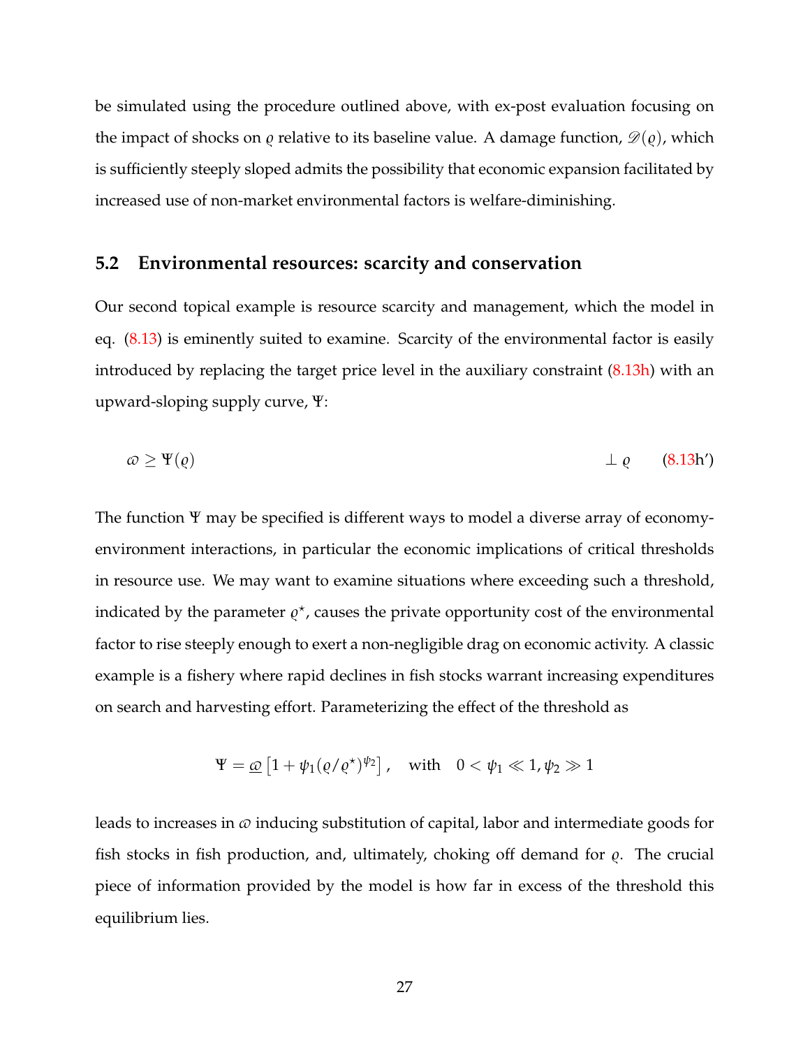be simulated using the procedure outlined above, with ex-post evaluation focusing on the impact of shocks on $\varrho$ relative to its baseline value. A damage function, $\mathscr{D}(\varrho)$, which is sufficiently steeply sloped admits the possibility that economic expansion facilitated by increased use of non-market environmental factors is welfare-diminishing.

### 5.2 Environmental resources: scarcity and conservation

Our second topical example is resource scarcity and management, which the model in eq. (8.13) is eminently suited to examine. Scarcity of the environmental factor is easily introduced by replacing the target price level in the auxiliary constraint (8.13h) with an upward-sloping supply curve, $\Psi$:

$$\varpi \geq \Psi(\varrho) \qquad \perp \varrho \qquad \text{(8.13h')}$$

The function $\Psi$ may be specified is different ways to model a diverse array of economy-environment interactions, in particular the economic implications of critical thresholds in resource use. We may want to examine situations where exceeding such a threshold, indicated by the parameter $\varrho^{\star}$, causes the private opportunity cost of the environmental factor to rise steeply enough to exert a non-negligible drag on economic activity. A classic example is a fishery where rapid declines in fish stocks warrant increasing expenditures on search and harvesting effort. Parameterizing the effect of the threshold as

$$\Psi = \underline{\varpi}\left[1 + \psi_1(\varrho/\varrho^{\star})^{\psi_2}\right], \quad \text{with} \quad 0 < \psi_1 \ll 1, \psi_2 \gg 1$$

leads to increases in $\varpi$ inducing substitution of capital, labor and intermediate goods for fish stocks in fish production, and, ultimately, choking off demand for $\varrho$. The crucial piece of information provided by the model is how far in excess of the threshold this equilibrium lies.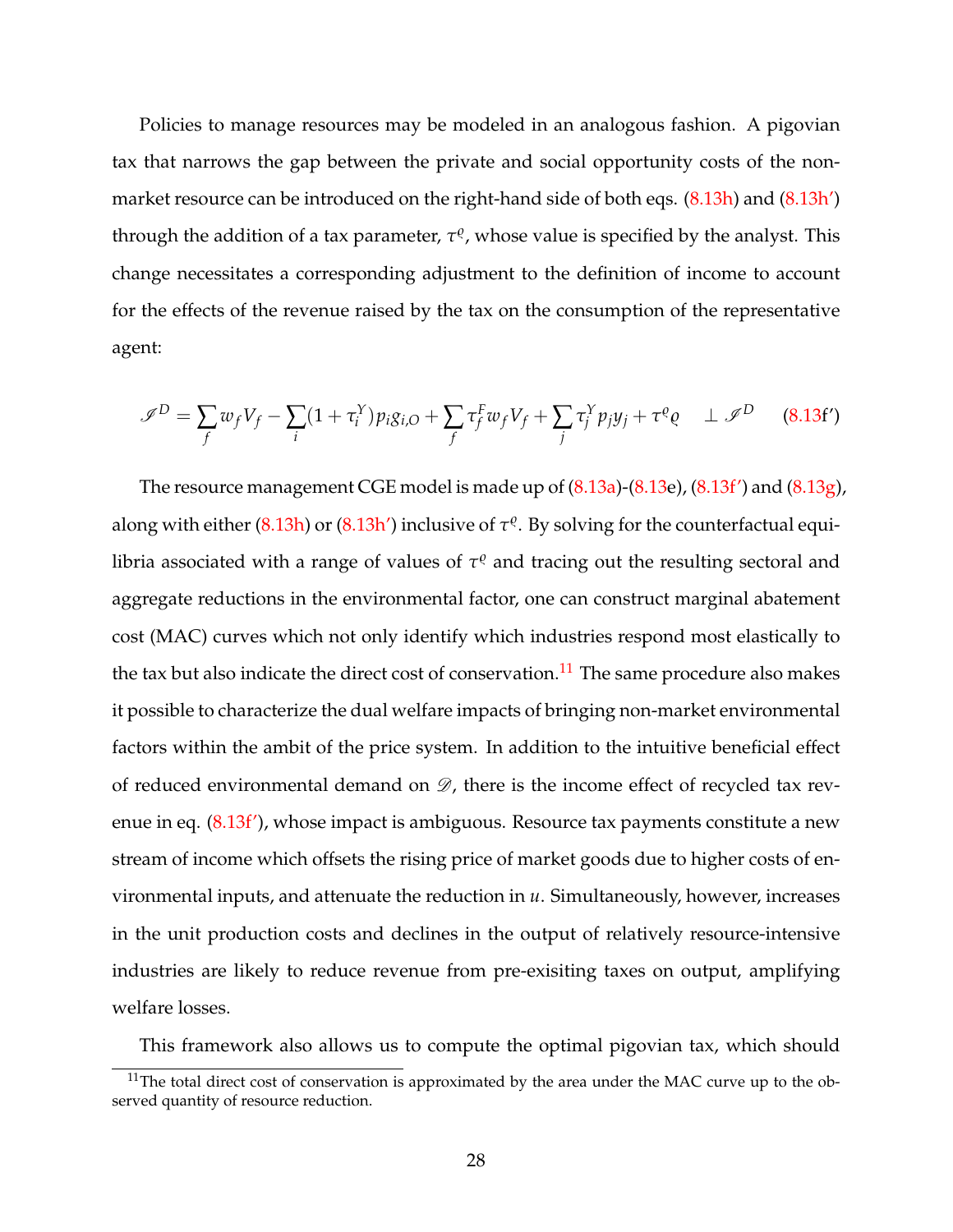Policies to manage resources may be modeled in an analogous fashion. A pigovian tax that narrows the gap between the private and social opportunity costs of the non-market resource can be introduced on the right-hand side of both eqs. (8.13h) and (8.13h′) through the addition of a tax parameter, $\tau^{\varrho}$, whose value is specified by the analyst. This change necessitates a corresponding adjustment to the definition of income to account for the effects of the revenue raised by the tax on the consumption of the representative agent:

$$\mathscr{I}^D = \sum_f w_f V_f - \sum_i (1+\tau_i^Y) p_i g_{i,O} + \sum_f \tau_f^F w_f V_f + \sum_j \tau_j^Y p_j y_j + \tau^{\varrho} \varrho \quad \perp \mathscr{I}^D \qquad \text{(8.13f′)}$$

The resource management CGE model is made up of (8.13a)-(8.13e), (8.13f′) and (8.13g), along with either (8.13h) or (8.13h′) inclusive of $\tau^{\varrho}$. By solving for the counterfactual equilibria associated with a range of values of $\tau^{\varrho}$ and tracing out the resulting sectoral and aggregate reductions in the environmental factor, one can construct marginal abatement cost (MAC) curves which not only identify which industries respond most elastically to the tax but also indicate the direct cost of conservation.[11] The same procedure also makes it possible to characterize the dual welfare impacts of bringing non-market environmental factors within the ambit of the price system. In addition to the intuitive beneficial effect of reduced environmental demand on $\mathscr{D}$, there is the income effect of recycled tax revenue in eq. (8.13f′), whose impact is ambiguous. Resource tax payments constitute a new stream of income which offsets the rising price of market goods due to higher costs of environmental inputs, and attenuate the reduction in $u$. Simultaneously, however, increases in the unit production costs and declines in the output of relatively resource-intensive industries are likely to reduce revenue from pre-exisiting taxes on output, amplifying welfare losses.

This framework also allows us to compute the optimal pigovian tax, which should

[11] The total direct cost of conservation is approximated by the area under the MAC curve up to the observed quantity of resource reduction.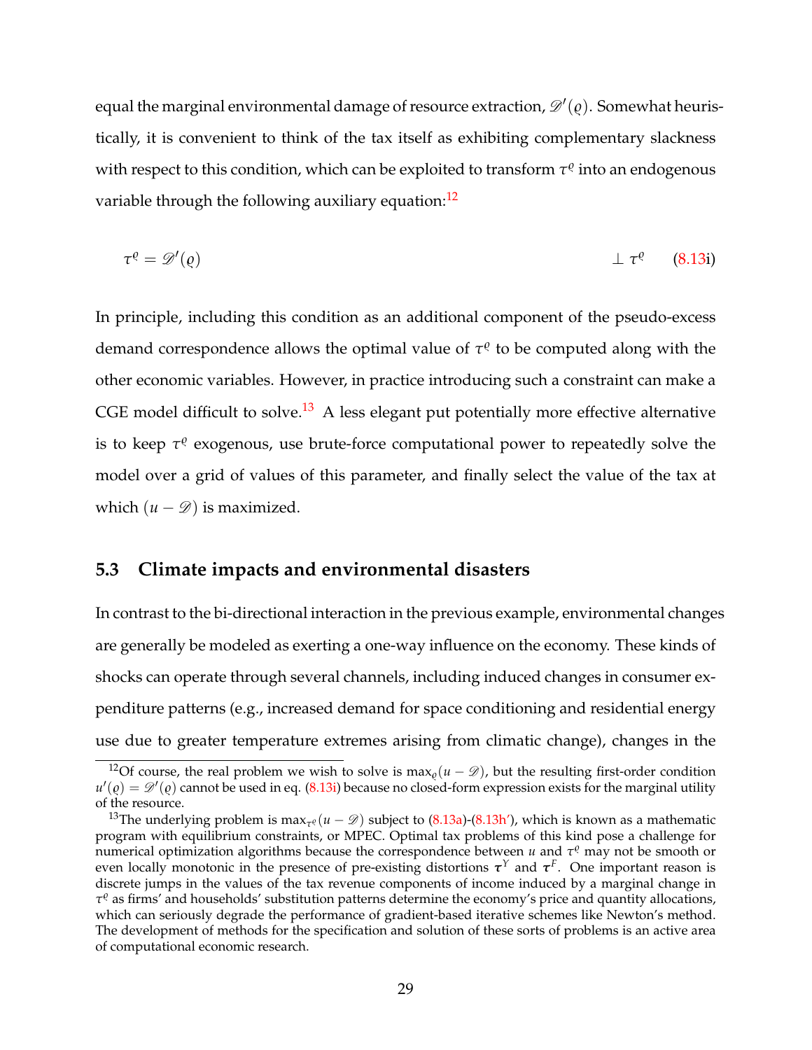equal the marginal environmental damage of resource extraction, $\mathscr{D}'(\varrho)$. Somewhat heuristically, it is convenient to think of the tax itself as exhibiting complementary slackness with respect to this condition, which can be exploited to transform $\tau^{\varrho}$ into an endogenous variable through the following auxiliary equation:[12]

$$\tau^{\varrho} = \mathscr{D}'(\varrho) \qquad \perp \tau^{\varrho} \qquad \text{(8.13i)}$$

In principle, including this condition as an additional component of the pseudo-excess demand correspondence allows the optimal value of $\tau^{\varrho}$ to be computed along with the other economic variables. However, in practice introducing such a constraint can make a CGE model difficult to solve.[13] A less elegant put potentially more effective alternative is to keep $\tau^{\varrho}$ exogenous, use brute-force computational power to repeatedly solve the model over a grid of values of this parameter, and finally select the value of the tax at which $(u - \mathscr{D})$ is maximized.

## 5.3 Climate impacts and environmental disasters

In contrast to the bi-directional interaction in the previous example, environmental changes are generally be modeled as exerting a one-way influence on the economy. These kinds of shocks can operate through several channels, including induced changes in consumer expenditure patterns (e.g., increased demand for space conditioning and residential energy use due to greater temperature extremes arising from climatic change), changes in the

---

[12] Of course, the real problem we wish to solve is $\max_{\varrho}(u - \mathscr{D})$, but the resulting first-order condition $u'(\varrho) = \mathscr{D}'(\varrho)$ cannot be used in eq. (8.13i) because no closed-form expression exists for the marginal utility of the resource.

[13] The underlying problem is $\max_{\tau^{\varrho}}(u - \mathscr{D})$ subject to (8.13a)-(8.13h′), which is known as a mathematic program with equilibrium constraints, or MPEC. Optimal tax problems of this kind pose a challenge for numerical optimization algorithms because the correspondence between $u$ and $\tau^{\varrho}$ may not be smooth or even locally monotonic in the presence of pre-existing distortions $\boldsymbol{\tau}^{Y}$ and $\boldsymbol{\tau}^{F}$. One important reason is discrete jumps in the values of the tax revenue components of income induced by a marginal change in $\tau^{\varrho}$ as firms' and households' substitution patterns determine the economy's price and quantity allocations, which can seriously degrade the performance of gradient-based iterative schemes like Newton's method. The development of methods for the specification and solution of these sorts of problems is an active area of computational economic research.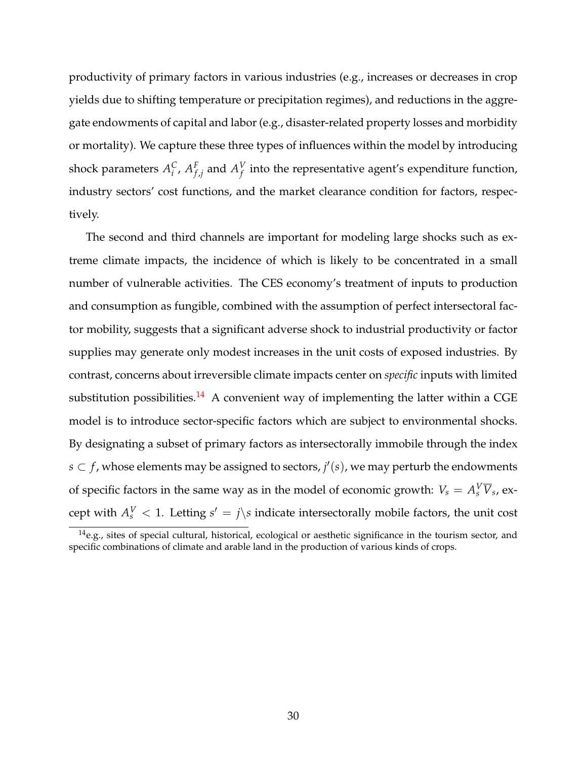productivity of primary factors in various industries (e.g., increases or decreases in crop yields due to shifting temperature or precipitation regimes), and reductions in the aggregate endowments of capital and labor (e.g., disaster-related property losses and morbidity or mortality). We capture these three types of influences within the model by introducing shock parameters $A_i^C$, $A_{f,j}^F$ and $A_f^V$ into the representative agent's expenditure function, industry sectors' cost functions, and the market clearance condition for factors, respectively.

The second and third channels are important for modeling large shocks such as extreme climate impacts, the incidence of which is likely to be concentrated in a small number of vulnerable activities. The CES economy's treatment of inputs to production and consumption as fungible, combined with the assumption of perfect intersectoral factor mobility, suggests that a significant adverse shock to industrial productivity or factor supplies may generate only modest increases in the unit costs of exposed industries. By contrast, concerns about irreversible climate impacts center on *specific* inputs with limited substitution possibilities.[14] A convenient way of implementing the latter within a CGE model is to introduce sector-specific factors which are subject to environmental shocks. By designating a subset of primary factors as intersectorally immobile through the index $s \subset f$, whose elements may be assigned to sectors, $j'(s)$, we may perturb the endowments of specific factors in the same way as in the model of economic growth: $V_s = A_s^V \overline{V}_s$, except with $A_s^V < 1$. Letting $s' = j \backslash s$ indicate intersectorally mobile factors, the unit cost

[14] e.g., sites of special cultural, historical, ecological or aesthetic significance in the tourism sector, and specific combinations of climate and arable land in the production of various kinds of crops.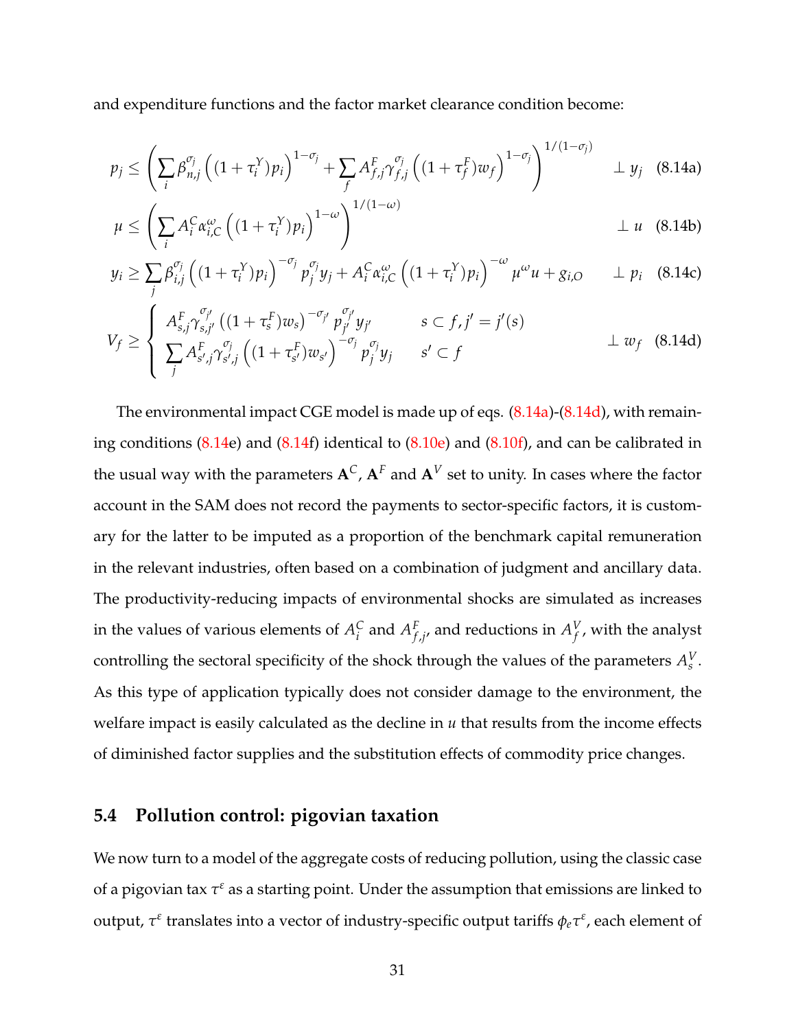and expenditure functions and the factor market clearance condition become:

$$p_j \leq \left( \sum_i \beta_{n,j}^{\sigma_j} \left( (1+\tau_i^Y) p_i \right)^{1-\sigma_j} + \sum_f A_{f,j}^F \gamma_{f,j}^{\sigma_j} \left( (1+\tau_f^F) w_f \right)^{1-\sigma_j} \right)^{1/(1-\sigma_j)} \quad \perp \; y_j \quad (8.14a)$$

$$\mu \leq \left( \sum_i A_i^C \alpha_{i,C}^{\omega} \left( (1+\tau_i^Y) p_i \right)^{1-\omega} \right)^{1/(1-\omega)} \quad \perp \; u \quad (8.14b)$$

$$y_i \geq \sum_j \beta_{i,j}^{\sigma_j} \left( (1+\tau_i^Y) p_i \right)^{-\sigma_j} p_j^{\sigma_j} y_j + A_i^C \alpha_{i,C}^{\omega} \left( (1+\tau_i^Y) p_i \right)^{-\omega} \mu^{\omega} u + g_{i,O} \quad \perp \; p_i \quad (8.14c)$$

$$V_f \geq \begin{cases} A_{s,j}^F \gamma_{s,j'}^{\sigma_{j'}} \left( (1+\tau_s^F) w_s \right)^{-\sigma_{j'}} p_{j'}^{\sigma_{j'}} y_{j'} & s \subset f, j' = j'(s) \\ \sum_j A_{s',j}^F \gamma_{s',j}^{\sigma_j} \left( (1+\tau_{s'}^F) w_{s'} \right)^{-\sigma_j} p_j^{\sigma_j} y_j & s' \subset f \end{cases} \quad \perp \; w_f \quad (8.14d)$$

The environmental impact CGE model is made up of eqs. (8.14a)-(8.14d), with remaining conditions (8.14e) and (8.14f) identical to (8.10e) and (8.10f), and can be calibrated in the usual way with the parameters $\mathbf{A}^C$, $\mathbf{A}^F$ and $\mathbf{A}^V$ set to unity. In cases where the factor account in the SAM does not record the payments to sector-specific factors, it is customary for the latter to be imputed as a proportion of the benchmark capital remuneration in the relevant industries, often based on a combination of judgment and ancillary data. The productivity-reducing impacts of environmental shocks are simulated as increases in the values of various elements of $A_i^C$ and $A_{f,j}^F$, and reductions in $A_f^V$, with the analyst controlling the sectoral specificity of the shock through the values of the parameters $A_s^V$. As this type of application typically does not consider damage to the environment, the welfare impact is easily calculated as the decline in $u$ that results from the income effects of diminished factor supplies and the substitution effects of commodity price changes.

## 5.4 Pollution control: pigovian taxation

We now turn to a model of the aggregate costs of reducing pollution, using the classic case of a pigovian tax $\tau^\varepsilon$ as a starting point. Under the assumption that emissions are linked to output, $\tau^\varepsilon$ translates into a vector of industry-specific output tariffs $\phi_e \tau^\varepsilon$, each element of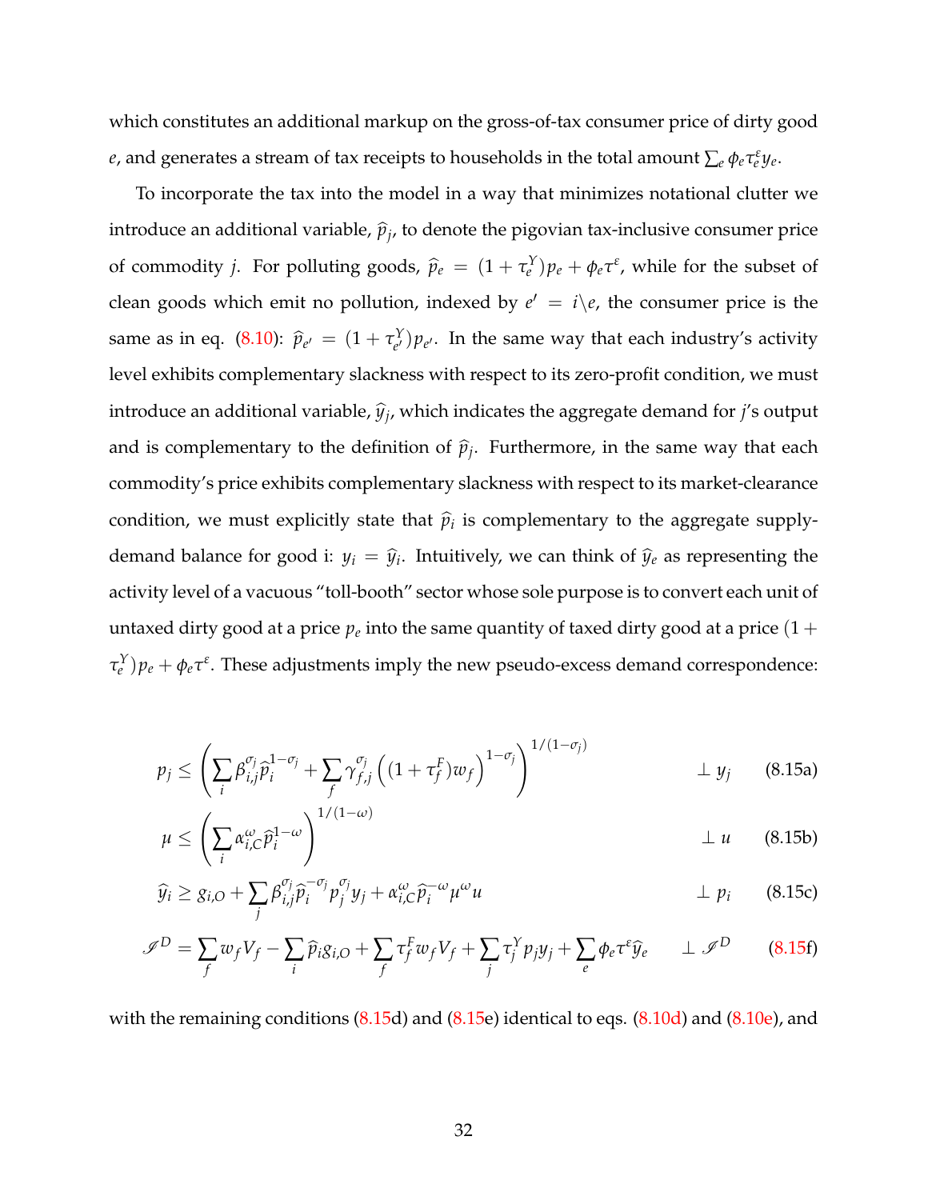which constitutes an additional markup on the gross-of-tax consumer price of dirty good $e$, and generates a stream of tax receipts to households in the total amount $\sum_e \phi_e \tau_e^\varepsilon y_e$.

To incorporate the tax into the model in a way that minimizes notational clutter we introduce an additional variable, $\widehat{p}_j$, to denote the pigovian tax-inclusive consumer price of commodity $j$. For polluting goods, $\widehat{p}_e = (1+\tau_e^Y)p_e + \phi_e \tau^\varepsilon$, while for the subset of clean goods which emit no pollution, indexed by $e' = i \backslash e$, the consumer price is the same as in eq. (8.10): $\widehat{p}_{e'} = (1+\tau_{e'}^Y)p_{e'}$. In the same way that each industry's activity level exhibits complementary slackness with respect to its zero-profit condition, we must introduce an additional variable, $\widehat{y}_j$, which indicates the aggregate demand for $j$'s output and is complementary to the definition of $\widehat{p}_j$. Furthermore, in the same way that each commodity's price exhibits complementary slackness with respect to its market-clearance condition, we must explicitly state that $\widehat{p}_i$ is complementary to the aggregate supply-demand balance for good i: $y_i = \widehat{y}_i$. Intuitively, we can think of $\widehat{y}_e$ as representing the activity level of a vacuous "toll-booth" sector whose sole purpose is to convert each unit of untaxed dirty good at a price $p_e$ into the same quantity of taxed dirty good at a price $(1+\tau_e^Y)p_e + \phi_e \tau^\varepsilon$. These adjustments imply the new pseudo-excess demand correspondence:

$$p_j \leq \left( \sum_i \beta_{i,j}^{\sigma_j} \widehat{p}_i^{1-\sigma_j} + \sum_f \gamma_{f,j}^{\sigma_j} \left( (1+\tau_f^F) w_f \right)^{1-\sigma_j} \right)^{1/(1-\sigma_j)} \qquad \perp y_j \qquad (8.15a)$$

$$\mu \leq \left( \sum_i \alpha_{i,C}^{\omega} \widehat{p}_i^{1-\omega} \right)^{1/(1-\omega)} \qquad \perp u \qquad (8.15b)$$

$$\widehat{y}_i \geq g_{i,O} + \sum_j \beta_{i,j}^{\sigma_j} \widehat{p}_i^{-\sigma_j} p_j^{\sigma_j} y_j + \alpha_{i,C}^{\omega} \widehat{p}_i^{-\omega} \mu^{\omega} u \qquad \perp p_i \qquad (8.15c)$$

$$\mathscr{I}^D = \sum_f w_f V_f - \sum_i \widehat{p}_i g_{i,O} + \sum_f \tau_f^F w_f V_f + \sum_j \tau_j^Y p_j y_j + \sum_e \phi_e \tau^\varepsilon \widehat{y}_e \qquad \perp \mathscr{I}^D \qquad (8.15f)$$

with the remaining conditions (8.15d) and (8.15e) identical to eqs. (8.10d) and (8.10e), and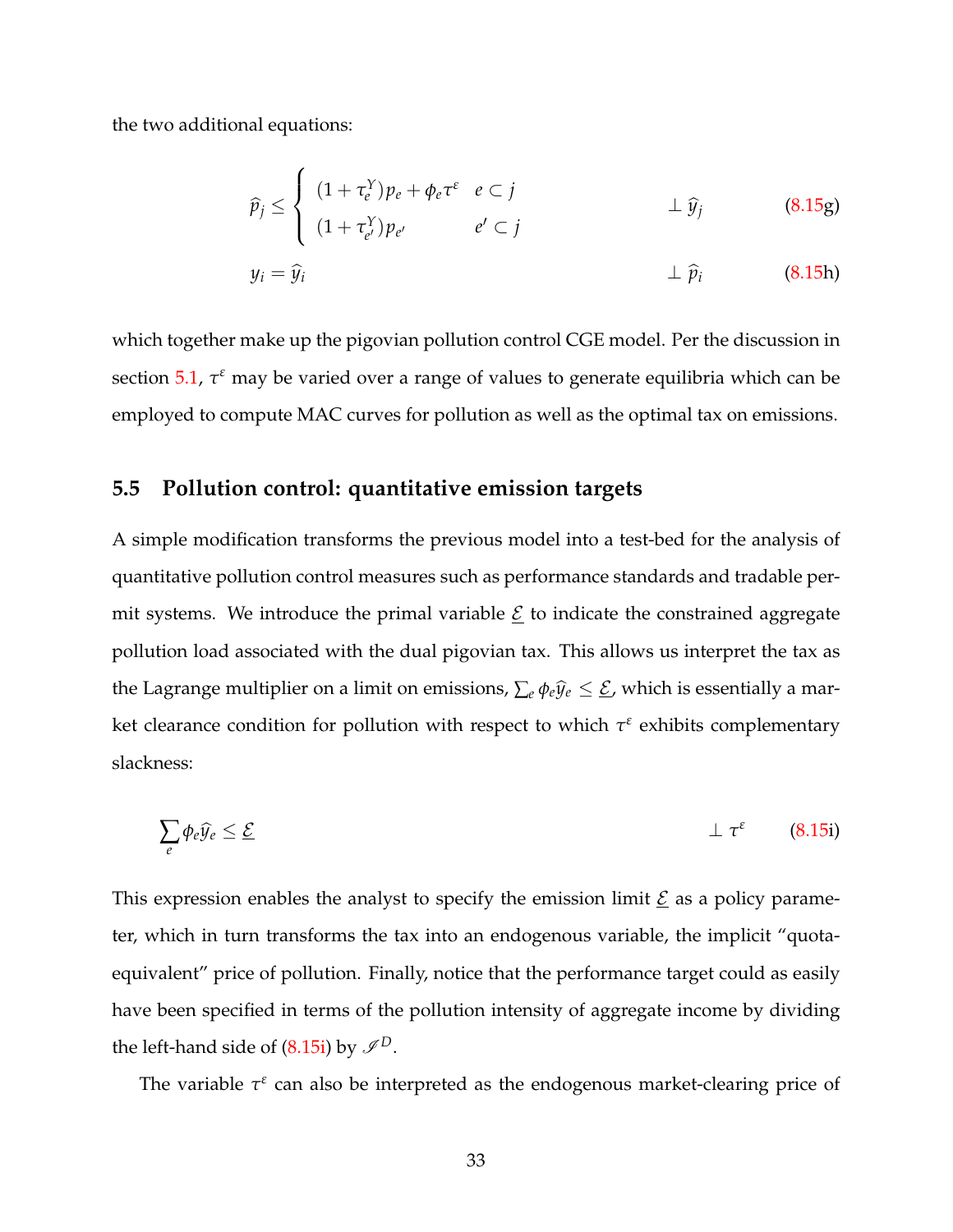the two additional equations:

$$\widehat{p}_j \leq \begin{cases} (1+\tau_e^Y)p_e + \phi_e \tau^\varepsilon & e \subset j \\ (1+\tau_{e'}^Y)p_{e'} & e' \subset j \end{cases} \qquad \perp \widehat{y}_j \qquad (8.15\text{g})$$

$$y_i = \widehat{y}_i \qquad \perp \widehat{p}_i \qquad (8.15\text{h})$$

which together make up the pigovian pollution control CGE model. Per the discussion in section 5.1, $\tau^\varepsilon$ may be varied over a range of values to generate equilibria which can be employed to compute MAC curves for pollution as well as the optimal tax on emissions.

## 5.5 Pollution control: quantitative emission targets

A simple modification transforms the previous model into a test-bed for the analysis of quantitative pollution control measures such as performance standards and tradable permit systems. We introduce the primal variable $\underline{\mathcal{E}}$ to indicate the constrained aggregate pollution load associated with the dual pigovian tax. This allows us interpret the tax as the Lagrange multiplier on a limit on emissions, $\sum_e \phi_e \widehat{y}_e \leq \underline{\mathcal{E}}$, which is essentially a market clearance condition for pollution with respect to which $\tau^\varepsilon$ exhibits complementary slackness:

$$\sum_e \phi_e \widehat{y}_e \leq \underline{\mathcal{E}} \qquad \perp \tau^\varepsilon \qquad (8.15\text{i})$$

This expression enables the analyst to specify the emission limit $\underline{\mathcal{E}}$ as a policy parameter, which in turn transforms the tax into an endogenous variable, the implicit "quota-equivalent" price of pollution. Finally, notice that the performance target could as easily have been specified in terms of the pollution intensity of aggregate income by dividing the left-hand side of (8.15i) by $\mathscr{I}^D$.

The variable $\tau^\varepsilon$ can also be interpreted as the endogenous market-clearing price of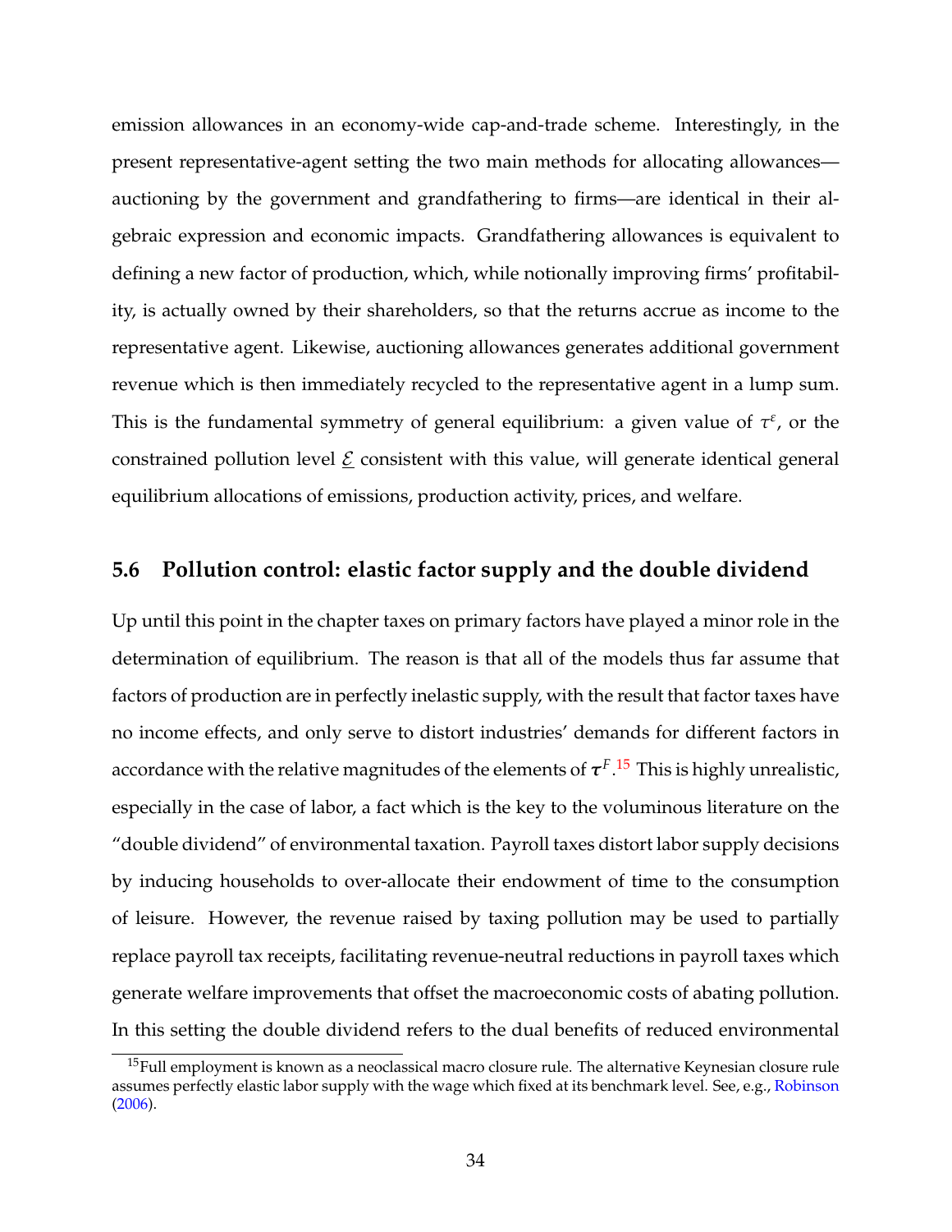emission allowances in an economy-wide cap-and-trade scheme. Interestingly, in the present representative-agent setting the two main methods for allocating allowances—auctioning by the government and grandfathering to firms—are identical in their algebraic expression and economic impacts. Grandfathering allowances is equivalent to defining a new factor of production, which, while notionally improving firms' profitability, is actually owned by their shareholders, so that the returns accrue as income to the representative agent. Likewise, auctioning allowances generates additional government revenue which is then immediately recycled to the representative agent in a lump sum. This is the fundamental symmetry of general equilibrium: a given value of $\tau^{\varepsilon}$, or the constrained pollution level $\underline{\mathcal{E}}$ consistent with this value, will generate identical general equilibrium allocations of emissions, production activity, prices, and welfare.

## 5.6 Pollution control: elastic factor supply and the double dividend

Up until this point in the chapter taxes on primary factors have played a minor role in the determination of equilibrium. The reason is that all of the models thus far assume that factors of production are in perfectly inelastic supply, with the result that factor taxes have no income effects, and only serve to distort industries' demands for different factors in accordance with the relative magnitudes of the elements of $\boldsymbol{\tau}^{F}$.[15] This is highly unrealistic, especially in the case of labor, a fact which is the key to the voluminous literature on the "double dividend" of environmental taxation. Payroll taxes distort labor supply decisions by inducing households to over-allocate their endowment of time to the consumption of leisure. However, the revenue raised by taxing pollution may be used to partially replace payroll tax receipts, facilitating revenue-neutral reductions in payroll taxes which generate welfare improvements that offset the macroeconomic costs of abating pollution. In this setting the double dividend refers to the dual benefits of reduced environmental

[15] Full employment is known as a neoclassical macro closure rule. The alternative Keynesian closure rule assumes perfectly elastic labor supply with the wage which fixed at its benchmark level. See, e.g., Robinson (2006).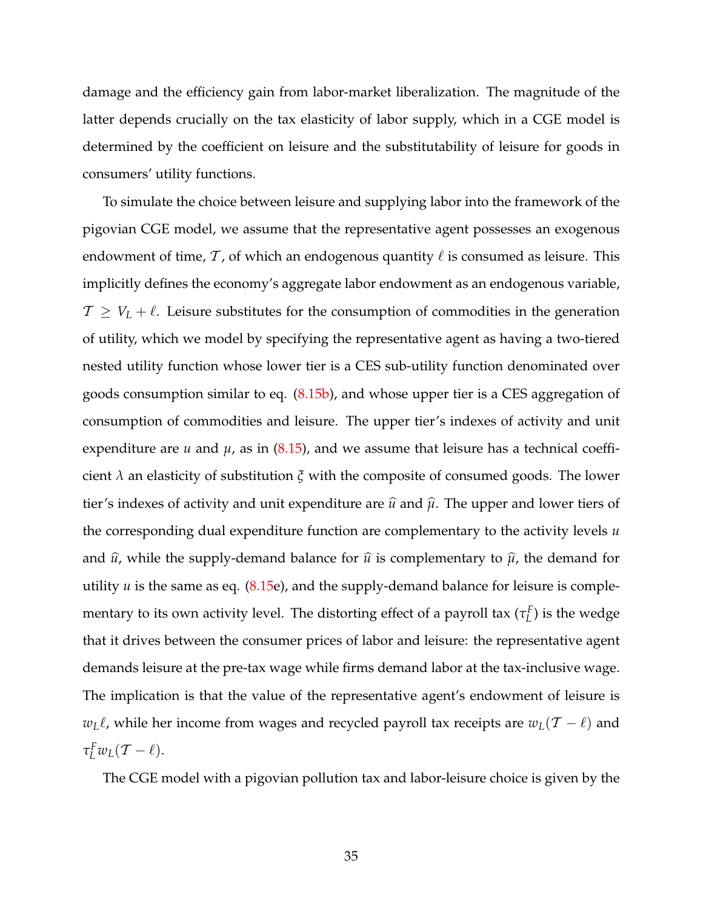damage and the efficiency gain from labor-market liberalization. The magnitude of the latter depends crucially on the tax elasticity of labor supply, which in a CGE model is determined by the coefficient on leisure and the substitutability of leisure for goods in consumers' utility functions.

To simulate the choice between leisure and supplying labor into the framework of the pigovian CGE model, we assume that the representative agent possesses an exogenous endowment of time, $\mathcal{T}$, of which an endogenous quantity $\ell$ is consumed as leisure. This implicitly defines the economy's aggregate labor endowment as an endogenous variable, $\mathcal{T} \geq V_L + \ell$. Leisure substitutes for the consumption of commodities in the generation of utility, which we model by specifying the representative agent as having a two-tiered nested utility function whose lower tier is a CES sub-utility function denominated over goods consumption similar to eq. (8.15b), and whose upper tier is a CES aggregation of consumption of commodities and leisure. The upper tier's indexes of activity and unit expenditure are $u$ and $\mu$, as in (8.15), and we assume that leisure has a technical coefficient $\lambda$ an elasticity of substitution $\xi$ with the composite of consumed goods. The lower tier's indexes of activity and unit expenditure are $\widehat{u}$ and $\widehat{\mu}$. The upper and lower tiers of the corresponding dual expenditure function are complementary to the activity levels $u$ and $\widehat{u}$, while the supply-demand balance for $\widehat{u}$ is complementary to $\widehat{\mu}$, the demand for utility $u$ is the same as eq. (8.15e), and the supply-demand balance for leisure is complementary to its own activity level. The distorting effect of a payroll tax ($\tau_L^F$) is the wedge that it drives between the consumer prices of labor and leisure: the representative agent demands leisure at the pre-tax wage while firms demand labor at the tax-inclusive wage. The implication is that the value of the representative agent's endowment of leisure is $w_L \ell$, while her income from wages and recycled payroll tax receipts are $w_L(\mathcal{T} - \ell)$ and $\tau_L^F w_L(\mathcal{T} - \ell)$.

The CGE model with a pigovian pollution tax and labor-leisure choice is given by the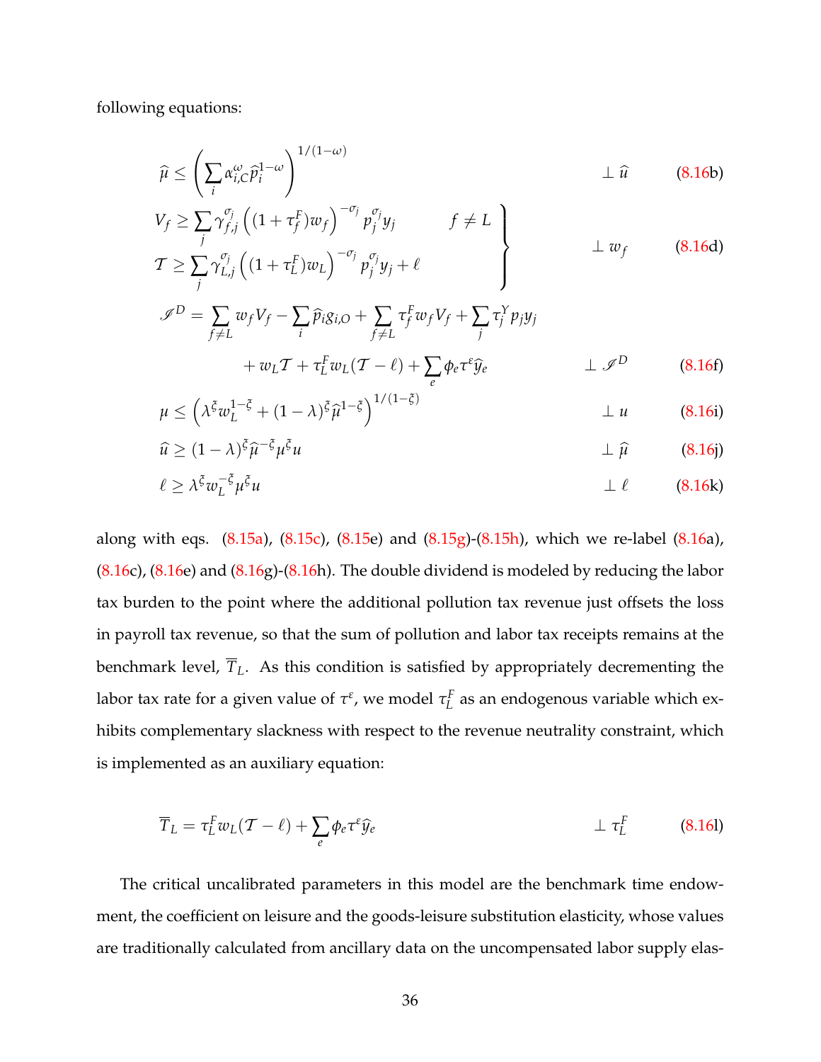following equations:

$$\widehat{\mu} \leq \left( \sum_i \alpha_{i,C}^{\omega} \widehat{p}_i^{1-\omega} \right)^{1/(1-\omega)} \qquad \perp \widehat{u} \tag{8.16b}$$

$$\left.\begin{aligned} V_f &\geq \sum_j \gamma_{f,j}^{\sigma_j} \left( (1+\tau_f^F) w_f \right)^{-\sigma_j} p_j^{\sigma_j} y_j \qquad f \neq L \\ \mathcal{T} &\geq \sum_j \gamma_{L,j}^{\sigma_j} \left( (1+\tau_L^F) w_L \right)^{-\sigma_j} p_j^{\sigma_j} y_j + \ell \end{aligned}\right\} \qquad \perp w_f \tag{8.16d}$$

$$\begin{aligned} \mathscr{I}^D = & \sum_{f \neq L} w_f V_f - \sum_i \widehat{p}_i g_{i,O} + \sum_{f \neq L} \tau_f^F w_f V_f + \sum_j \tau_j^Y p_j y_j \\ & + w_L \mathcal{T} + \tau_L^F w_L (\mathcal{T} - \ell) + \sum_e \phi_e \tau^{\varepsilon} \widehat{y}_e \end{aligned} \qquad \perp \mathscr{I}^D \tag{8.16f}$$

$$\mu \leq \left( \lambda^{\xi} w_L^{1-\xi} + (1-\lambda)^{\xi} \widehat{\mu}^{1-\xi} \right)^{1/(1-\xi)} \qquad \perp u \tag{8.16i}$$

$$\widehat{u} \geq (1-\lambda)^{\xi} \widehat{\mu}^{-\xi} \mu^{\xi} u \qquad \perp \widehat{\mu} \tag{8.16j}$$

$$\ell \geq \lambda^{\xi} w_L^{-\xi} \mu^{\xi} u \qquad \perp \ell \tag{8.16k}$$

along with eqs. (8.15a), (8.15c), (8.15e) and (8.15g)-(8.15h), which we re-label (8.16a), (8.16c), (8.16e) and (8.16g)-(8.16h). The double dividend is modeled by reducing the labor tax burden to the point where the additional pollution tax revenue just offsets the loss in payroll tax revenue, so that the sum of pollution and labor tax receipts remains at the benchmark level, $\overline{T}_L$. As this condition is satisfied by appropriately decrementing the labor tax rate for a given value of $\tau^{\varepsilon}$, we model $\tau_L^F$ as an endogenous variable which exhibits complementary slackness with respect to the revenue neutrality constraint, which is implemented as an auxiliary equation:

$$\overline{T}_L = \tau_L^F w_L (\mathcal{T} - \ell) + \sum_e \phi_e \tau^{\varepsilon} \widehat{y}_e \qquad \perp \tau_L^F \tag{8.16l}$$

The critical uncalibrated parameters in this model are the benchmark time endowment, the coefficient on leisure and the goods-leisure substitution elasticity, whose values are traditionally calculated from ancillary data on the uncompensated labor supply elas-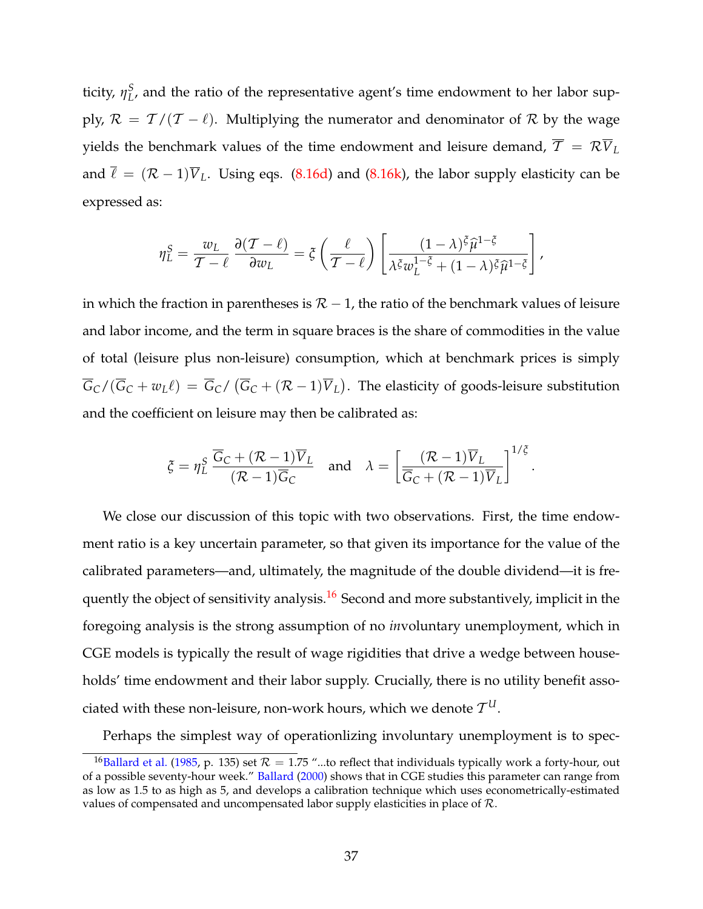ticity, $\eta_L^S$, and the ratio of the representative agent's time endowment to her labor supply, $\mathcal{R} = \mathcal{T}/(\mathcal{T} - \ell)$. Multiplying the numerator and denominator of $\mathcal{R}$ by the wage yields the benchmark values of the time endowment and leisure demand, $\overline{\mathcal{T}} = \mathcal{R}\overline{V}_L$ and $\overline{\ell} = (\mathcal{R} - 1)\overline{V}_L$. Using eqs. (8.16d) and (8.16k), the labor supply elasticity can be expressed as:

$$\eta_L^S = \frac{w_L}{\mathcal{T} - \ell} \frac{\partial(\mathcal{T} - \ell)}{\partial w_L} = \xi \left( \frac{\ell}{\mathcal{T} - \ell} \right) \left[ \frac{(1-\lambda)^{\xi} \widehat{\mu}^{1-\xi}}{\lambda^{\xi} w_L^{1-\xi} + (1-\lambda)^{\xi} \widehat{\mu}^{1-\xi}} \right],$$

in which the fraction in parentheses is $\mathcal{R} - 1$, the ratio of the benchmark values of leisure and labor income, and the term in square braces is the share of commodities in the value of total (leisure plus non-leisure) consumption, which at benchmark prices is simply $\overline{G}_C/(\overline{G}_C + w_L \ell) = \overline{G}_C/\left(\overline{G}_C + (\mathcal{R} - 1)\overline{V}_L\right)$. The elasticity of goods-leisure substitution and the coefficient on leisure may then be calibrated as:

$$\xi = \eta_L^S \frac{\overline{G}_C + (\mathcal{R} - 1)\overline{V}_L}{(\mathcal{R} - 1)\overline{G}_C} \quad \text{and} \quad \lambda = \left[ \frac{(\mathcal{R} - 1)\overline{V}_L}{\overline{G}_C + (\mathcal{R} - 1)\overline{V}_L} \right]^{1/\xi}.$$

We close our discussion of this topic with two observations. First, the time endowment ratio is a key uncertain parameter, so that given its importance for the value of the calibrated parameters—and, ultimately, the magnitude of the double dividend—it is frequently the object of sensitivity analysis.[16] Second and more substantively, implicit in the foregoing analysis is the strong assumption of no *in*voluntary unemployment, which in CGE models is typically the result of wage rigidities that drive a wedge between households' time endowment and their labor supply. Crucially, there is no utility benefit associated with these non-leisure, non-work hours, which we denote $\mathcal{T}^U$.

Perhaps the simplest way of operationlizing involuntary unemployment is to spec-

[16] Ballard et al. (1985, p. 135) set $\mathcal{R} = 1.75$ "...to reflect that individuals typically work a forty-hour, out of a possible seventy-hour week." Ballard (2000) shows that in CGE studies this parameter can range from as low as 1.5 to as high as 5, and develops a calibration technique which uses econometrically-estimated values of compensated and uncompensated labor supply elasticities in place of $\mathcal{R}$.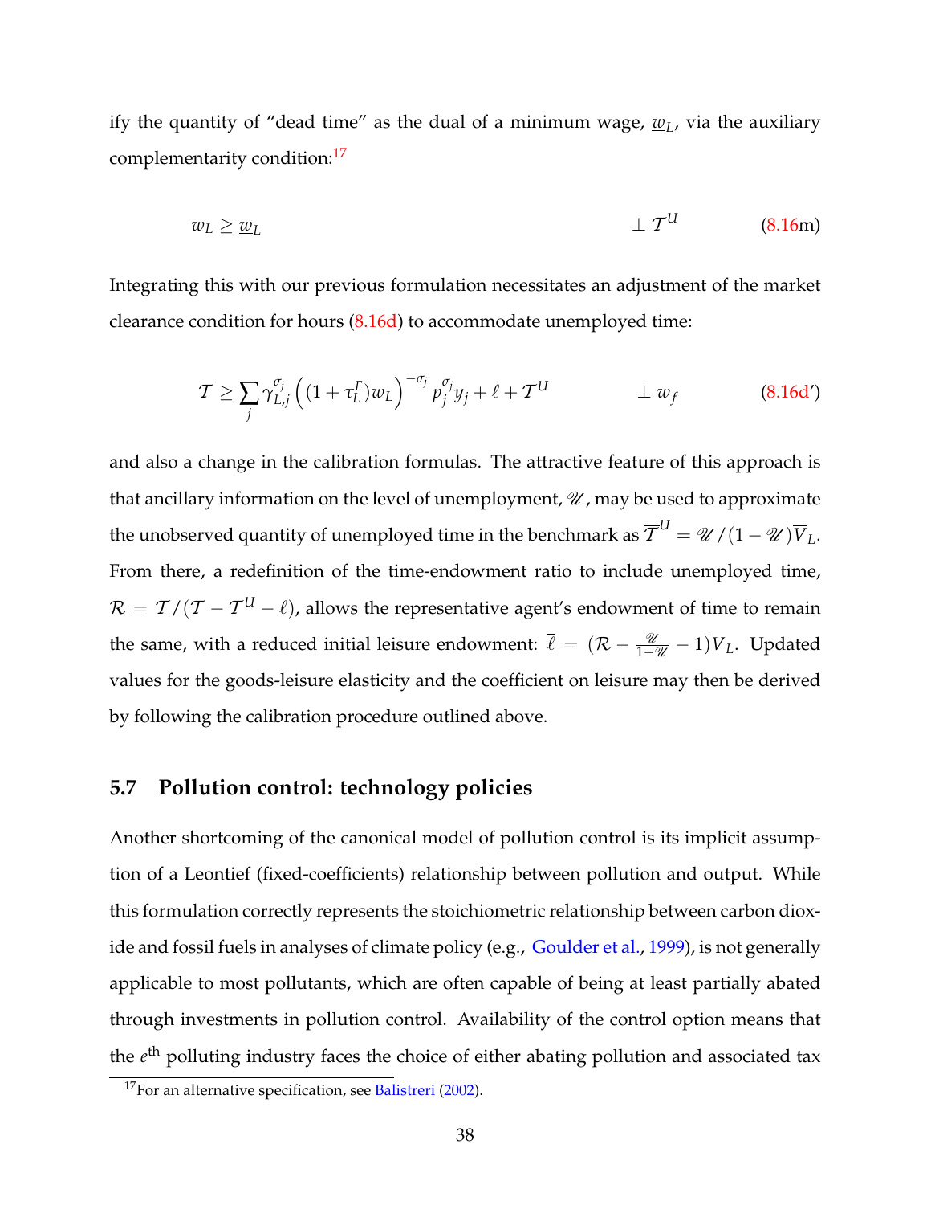ify the quantity of "dead time" as the dual of a minimum wage, $\underline{w}_L$, via the auxiliary complementarity condition:[17]

$$w_L \geq \underline{w}_L \qquad \perp \mathcal{T}^U \tag{8.16m}$$

Integrating this with our previous formulation necessitates an adjustment of the market clearance condition for hours (8.16d) to accommodate unemployed time:

$$\mathcal{T} \geq \sum_j \gamma_{L,j}^{\sigma_j} \left( (1 + \tau_L^F) w_L \right)^{-\sigma_j} p_j^{\sigma_j} y_j + \ell + \mathcal{T}^U \qquad \perp w_f \tag{8.16d'}$$

and also a change in the calibration formulas. The attractive feature of this approach is that ancillary information on the level of unemployment, $\mathscr{U}$, may be used to approximate the unobserved quantity of unemployed time in the benchmark as $\overline{\mathcal{T}}^U = \mathscr{U}/(1-\mathscr{U})\overline{V}_L$. From there, a redefinition of the time-endowment ratio to include unemployed time, $\mathcal{R} = \mathcal{T}/(\mathcal{T} - \mathcal{T}^U - \ell)$, allows the representative agent's endowment of time to remain the same, with a reduced initial leisure endowment: $\overline{\ell} = (\mathcal{R} - \frac{\mathscr{U}}{1-\mathscr{U}} - 1)\overline{V}_L$. Updated values for the goods-leisure elasticity and the coefficient on leisure may then be derived by following the calibration procedure outlined above.

## 5.7 Pollution control: technology policies

Another shortcoming of the canonical model of pollution control is its implicit assumption of a Leontief (fixed-coefficients) relationship between pollution and output. While this formulation correctly represents the stoichiometric relationship between carbon dioxide and fossil fuels in analyses of climate policy (e.g., Goulder et al., 1999), is not generally applicable to most pollutants, which are often capable of being at least partially abated through investments in pollution control. Availability of the control option means that the $e^{\text{th}}$ polluting industry faces the choice of either abating pollution and associated tax

[17] For an alternative specification, see Balistreri (2002).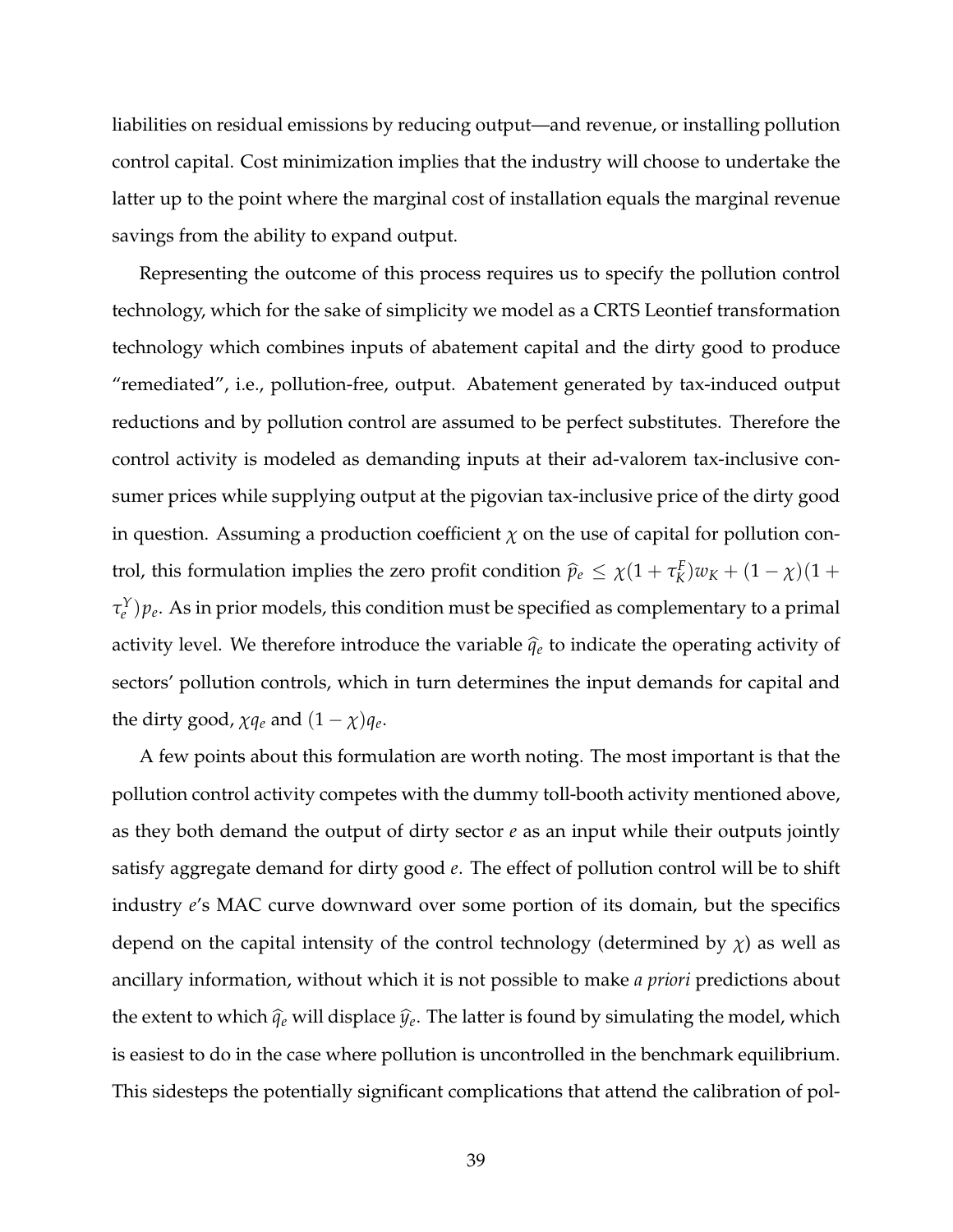liabilities on residual emissions by reducing output—and revenue, or installing pollution control capital. Cost minimization implies that the industry will choose to undertake the latter up to the point where the marginal cost of installation equals the marginal revenue savings from the ability to expand output.

Representing the outcome of this process requires us to specify the pollution control technology, which for the sake of simplicity we model as a CRTS Leontief transformation technology which combines inputs of abatement capital and the dirty good to produce "remediated", i.e., pollution-free, output. Abatement generated by tax-induced output reductions and by pollution control are assumed to be perfect substitutes. Therefore the control activity is modeled as demanding inputs at their ad-valorem tax-inclusive consumer prices while supplying output at the pigovian tax-inclusive price of the dirty good in question. Assuming a production coefficient $\chi$ on the use of capital for pollution control, this formulation implies the zero profit condition $\widehat{p}_e \leq \chi(1+\tau_K^F)w_K + (1-\chi)(1+\tau_e^Y)p_e$. As in prior models, this condition must be specified as complementary to a primal activity level. We therefore introduce the variable $\widehat{q}_e$ to indicate the operating activity of sectors' pollution controls, which in turn determines the input demands for capital and the dirty good, $\chi q_e$ and $(1-\chi)q_e$.

A few points about this formulation are worth noting. The most important is that the pollution control activity competes with the dummy toll-booth activity mentioned above, as they both demand the output of dirty sector $e$ as an input while their outputs jointly satisfy aggregate demand for dirty good $e$. The effect of pollution control will be to shift industry $e$'s MAC curve downward over some portion of its domain, but the specifics depend on the capital intensity of the control technology (determined by $\chi$) as well as ancillary information, without which it is not possible to make *a priori* predictions about the extent to which $\widehat{q}_e$ will displace $\widehat{y}_e$. The latter is found by simulating the model, which is easiest to do in the case where pollution is uncontrolled in the benchmark equilibrium. This sidesteps the potentially significant complications that attend the calibration of pol-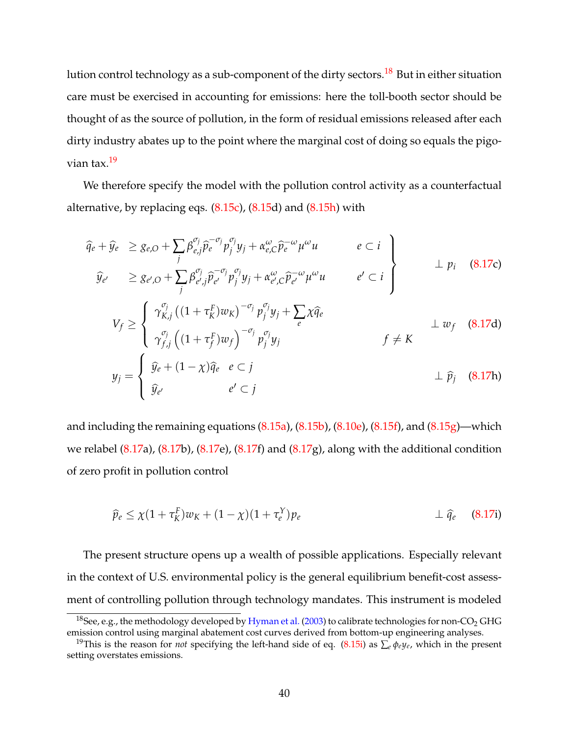lution control technology as a sub-component of the dirty sectors.[18] But in either situation care must be exercised in accounting for emissions: here the toll-booth sector should be thought of as the source of pollution, in the form of residual emissions released after each dirty industry abates up to the point where the marginal cost of doing so equals the pigovian tax.[19]

We therefore specify the model with the pollution control activity as a counterfactual alternative, by replacing eqs. (8.15c), (8.15d) and (8.15h) with

$$
\left.\begin{array}{lll}
\widehat{q}_e + \widehat{y}_e & \geq g_{e,O} + \sum_j \beta_{e,j}^{\sigma_j} \widehat{p}_e^{-\sigma_j} p_j^{\sigma_j} y_j + \alpha_{e,C}^{\omega} \widehat{p}_e^{-\omega} \mu^{\omega} u & e \subset i \\
\widehat{y}_{e'} & \geq g_{e',O} + \sum_j \beta_{e',j}^{\sigma_j} \widehat{p}_{e'}^{-\sigma_j} p_j^{\sigma_j} y_j + \alpha_{e',C}^{\omega} \widehat{p}_{e'}^{-\omega} \mu^{\omega} u & e' \subset i
\end{array}\right\} \quad \perp p_i \qquad (8.17\text{c})
$$

$$
V_f \geq \begin{cases} \gamma_{K,j}^{\sigma_j} \left((1+\tau_K^F) w_K\right)^{-\sigma_j} p_j^{\sigma_j} y_j + \sum_e \chi \widehat{q}_e & \\ \gamma_{f,j}^{\sigma_j} \left((1+\tau_f^F) w_f\right)^{-\sigma_j} p_j^{\sigma_j} y_j & f \neq K \end{cases} \quad \perp w_f \qquad (8.17\text{d})
$$

$$
y_j = \begin{cases} \widehat{y}_e + (1-\chi)\widehat{q}_e & e \subset j \\ \widehat{y}_{e'} & e' \subset j \end{cases} \quad \perp \widehat{p}_j \qquad (8.17\text{h})
$$

and including the remaining equations (8.15a), (8.15b), (8.10e), (8.15f), and (8.15g)—which we relabel (8.17a), (8.17b), (8.17e), (8.17f) and (8.17g), along with the additional condition of zero profit in pollution control

$$
\widehat{p}_e \leq \chi(1+\tau_K^F) w_K + (1-\chi)(1+\tau_e^Y) p_e \quad \perp \widehat{q}_e \qquad (8.17\text{i})
$$

The present structure opens up a wealth of possible applications. Especially relevant in the context of U.S. environmental policy is the general equilibrium benefit-cost assessment of controlling pollution through technology mandates. This instrument is modeled

[18] See, e.g., the methodology developed by Hyman et al. (2003) to calibrate technologies for non-$CO_2$ GHG emission control using marginal abatement cost curves derived from bottom-up engineering analyses.

[19] This is the reason for *not* specifying the left-hand side of eq. (8.15i) as $\sum_e \phi_e y_e$, which in the present setting overstates emissions.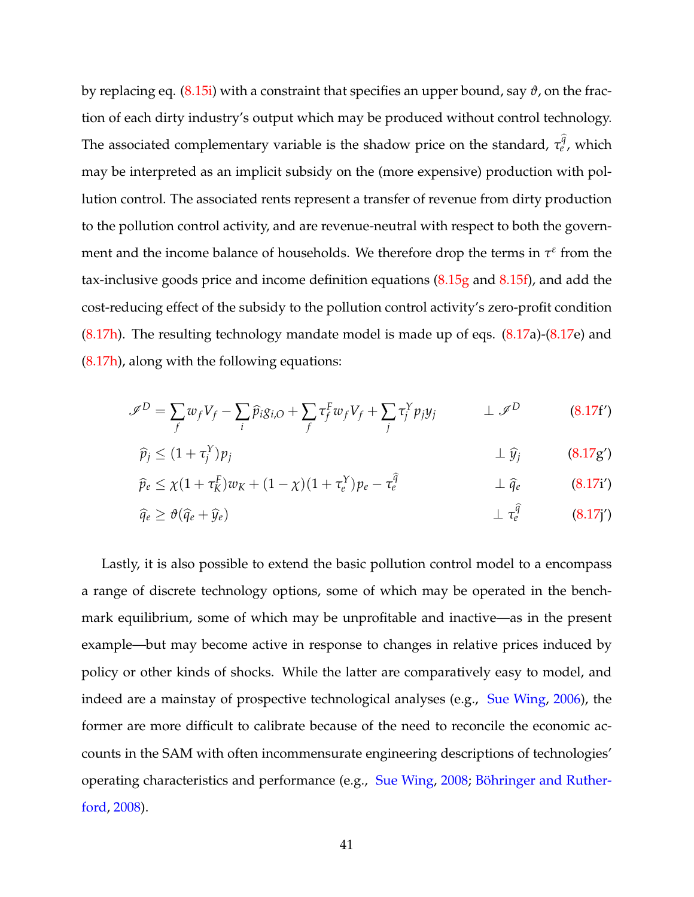by replacing eq. (8.15i) with a constraint that specifies an upper bound, say $\vartheta$, on the fraction of each dirty industry's output which may be produced without control technology. The associated complementary variable is the shadow price on the standard, $\tau_e^{\widehat{q}}$, which may be interpreted as an implicit subsidy on the (more expensive) production with pollution control. The associated rents represent a transfer of revenue from dirty production to the pollution control activity, and are revenue-neutral with respect to both the government and the income balance of households. We therefore drop the terms in $\tau^{\varepsilon}$ from the tax-inclusive goods price and income definition equations (8.15g and 8.15f), and add the cost-reducing effect of the subsidy to the pollution control activity's zero-profit condition (8.17h). The resulting technology mandate model is made up of eqs. (8.17a)-(8.17e) and (8.17h), along with the following equations:

$$\mathscr{I}^D = \sum_f w_f V_f - \sum_i \widehat{p}_i g_{i,O} + \sum_f \tau_f^F w_f V_f + \sum_j \tau_j^Y p_j y_j \qquad \perp \mathscr{I}^D \qquad (8.17\text{f}')$$

$$\widehat{p}_j \leq (1+\tau_j^Y) p_j \qquad \perp \widehat{y}_j \qquad (8.17\text{g}')$$

$$\widehat{p}_e \leq \chi(1+\tau_K^F) w_K + (1-\chi)(1+\tau_e^Y) p_e - \tau_e^{\widehat{q}} \qquad \perp \widehat{q}_e \qquad (8.17\text{i}')$$

$$\widehat{q}_e \geq \vartheta(\widehat{q}_e + \widehat{y}_e) \qquad \perp \tau_e^{\widehat{q}} \qquad (8.17\text{j}')$$

Lastly, it is also possible to extend the basic pollution control model to a encompass a range of discrete technology options, some of which may be operated in the benchmark equilibrium, some of which may be unprofitable and inactive—as in the present example—but may become active in response to changes in relative prices induced by policy or other kinds of shocks. While the latter are comparatively easy to model, and indeed are a mainstay of prospective technological analyses (e.g., Sue Wing, 2006), the former are more difficult to calibrate because of the need to reconcile the economic accounts in the SAM with often incommensurate engineering descriptions of technologies' operating characteristics and performance (e.g., Sue Wing, 2008; Böhringer and Rutherford, 2008).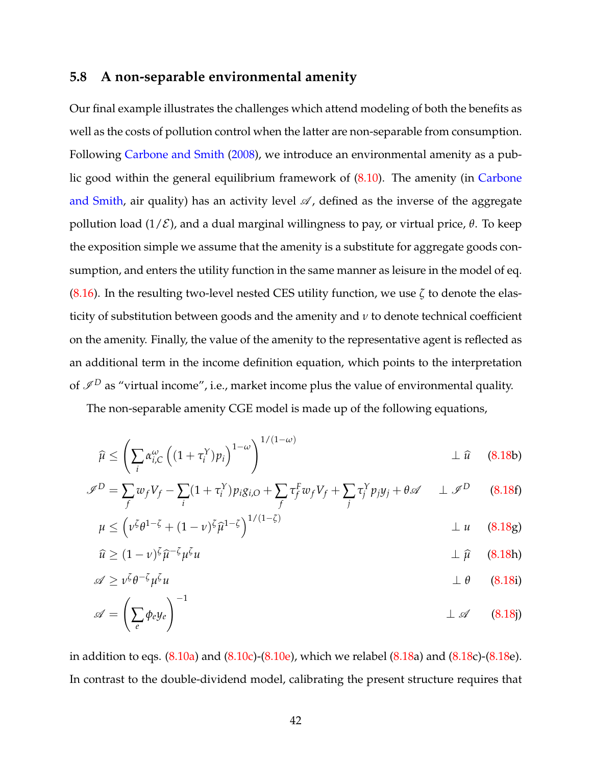### 5.8 A non-separable environmental amenity

Our final example illustrates the challenges which attend modeling of both the benefits as well as the costs of pollution control when the latter are non-separable from consumption. Following Carbone and Smith (2008), we introduce an environmental amenity as a public good within the general equilibrium framework of (8.10). The amenity (in Carbone and Smith, air quality) has an activity level $\mathscr{A}$, defined as the inverse of the aggregate pollution load ($1/\mathcal{E}$), and a dual marginal willingness to pay, or virtual price, $\theta$. To keep the exposition simple we assume that the amenity is a substitute for aggregate goods consumption, and enters the utility function in the same manner as leisure in the model of eq. (8.16). In the resulting two-level nested CES utility function, we use $\zeta$ to denote the elasticity of substitution between goods and the amenity and $\nu$ to denote technical coefficient on the amenity. Finally, the value of the amenity to the representative agent is reflected as an additional term in the income definition equation, which points to the interpretation of $\mathscr{I}^D$ as "virtual income", i.e., market income plus the value of environmental quality.

The non-separable amenity CGE model is made up of the following equations,

$$\widehat{\mu} \leq \left( \sum_i \alpha_{i,C}^{\omega} \left( (1 + \tau_i^Y) p_i \right)^{1-\omega} \right)^{1/(1-\omega)} \qquad \perp \widehat{u} \qquad (8.18\text{b})$$

$$\mathscr{I}^D = \sum_f w_f V_f - \sum_i (1 + \tau_i^Y) p_i g_{i,O} + \sum_f \tau_f^F w_f V_f + \sum_j \tau_j^Y p_j y_j + \theta \mathscr{A} \qquad \perp \mathscr{I}^D \qquad (8.18\text{f})$$

$$\mu \leq \left( \nu^{\zeta} \theta^{1-\zeta} + (1-\nu)^{\zeta} \widehat{\mu}^{1-\zeta} \right)^{1/(1-\zeta)} \qquad \perp u \qquad (8.18\text{g})$$

$$\widehat{u} \geq (1-\nu)^{\zeta} \widehat{\mu}^{-\zeta} \mu^{\zeta} u \qquad \perp \widehat{\mu} \qquad (8.18\text{h})$$

$$\mathscr{A} \geq \nu^{\zeta} \theta^{-\zeta} \mu^{\zeta} u \qquad \perp \theta \qquad (8.18\text{i})$$

$$\mathscr{A} = \left( \sum_e \phi_e y_e \right)^{-1} \qquad \perp \mathscr{A} \qquad (8.18\text{j})$$

in addition to eqs. (8.10a) and (8.10c)-(8.10e), which we relabel (8.18a) and (8.18c)-(8.18e). In contrast to the double-dividend model, calibrating the present structure requires that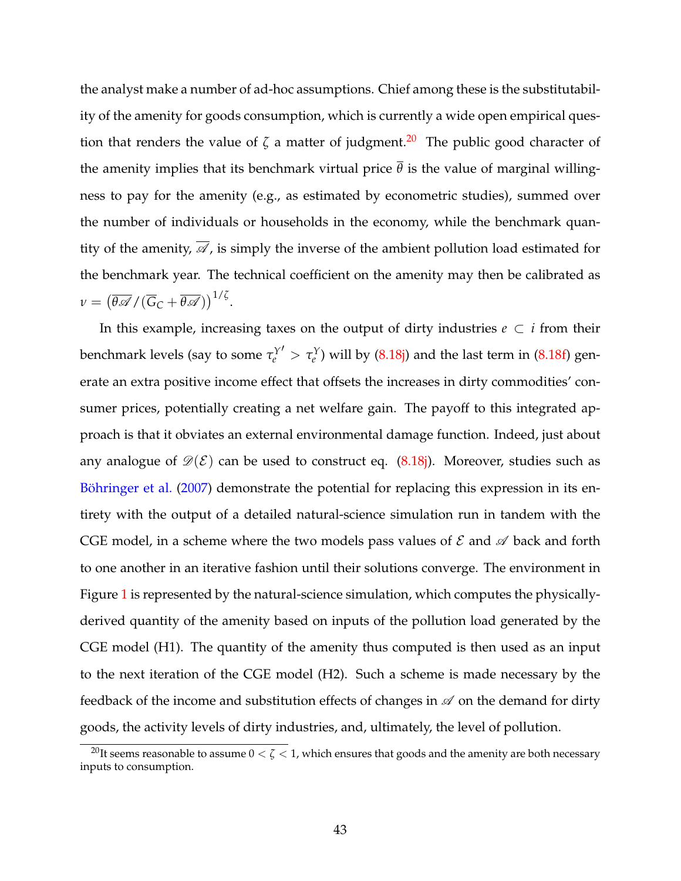the analyst make a number of ad-hoc assumptions. Chief among these is the substitutability of the amenity for goods consumption, which is currently a wide open empirical question that renders the value of $\zeta$ a matter of judgment.[20] The public good character of the amenity implies that its benchmark virtual price $\overline{\theta}$ is the value of marginal willingness to pay for the amenity (e.g., as estimated by econometric studies), summed over the number of individuals or households in the economy, while the benchmark quantity of the amenity, $\overline{\mathscr{A}}$, is simply the inverse of the ambient pollution load estimated for the benchmark year. The technical coefficient on the amenity may then be calibrated as $\nu = \left(\overline{\theta \mathscr{A}} / (\overline{G}_C + \overline{\theta \mathscr{A}})\right)^{1/\zeta}$.

In this example, increasing taxes on the output of dirty industries $e \subset i$ from their benchmark levels (say to some $\tau_e^{Y\prime} > \tau_e^Y$) will by (8.18j) and the last term in (8.18f) generate an extra positive income effect that offsets the increases in dirty commodities' consumer prices, potentially creating a net welfare gain. The payoff to this integrated approach is that it obviates an external environmental damage function. Indeed, just about any analogue of $\mathscr{D}(\mathcal{E})$ can be used to construct eq. (8.18j). Moreover, studies such as Böhringer et al. (2007) demonstrate the potential for replacing this expression in its entirety with the output of a detailed natural-science simulation run in tandem with the CGE model, in a scheme where the two models pass values of $\mathcal{E}$ and $\mathscr{A}$ back and forth to one another in an iterative fashion until their solutions converge. The environment in Figure 1 is represented by the natural-science simulation, which computes the physically-derived quantity of the amenity based on inputs of the pollution load generated by the CGE model (H1). The quantity of the amenity thus computed is then used as an input to the next iteration of the CGE model (H2). Such a scheme is made necessary by the feedback of the income and substitution effects of changes in $\mathscr{A}$ on the demand for dirty goods, the activity levels of dirty industries, and, ultimately, the level of pollution.

[20] It seems reasonable to assume $0 < \zeta < 1$, which ensures that goods and the amenity are both necessary inputs to consumption.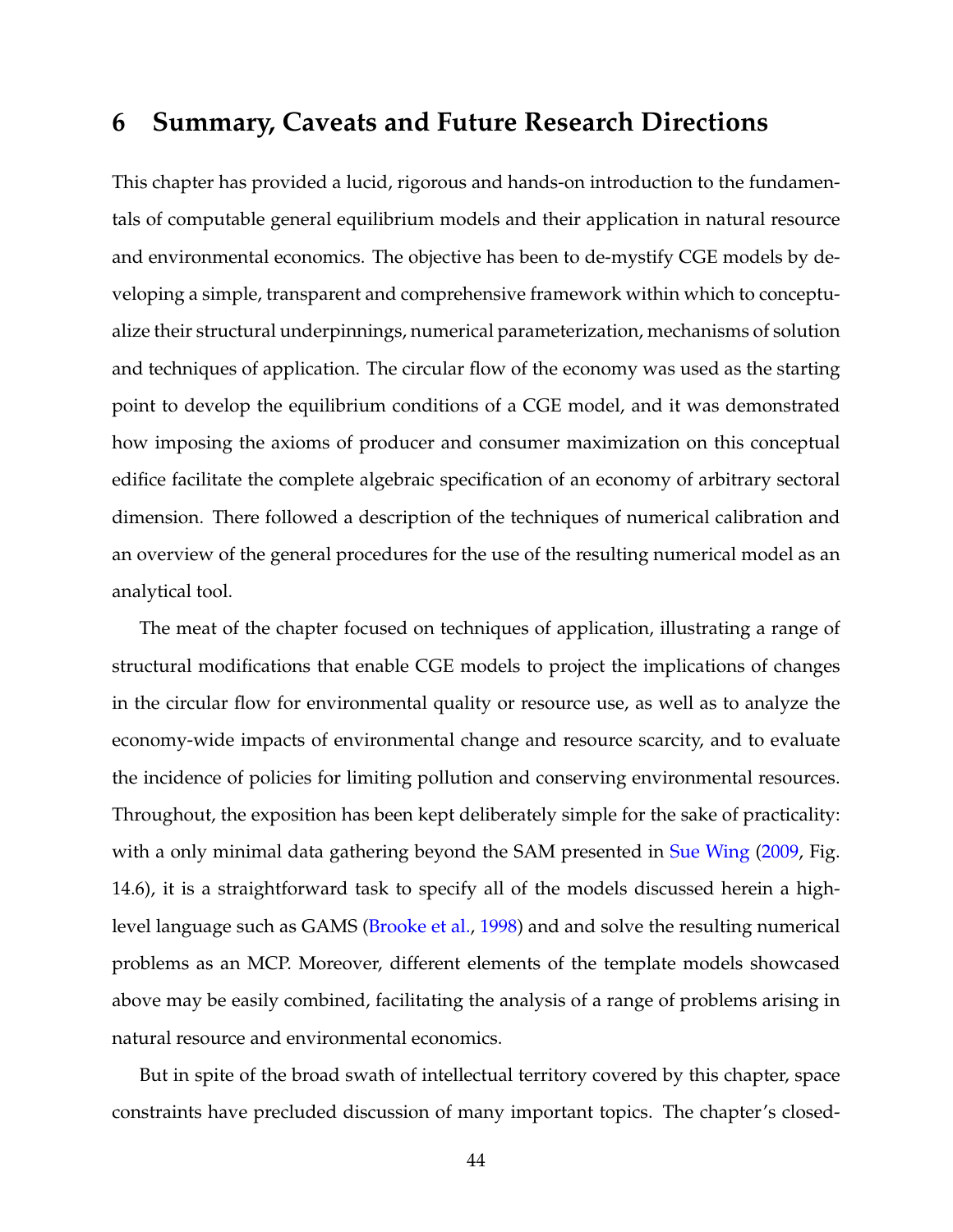# 6 Summary, Caveats and Future Research Directions

This chapter has provided a lucid, rigorous and hands-on introduction to the fundamentals of computable general equilibrium models and their application in natural resource and environmental economics. The objective has been to de-mystify CGE models by developing a simple, transparent and comprehensive framework within which to conceptualize their structural underpinnings, numerical parameterization, mechanisms of solution and techniques of application. The circular flow of the economy was used as the starting point to develop the equilibrium conditions of a CGE model, and it was demonstrated how imposing the axioms of producer and consumer maximization on this conceptual edifice facilitate the complete algebraic specification of an economy of arbitrary sectoral dimension. There followed a description of the techniques of numerical calibration and an overview of the general procedures for the use of the resulting numerical model as an analytical tool.

The meat of the chapter focused on techniques of application, illustrating a range of structural modifications that enable CGE models to project the implications of changes in the circular flow for environmental quality or resource use, as well as to analyze the economy-wide impacts of environmental change and resource scarcity, and to evaluate the incidence of policies for limiting pollution and conserving environmental resources. Throughout, the exposition has been kept deliberately simple for the sake of practicality: with a only minimal data gathering beyond the SAM presented in Sue Wing (2009, Fig. 14.6), it is a straightforward task to specify all of the models discussed herein a high-level language such as GAMS (Brooke et al., 1998) and and solve the resulting numerical problems as an MCP. Moreover, different elements of the template models showcased above may be easily combined, facilitating the analysis of a range of problems arising in natural resource and environmental economics.

But in spite of the broad swath of intellectual territory covered by this chapter, space constraints have precluded discussion of many important topics. The chapter's closed-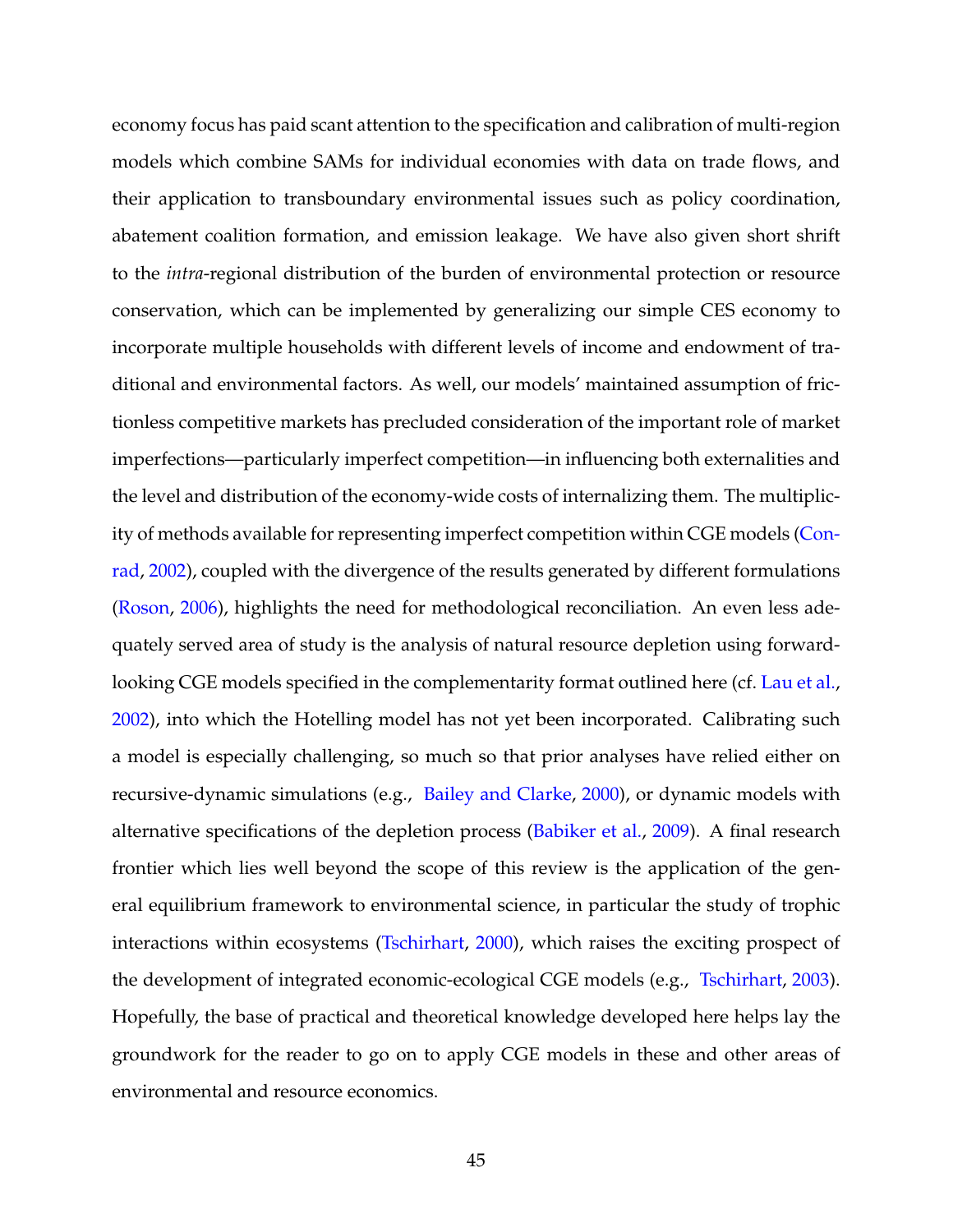economy focus has paid scant attention to the specification and calibration of multi-region models which combine SAMs for individual economies with data on trade flows, and their application to transboundary environmental issues such as policy coordination, abatement coalition formation, and emission leakage. We have also given short shrift to the *intra*-regional distribution of the burden of environmental protection or resource conservation, which can be implemented by generalizing our simple CES economy to incorporate multiple households with different levels of income and endowment of traditional and environmental factors. As well, our models' maintained assumption of frictionless competitive markets has precluded consideration of the important role of market imperfections—particularly imperfect competition—in influencing both externalities and the level and distribution of the economy-wide costs of internalizing them. The multiplicity of methods available for representing imperfect competition within CGE models (Conrad, 2002), coupled with the divergence of the results generated by different formulations (Roson, 2006), highlights the need for methodological reconciliation. An even less adequately served area of study is the analysis of natural resource depletion using forward-looking CGE models specified in the complementarity format outlined here (cf. Lau et al., 2002), into which the Hotelling model has not yet been incorporated. Calibrating such a model is especially challenging, so much so that prior analyses have relied either on recursive-dynamic simulations (e.g., Bailey and Clarke, 2000), or dynamic models with alternative specifications of the depletion process (Babiker et al., 2009). A final research frontier which lies well beyond the scope of this review is the application of the general equilibrium framework to environmental science, in particular the study of trophic interactions within ecosystems (Tschirhart, 2000), which raises the exciting prospect of the development of integrated economic-ecological CGE models (e.g., Tschirhart, 2003). Hopefully, the base of practical and theoretical knowledge developed here helps lay the groundwork for the reader to go on to apply CGE models in these and other areas of environmental and resource economics.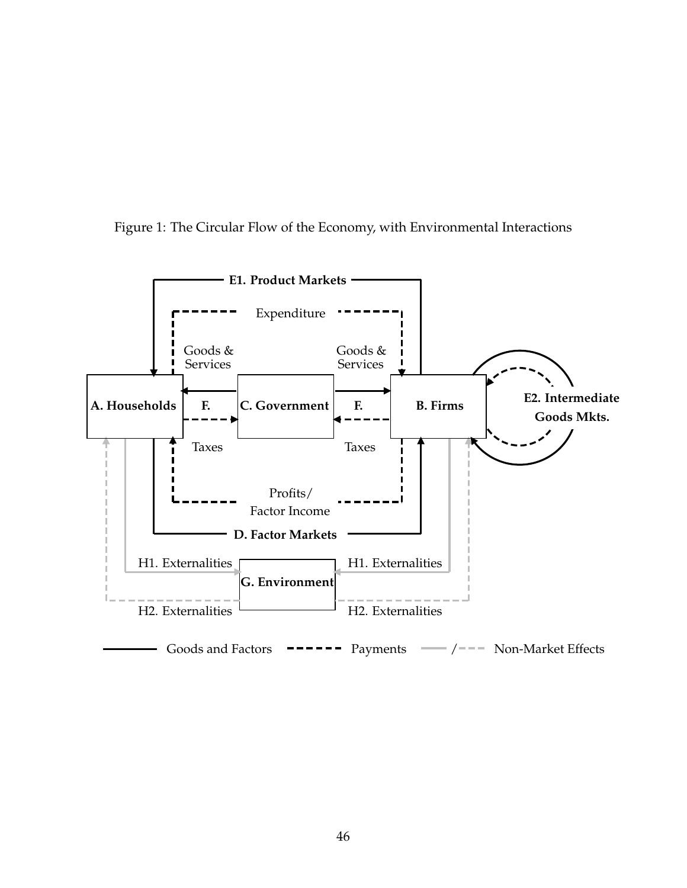Figure 1: The Circular Flow of the Economy, with Environmental Interactions

**E1. Product Markets**

Expenditure

Goods & Services

Goods & Services

**A. Households** **F.** **C. Government** **F.** **B. Firms**

**E2. Intermediate Goods Mkts.**

Taxes

Taxes

Profits/ Factor Income

**D. Factor Markets**

H1. Externalities

H1. Externalities

**G. Environment**

H2. Externalities

H2. Externalities

Goods and Factors — Payments — / Non-Market Effects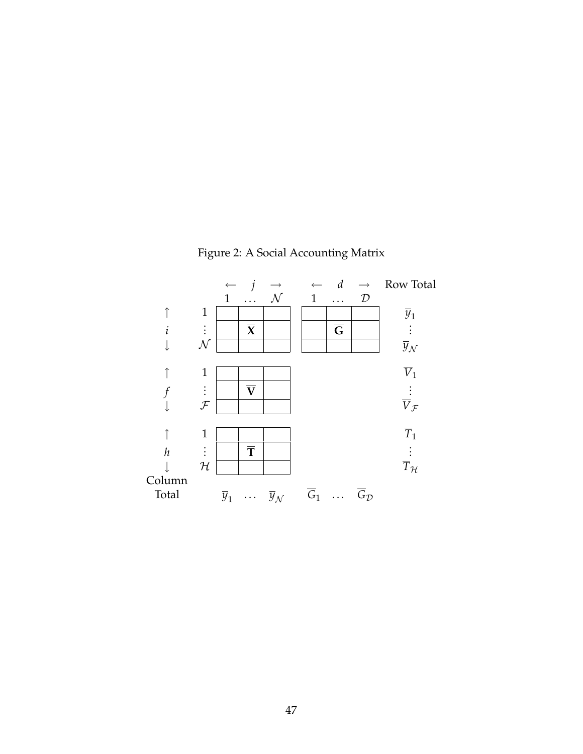Figure 2: A Social Accounting Matrix

|  |  | $\leftarrow$ | $j$ | $\rightarrow$ | $\leftarrow$ | $d$ | $\rightarrow$ | Row Total |
|---|---|---|---|---|---|---|---|---|
|  |  | 1 | $\dots$ | $\mathcal{N}$ | 1 | $\dots$ | $\mathcal{D}$ |  |
| $\uparrow$ | 1 |  |  |  |  |  |  | $\overline{y}_1$ |
| $i$ | $\vdots$ |  | $\overline{\mathbf{X}}$ |  |  | $\overline{\mathbf{G}}$ |  | $\vdots$ |
| $\downarrow$ | $\mathcal{N}$ |  |  |  |  |  |  | $\overline{y}_{\mathcal{N}}$ |
| $\uparrow$ | 1 |  |  |  |  |  |  | $\overline{V}_1$ |
| $f$ | $\vdots$ |  | $\overline{\mathbf{V}}$ |  |  |  |  | $\vdots$ |
| $\downarrow$ | $\mathcal{F}$ |  |  |  |  |  |  | $\overline{V}_{\mathcal{F}}$ |
| $\uparrow$ | 1 |  |  |  |  |  |  | $\overline{T}_1$ |
| $h$ | $\vdots$ |  | $\overline{\mathbf{T}}$ |  |  |  |  | $\vdots$ |
| $\downarrow$ | $\mathcal{H}$ |  |  |  |  |  |  | $\overline{T}_{\mathcal{H}}$ |
| Column Total |  | $\overline{y}_1$ | $\dots$ | $\overline{y}_{\mathcal{N}}$ | $\overline{G}_1$ | $\dots$ | $\overline{G}_{\mathcal{D}}$ |  |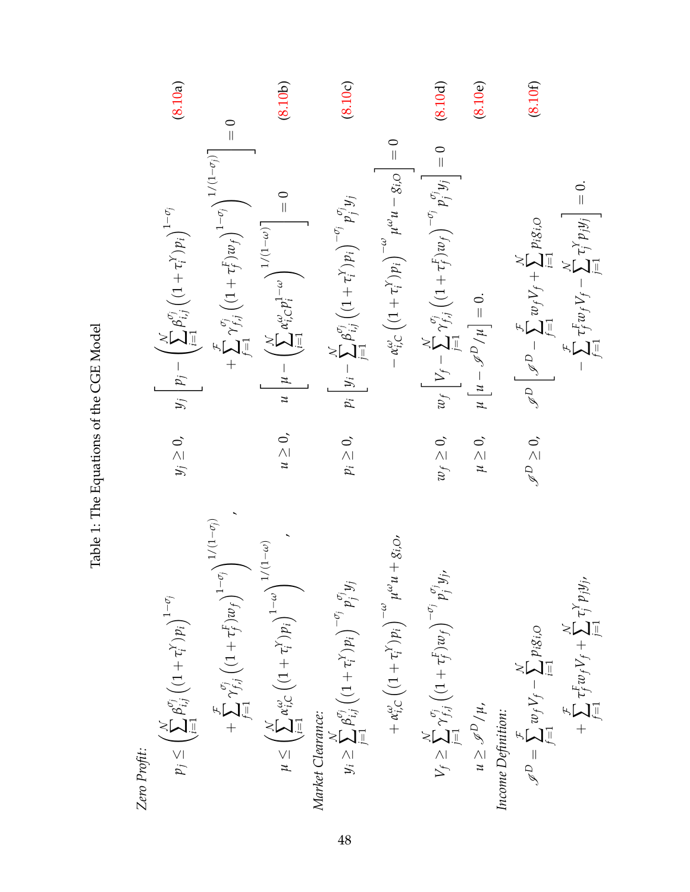Table 1: The Equations of the CGE Model

*Zero Profit:*

$$p_j \le \left( \sum_{i=1}^{\mathcal{N}} \beta_{i,j}^{\sigma_j} \left( (1+\tau_i^Y) p_i \right)^{1-\sigma_j} + \sum_{f=1}^{\mathcal{F}} \gamma_{f,j}^{\sigma_j} \left( (1+\tau_f^F) w_f \right)^{1-\sigma_j} \right)^{1/(1-\sigma_j)}, \quad y_j \ge 0, \quad y_j \left[ p_j - \left( \sum_{i=1}^{\mathcal{N}} \beta_{i,j}^{\sigma_j} \left( (1+\tau_i^Y) p_i \right)^{1-\sigma_j} + \sum_{f=1}^{\mathcal{F}} \gamma_{f,j}^{\sigma_j} \left( (1+\tau_f^F) w_f \right)^{1-\sigma_j} \right)^{1/(1-\sigma_j)} \right] = 0 \quad (8.10a)$$

$$\mu \le \left( \sum_{i=1}^{\mathcal{N}} \alpha_{i,C}^{\omega} \left( (1+\tau_i^Y) p_i \right)^{1-\omega} \right)^{1/(1-\omega)}, \quad u \ge 0, \quad u \left[ \mu - \left( \sum_{i=1}^{\mathcal{N}} \alpha_{i,C}^{\omega} p_i^{1-\omega} \right)^{1/(1-\omega)} \right] = 0 \quad (8.10b)$$

*Market Clearance:*

$$y_i \ge \sum_{j=1}^{\mathcal{N}} \beta_{i,j}^{\sigma_j} \left( (1+\tau_i^Y) p_i \right)^{-\sigma_j} p_j^{\sigma_j} y_j + \alpha_{i,C}^{\omega} \left( (1+\tau_i^Y) p_i \right)^{-\omega} \mu^{\omega} u + g_{i,O}, \quad p_i \ge 0, \quad p_i \left[ y_i - \sum_{j=1}^{\mathcal{N}} \beta_{i,j}^{\sigma_j} \left( (1+\tau_i^Y) p_i \right)^{-\sigma_j} p_j^{\sigma_j} y_j - \alpha_{i,C}^{\omega} \left( (1+\tau_i^Y) p_i \right)^{-\omega} \mu^{\omega} u - g_{i,O} \right] = 0 \quad (8.10c)$$

$$V_f \ge \sum_{j=1}^{\mathcal{N}} \gamma_{f,j}^{\sigma_j} \left( (1+\tau_f^F) w_f \right)^{-\sigma_j} p_j^{\sigma_j} y_j, \quad w_f \ge 0, \quad w_f \left[ V_f - \sum_{j=1}^{\mathcal{N}} \gamma_{f,j}^{\sigma_j} \left( (1+\tau_f^F) w_f \right)^{-\sigma_j} p_j^{\sigma_j} y_j \right] = 0 \quad (8.10d)$$

$$u \ge \mathscr{I}^D / \mu, \quad \mu \ge 0, \quad \mu \left[ u - \mathscr{I}^D / \mu \right] = 0. \quad (8.10e)$$

*Income Definition:*

$$\mathscr{I}^D = \sum_{f=1}^{\mathcal{F}} w_f V_f - \sum_{i=1}^{\mathcal{N}} p_i g_{i,O} + \sum_{f=1}^{\mathcal{F}} \tau_f^F w_f V_f + \sum_{j=1}^{\mathcal{N}} \tau_j^Y p_j y_j, \quad \mathscr{I}^D \ge 0, \quad \mathscr{I}^D \left[ \mathscr{I}^D - \sum_{f=1}^{\mathcal{F}} w_f V_f + \sum_{i=1}^{\mathcal{N}} p_i g_{i,O} - \sum_{f=1}^{\mathcal{F}} \tau_f^F w_f V_f - \sum_{j=1}^{\mathcal{N}} \tau_j^Y p_j y_j \right] = 0. \quad (8.10f)$$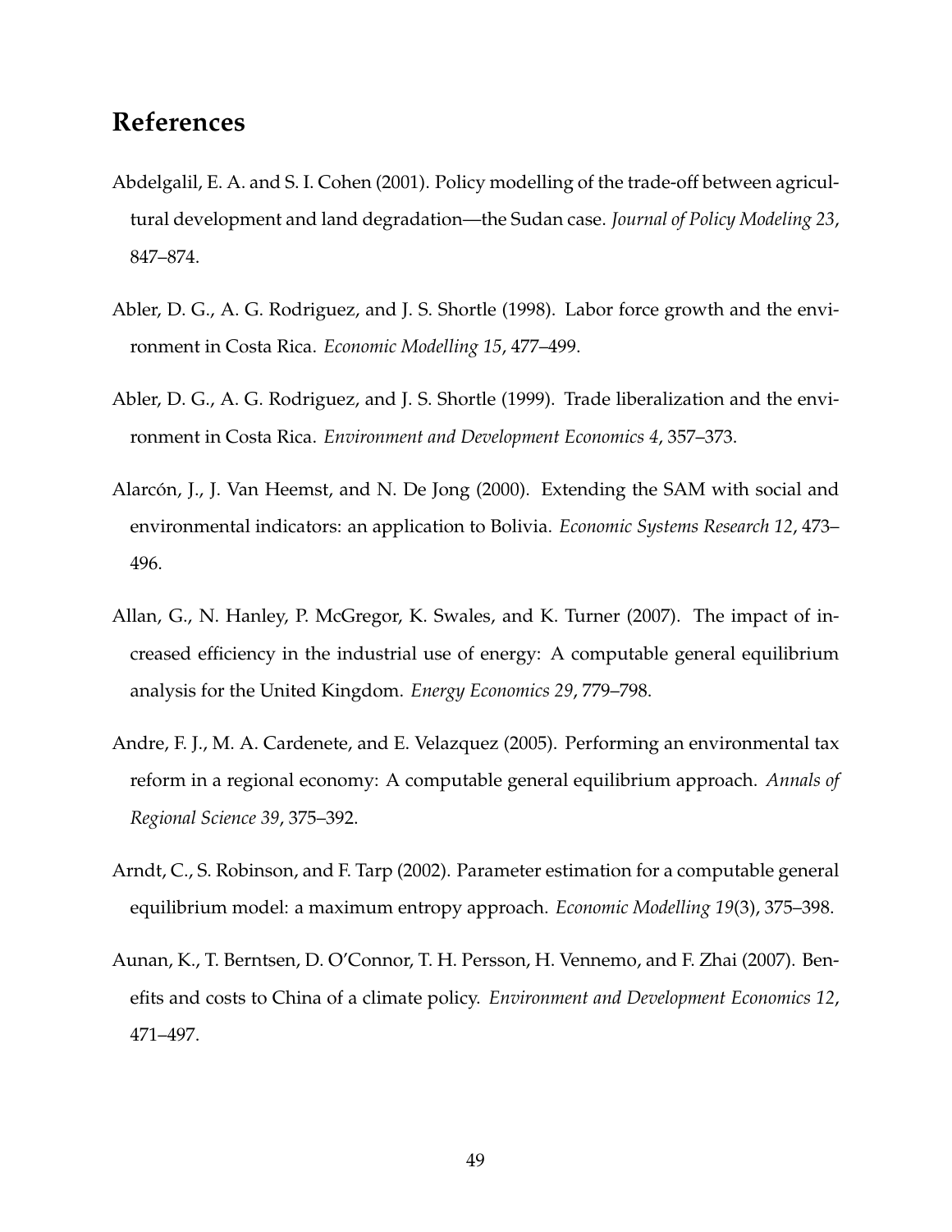## References

Abdelgalil, E. A. and S. I. Cohen (2001). Policy modelling of the trade-off between agricultural development and land degradation—the Sudan case. *Journal of Policy Modeling 23*, 847–874.

Abler, D. G., A. G. Rodriguez, and J. S. Shortle (1998). Labor force growth and the environment in Costa Rica. *Economic Modelling 15*, 477–499.

Abler, D. G., A. G. Rodriguez, and J. S. Shortle (1999). Trade liberalization and the environment in Costa Rica. *Environment and Development Economics 4*, 357–373.

Alarcón, J., J. Van Heemst, and N. De Jong (2000). Extending the SAM with social and environmental indicators: an application to Bolivia. *Economic Systems Research 12*, 473–496.

Allan, G., N. Hanley, P. McGregor, K. Swales, and K. Turner (2007). The impact of increased efficiency in the industrial use of energy: A computable general equilibrium analysis for the United Kingdom. *Energy Economics 29*, 779–798.

Andre, F. J., M. A. Cardenete, and E. Velazquez (2005). Performing an environmental tax reform in a regional economy: A computable general equilibrium approach. *Annals of Regional Science 39*, 375–392.

Arndt, C., S. Robinson, and F. Tarp (2002). Parameter estimation for a computable general equilibrium model: a maximum entropy approach. *Economic Modelling 19*(3), 375–398.

Aunan, K., T. Berntsen, D. O'Connor, T. H. Persson, H. Vennemo, and F. Zhai (2007). Benefits and costs to China of a climate policy. *Environment and Development Economics 12*, 471–497.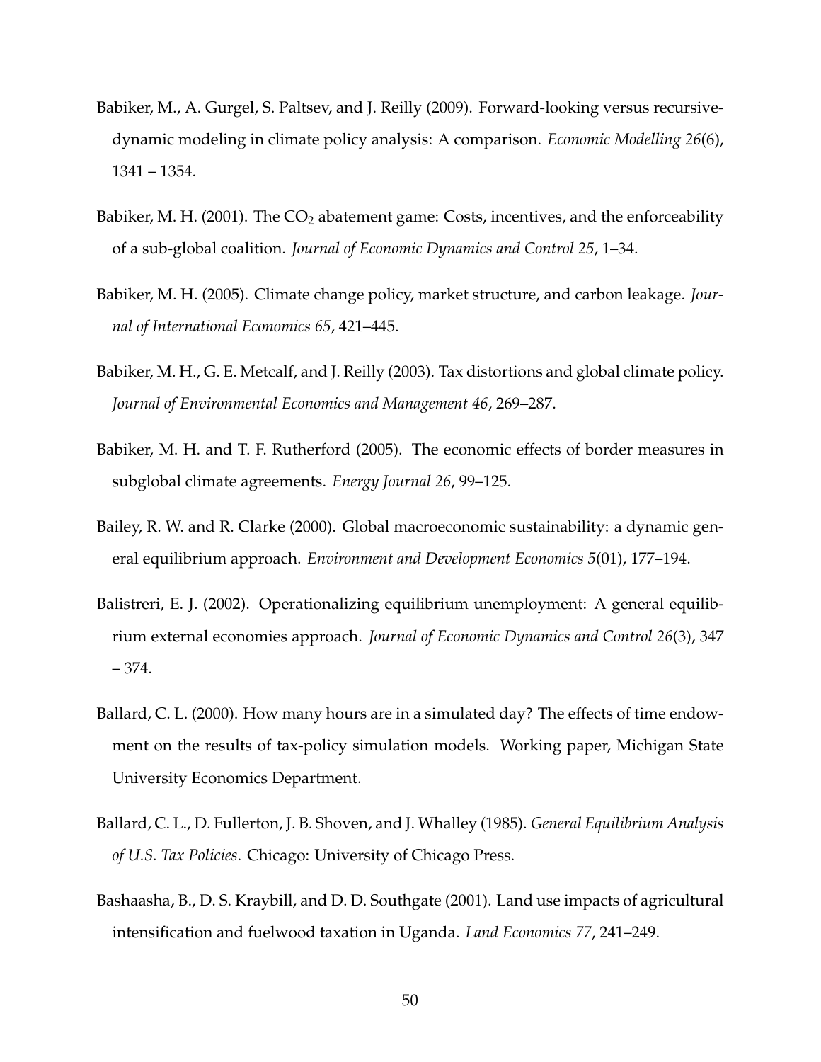Babiker, M., A. Gurgel, S. Paltsev, and J. Reilly (2009). Forward-looking versus recursive-dynamic modeling in climate policy analysis: A comparison. *Economic Modelling 26*(6), 1341 – 1354.

Babiker, M. H. (2001). The $CO_2$ abatement game: Costs, incentives, and the enforceability of a sub-global coalition. *Journal of Economic Dynamics and Control 25*, 1–34.

Babiker, M. H. (2005). Climate change policy, market structure, and carbon leakage. *Journal of International Economics 65*, 421–445.

Babiker, M. H., G. E. Metcalf, and J. Reilly (2003). Tax distortions and global climate policy. *Journal of Environmental Economics and Management 46*, 269–287.

Babiker, M. H. and T. F. Rutherford (2005). The economic effects of border measures in subglobal climate agreements. *Energy Journal 26*, 99–125.

Bailey, R. W. and R. Clarke (2000). Global macroeconomic sustainability: a dynamic general equilibrium approach. *Environment and Development Economics 5*(01), 177–194.

Balistreri, E. J. (2002). Operationalizing equilibrium unemployment: A general equilibrium external economies approach. *Journal of Economic Dynamics and Control 26*(3), 347 – 374.

Ballard, C. L. (2000). How many hours are in a simulated day? The effects of time endowment on the results of tax-policy simulation models. Working paper, Michigan State University Economics Department.

Ballard, C. L., D. Fullerton, J. B. Shoven, and J. Whalley (1985). *General Equilibrium Analysis of U.S. Tax Policies*. Chicago: University of Chicago Press.

Bashaasha, B., D. S. Kraybill, and D. D. Southgate (2001). Land use impacts of agricultural intensification and fuelwood taxation in Uganda. *Land Economics 77*, 241–249.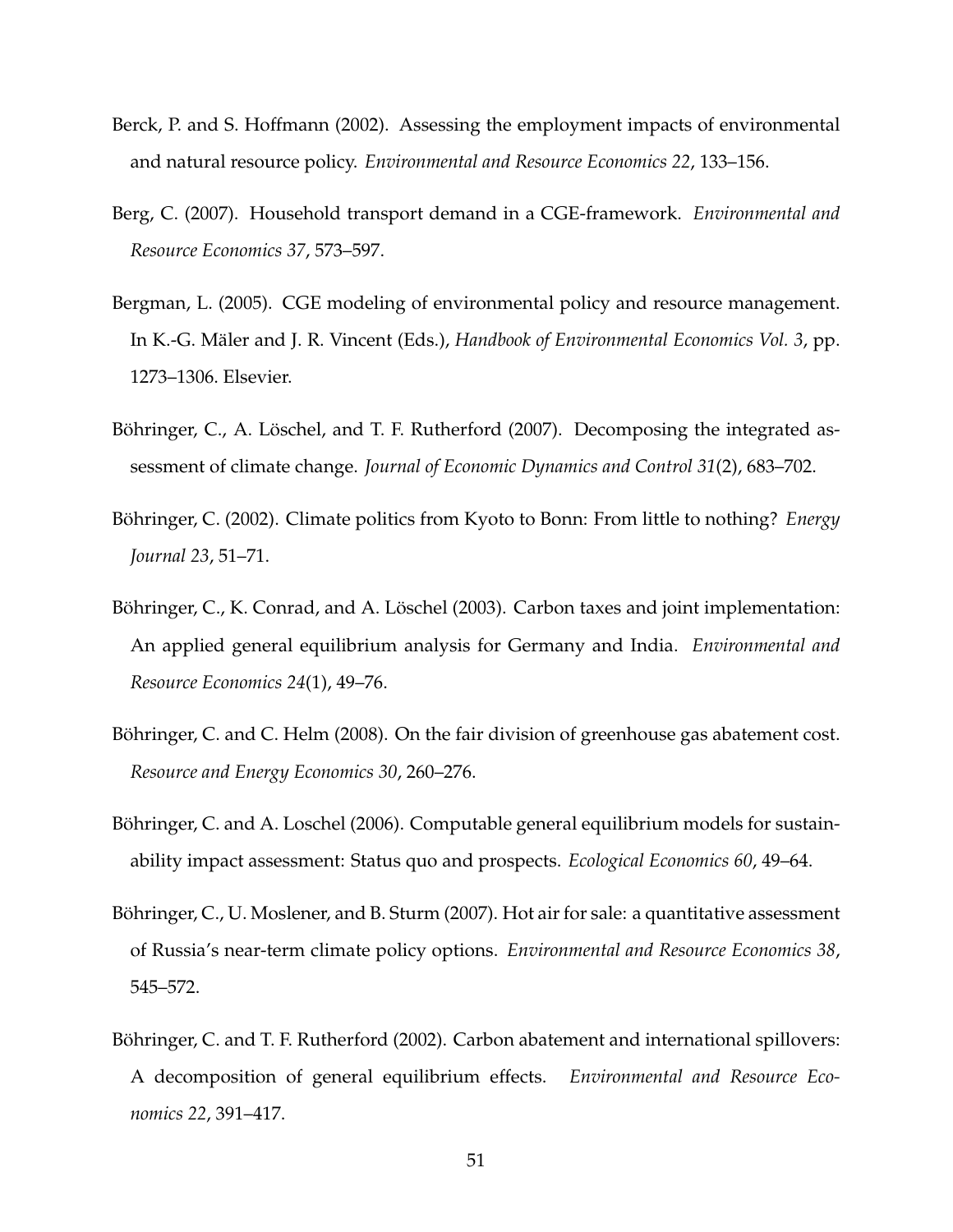Berck, P. and S. Hoffmann (2002). Assessing the employment impacts of environmental and natural resource policy. *Environmental and Resource Economics 22*, 133–156.

Berg, C. (2007). Household transport demand in a CGE-framework. *Environmental and Resource Economics 37*, 573–597.

Bergman, L. (2005). CGE modeling of environmental policy and resource management. In K.-G. Mäler and J. R. Vincent (Eds.), *Handbook of Environmental Economics Vol. 3*, pp. 1273–1306. Elsevier.

Böhringer, C., A. Löschel, and T. F. Rutherford (2007). Decomposing the integrated assessment of climate change. *Journal of Economic Dynamics and Control 31*(2), 683–702.

Böhringer, C. (2002). Climate politics from Kyoto to Bonn: From little to nothing? *Energy Journal 23*, 51–71.

Böhringer, C., K. Conrad, and A. Löschel (2003). Carbon taxes and joint implementation: An applied general equilibrium analysis for Germany and India. *Environmental and Resource Economics 24*(1), 49–76.

Böhringer, C. and C. Helm (2008). On the fair division of greenhouse gas abatement cost. *Resource and Energy Economics 30*, 260–276.

Böhringer, C. and A. Loschel (2006). Computable general equilibrium models for sustainability impact assessment: Status quo and prospects. *Ecological Economics 60*, 49–64.

Böhringer, C., U. Moslener, and B. Sturm (2007). Hot air for sale: a quantitative assessment of Russia's near-term climate policy options. *Environmental and Resource Economics 38*, 545–572.

Böhringer, C. and T. F. Rutherford (2002). Carbon abatement and international spillovers: A decomposition of general equilibrium effects. *Environmental and Resource Economics 22*, 391–417.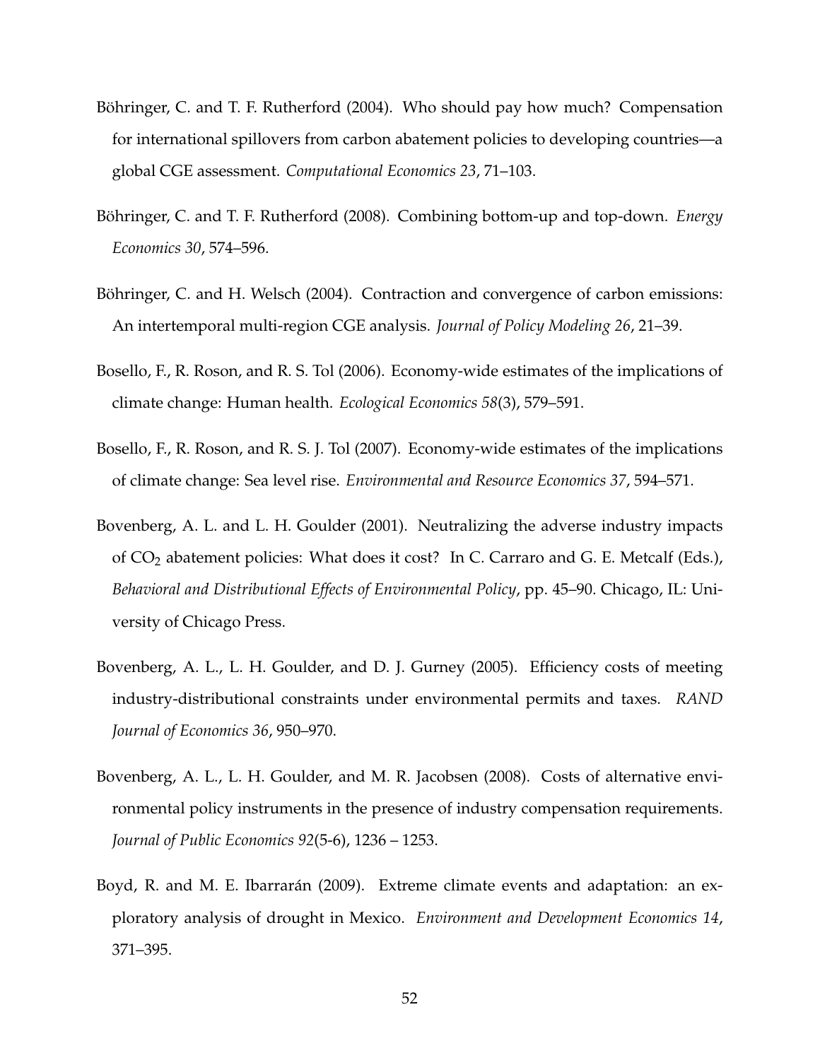Böhringer, C. and T. F. Rutherford (2004). Who should pay how much? Compensation for international spillovers from carbon abatement policies to developing countries—a global CGE assessment. *Computational Economics 23*, 71–103.

Böhringer, C. and T. F. Rutherford (2008). Combining bottom-up and top-down. *Energy Economics 30*, 574–596.

Böhringer, C. and H. Welsch (2004). Contraction and convergence of carbon emissions: An intertemporal multi-region CGE analysis. *Journal of Policy Modeling 26*, 21–39.

Bosello, F., R. Roson, and R. S. Tol (2006). Economy-wide estimates of the implications of climate change: Human health. *Ecological Economics 58*(3), 579–591.

Bosello, F., R. Roson, and R. S. J. Tol (2007). Economy-wide estimates of the implications of climate change: Sea level rise. *Environmental and Resource Economics 37*, 594–571.

Bovenberg, A. L. and L. H. Goulder (2001). Neutralizing the adverse industry impacts of $CO_2$ abatement policies: What does it cost? In C. Carraro and G. E. Metcalf (Eds.), *Behavioral and Distributional Effects of Environmental Policy*, pp. 45–90. Chicago, IL: University of Chicago Press.

Bovenberg, A. L., L. H. Goulder, and D. J. Gurney (2005). Efficiency costs of meeting industry-distributional constraints under environmental permits and taxes. *RAND Journal of Economics 36*, 950–970.

Bovenberg, A. L., L. H. Goulder, and M. R. Jacobsen (2008). Costs of alternative environmental policy instruments in the presence of industry compensation requirements. *Journal of Public Economics 92*(5-6), 1236 – 1253.

Boyd, R. and M. E. Ibarrarán (2009). Extreme climate events and adaptation: an exploratory analysis of drought in Mexico. *Environment and Development Economics 14*, 371–395.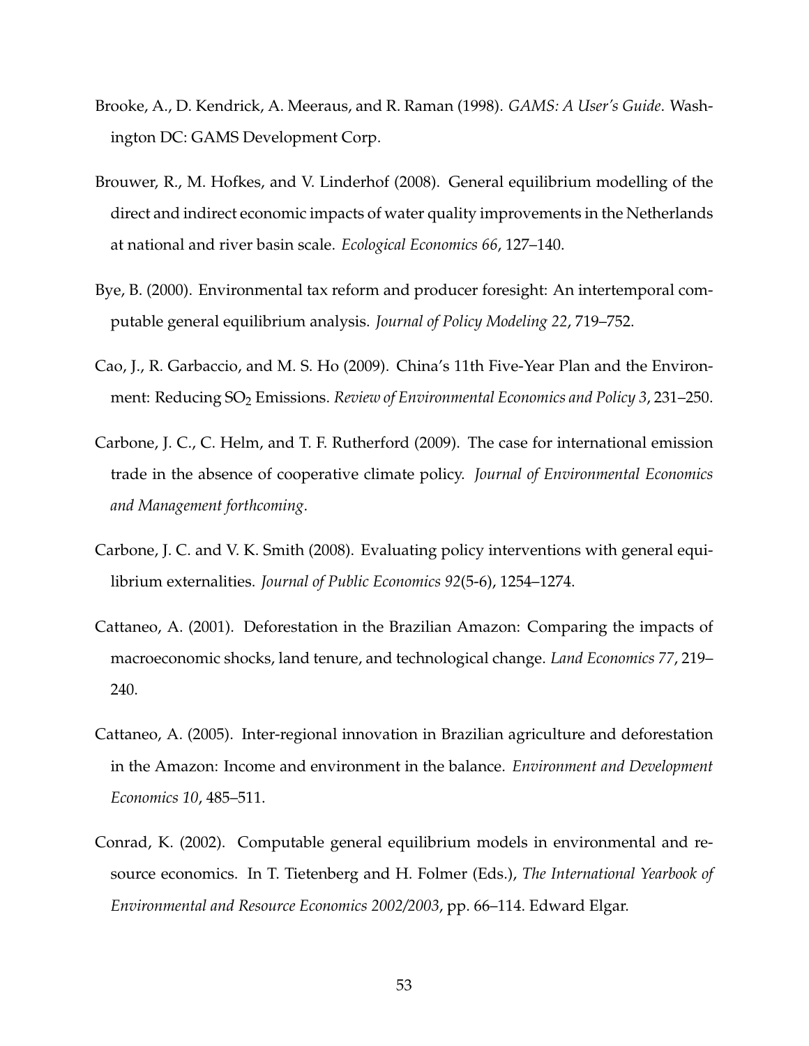Brooke, A., D. Kendrick, A. Meeraus, and R. Raman (1998). *GAMS: A User's Guide*. Washington DC: GAMS Development Corp.

Brouwer, R., M. Hofkes, and V. Linderhof (2008). General equilibrium modelling of the direct and indirect economic impacts of water quality improvements in the Netherlands at national and river basin scale. *Ecological Economics 66*, 127–140.

Bye, B. (2000). Environmental tax reform and producer foresight: An intertemporal computable general equilibrium analysis. *Journal of Policy Modeling 22*, 719–752.

Cao, J., R. Garbaccio, and M. S. Ho (2009). China's 11th Five-Year Plan and the Environment: Reducing $SO_2$ Emissions. *Review of Environmental Economics and Policy 3*, 231–250.

Carbone, J. C., C. Helm, and T. F. Rutherford (2009). The case for international emission trade in the absence of cooperative climate policy. *Journal of Environmental Economics and Management forthcoming*.

Carbone, J. C. and V. K. Smith (2008). Evaluating policy interventions with general equilibrium externalities. *Journal of Public Economics 92*(5-6), 1254–1274.

Cattaneo, A. (2001). Deforestation in the Brazilian Amazon: Comparing the impacts of macroeconomic shocks, land tenure, and technological change. *Land Economics 77*, 219–240.

Cattaneo, A. (2005). Inter-regional innovation in Brazilian agriculture and deforestation in the Amazon: Income and environment in the balance. *Environment and Development Economics 10*, 485–511.

Conrad, K. (2002). Computable general equilibrium models in environmental and resource economics. In T. Tietenberg and H. Folmer (Eds.), *The International Yearbook of Environmental and Resource Economics 2002/2003*, pp. 66–114. Edward Elgar.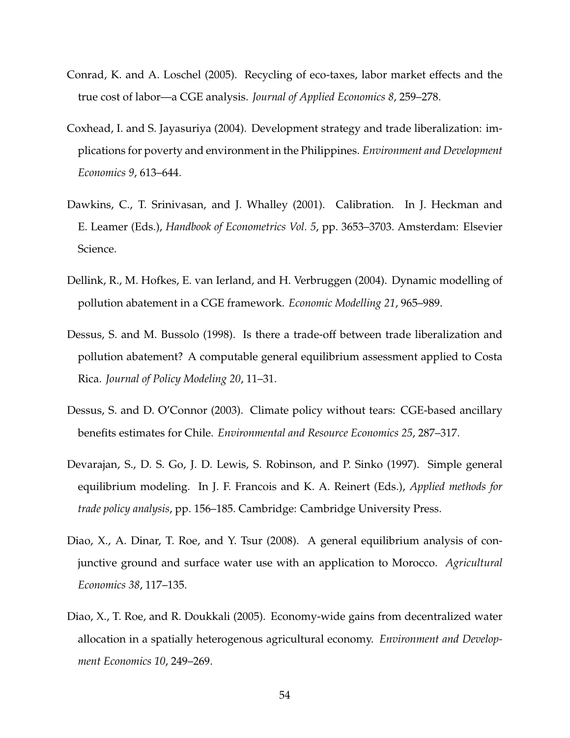Conrad, K. and A. Loschel (2005). Recycling of eco-taxes, labor market effects and the true cost of labor—a CGE analysis. *Journal of Applied Economics 8*, 259–278.

Coxhead, I. and S. Jayasuriya (2004). Development strategy and trade liberalization: implications for poverty and environment in the Philippines. *Environment and Development Economics 9*, 613–644.

Dawkins, C., T. Srinivasan, and J. Whalley (2001). Calibration. In J. Heckman and E. Leamer (Eds.), *Handbook of Econometrics Vol. 5*, pp. 3653–3703. Amsterdam: Elsevier Science.

Dellink, R., M. Hofkes, E. van Ierland, and H. Verbruggen (2004). Dynamic modelling of pollution abatement in a CGE framework. *Economic Modelling 21*, 965–989.

Dessus, S. and M. Bussolo (1998). Is there a trade-off between trade liberalization and pollution abatement? A computable general equilibrium assessment applied to Costa Rica. *Journal of Policy Modeling 20*, 11–31.

Dessus, S. and D. O'Connor (2003). Climate policy without tears: CGE-based ancillary benefits estimates for Chile. *Environmental and Resource Economics 25*, 287–317.

Devarajan, S., D. S. Go, J. D. Lewis, S. Robinson, and P. Sinko (1997). Simple general equilibrium modeling. In J. F. Francois and K. A. Reinert (Eds.), *Applied methods for trade policy analysis*, pp. 156–185. Cambridge: Cambridge University Press.

Diao, X., A. Dinar, T. Roe, and Y. Tsur (2008). A general equilibrium analysis of conjunctive ground and surface water use with an application to Morocco. *Agricultural Economics 38*, 117–135.

Diao, X., T. Roe, and R. Doukkali (2005). Economy-wide gains from decentralized water allocation in a spatially heterogenous agricultural economy. *Environment and Development Economics 10*, 249–269.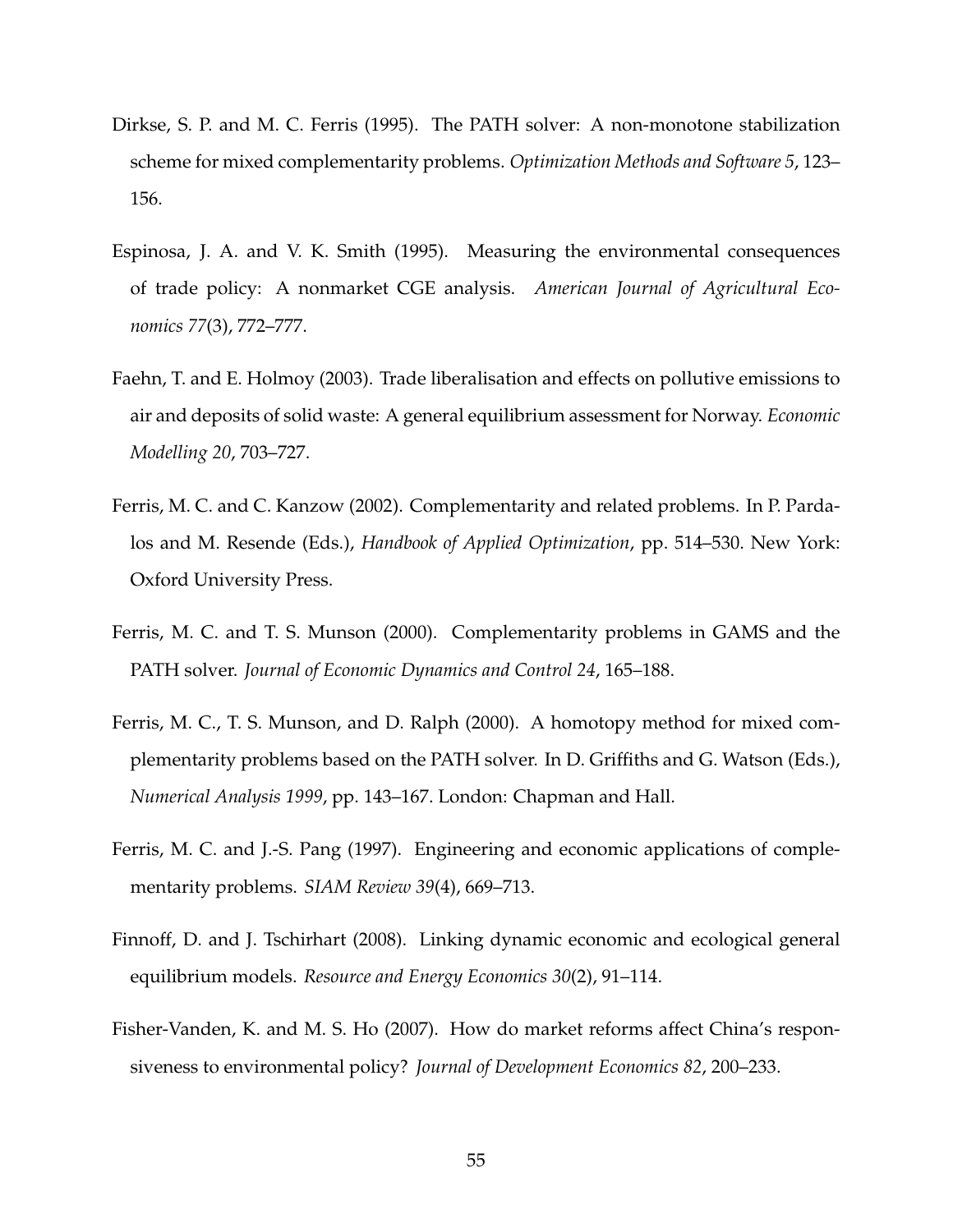Dirkse, S. P. and M. C. Ferris (1995). The PATH solver: A non-monotone stabilization scheme for mixed complementarity problems. *Optimization Methods and Software 5*, 123–156.

Espinosa, J. A. and V. K. Smith (1995). Measuring the environmental consequences of trade policy: A nonmarket CGE analysis. *American Journal of Agricultural Economics 77*(3), 772–777.

Faehn, T. and E. Holmoy (2003). Trade liberalisation and effects on pollutive emissions to air and deposits of solid waste: A general equilibrium assessment for Norway. *Economic Modelling 20*, 703–727.

Ferris, M. C. and C. Kanzow (2002). Complementarity and related problems. In P. Pardalos and M. Resende (Eds.), *Handbook of Applied Optimization*, pp. 514–530. New York: Oxford University Press.

Ferris, M. C. and T. S. Munson (2000). Complementarity problems in GAMS and the PATH solver. *Journal of Economic Dynamics and Control 24*, 165–188.

Ferris, M. C., T. S. Munson, and D. Ralph (2000). A homotopy method for mixed complementarity problems based on the PATH solver. In D. Griffiths and G. Watson (Eds.), *Numerical Analysis 1999*, pp. 143–167. London: Chapman and Hall.

Ferris, M. C. and J.-S. Pang (1997). Engineering and economic applications of complementarity problems. *SIAM Review 39*(4), 669–713.

Finnoff, D. and J. Tschirhart (2008). Linking dynamic economic and ecological general equilibrium models. *Resource and Energy Economics 30*(2), 91–114.

Fisher-Vanden, K. and M. S. Ho (2007). How do market reforms affect China's responsiveness to environmental policy? *Journal of Development Economics 82*, 200–233.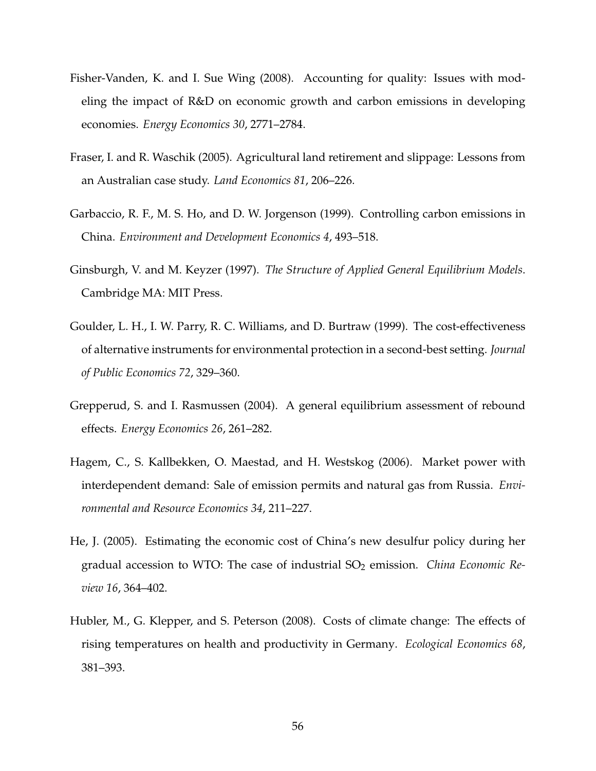Fisher-Vanden, K. and I. Sue Wing (2008). Accounting for quality: Issues with modeling the impact of R&D on economic growth and carbon emissions in developing economies. *Energy Economics 30*, 2771–2784.

Fraser, I. and R. Waschik (2005). Agricultural land retirement and slippage: Lessons from an Australian case study. *Land Economics 81*, 206–226.

Garbaccio, R. F., M. S. Ho, and D. W. Jorgenson (1999). Controlling carbon emissions in China. *Environment and Development Economics 4*, 493–518.

Ginsburgh, V. and M. Keyzer (1997). *The Structure of Applied General Equilibrium Models*. Cambridge MA: MIT Press.

Goulder, L. H., I. W. Parry, R. C. Williams, and D. Burtraw (1999). The cost-effectiveness of alternative instruments for environmental protection in a second-best setting. *Journal of Public Economics 72*, 329–360.

Grepperud, S. and I. Rasmussen (2004). A general equilibrium assessment of rebound effects. *Energy Economics 26*, 261–282.

Hagem, C., S. Kallbekken, O. Maestad, and H. Westskog (2006). Market power with interdependent demand: Sale of emission permits and natural gas from Russia. *Environmental and Resource Economics 34*, 211–227.

He, J. (2005). Estimating the economic cost of China's new desulfur policy during her gradual accession to WTO: The case of industrial $SO_2$ emission. *China Economic Review 16*, 364–402.

Hubler, M., G. Klepper, and S. Peterson (2008). Costs of climate change: The effects of rising temperatures on health and productivity in Germany. *Ecological Economics 68*, 381–393.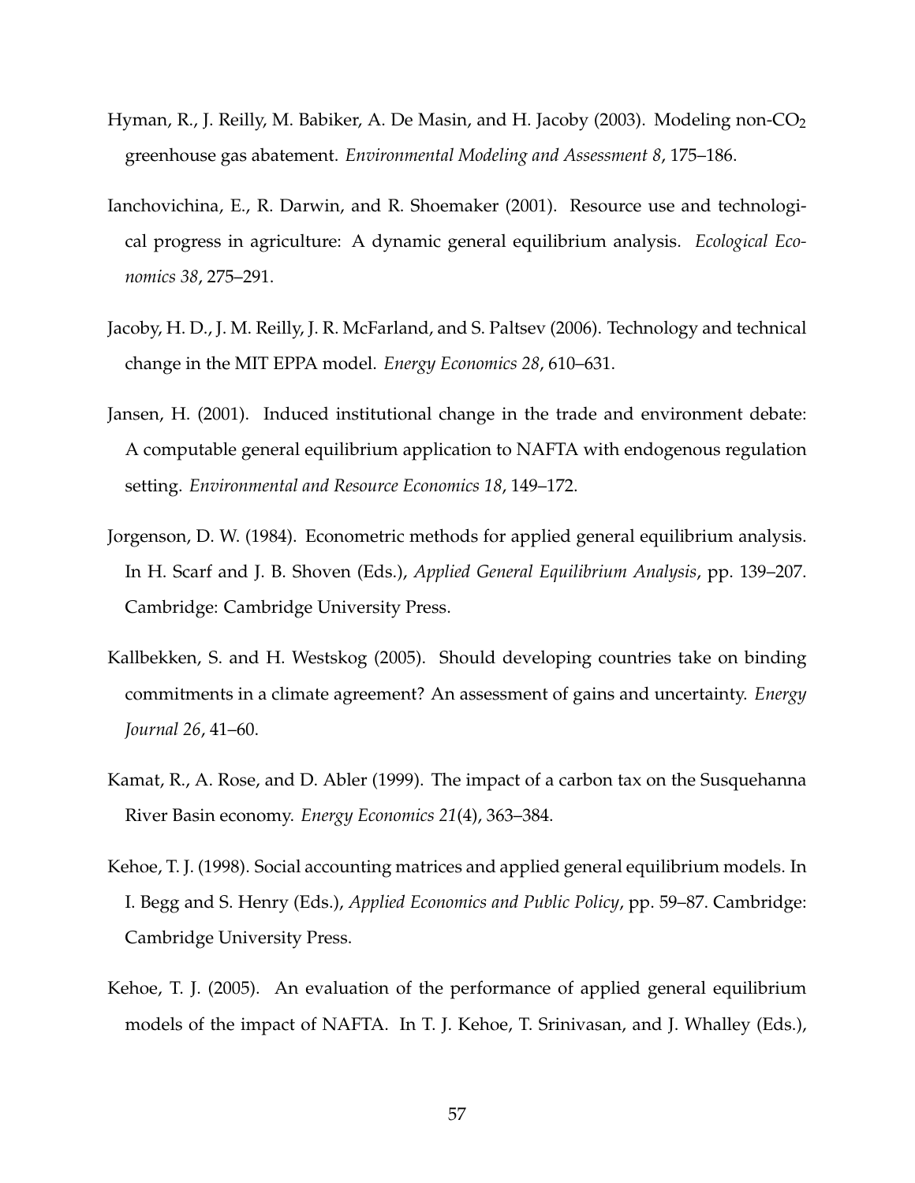Hyman, R., J. Reilly, M. Babiker, A. De Masin, and H. Jacoby (2003). Modeling non-$CO_2$ greenhouse gas abatement. *Environmental Modeling and Assessment 8*, 175–186.

Ianchovichina, E., R. Darwin, and R. Shoemaker (2001). Resource use and technological progress in agriculture: A dynamic general equilibrium analysis. *Ecological Economics 38*, 275–291.

Jacoby, H. D., J. M. Reilly, J. R. McFarland, and S. Paltsev (2006). Technology and technical change in the MIT EPPA model. *Energy Economics 28*, 610–631.

Jansen, H. (2001). Induced institutional change in the trade and environment debate: A computable general equilibrium application to NAFTA with endogenous regulation setting. *Environmental and Resource Economics 18*, 149–172.

Jorgenson, D. W. (1984). Econometric methods for applied general equilibrium analysis. In H. Scarf and J. B. Shoven (Eds.), *Applied General Equilibrium Analysis*, pp. 139–207. Cambridge: Cambridge University Press.

Kallbekken, S. and H. Westskog (2005). Should developing countries take on binding commitments in a climate agreement? An assessment of gains and uncertainty. *Energy Journal 26*, 41–60.

Kamat, R., A. Rose, and D. Abler (1999). The impact of a carbon tax on the Susquehanna River Basin economy. *Energy Economics 21*(4), 363–384.

Kehoe, T. J. (1998). Social accounting matrices and applied general equilibrium models. In I. Begg and S. Henry (Eds.), *Applied Economics and Public Policy*, pp. 59–87. Cambridge: Cambridge University Press.

Kehoe, T. J. (2005). An evaluation of the performance of applied general equilibrium models of the impact of NAFTA. In T. J. Kehoe, T. Srinivasan, and J. Whalley (Eds.),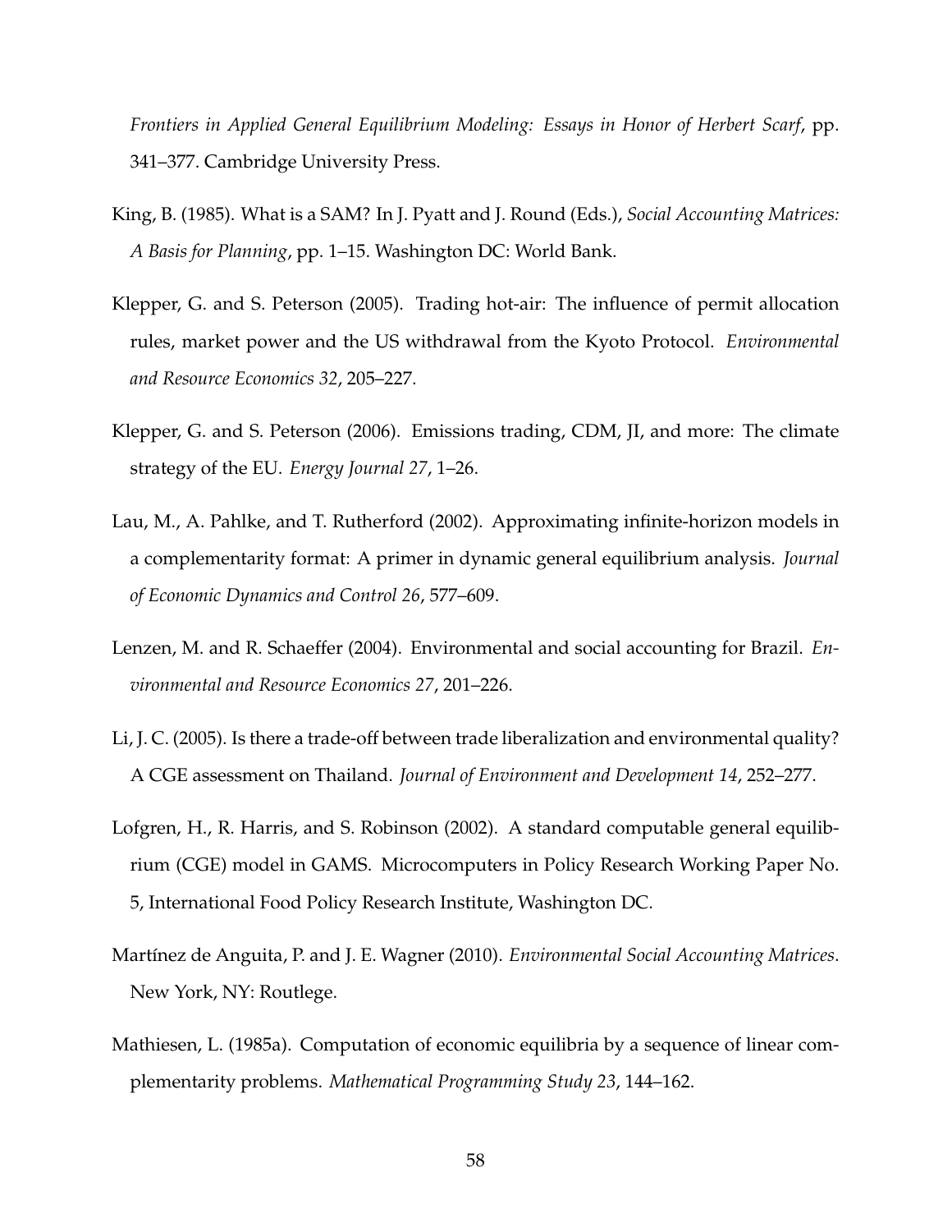*Frontiers in Applied General Equilibrium Modeling: Essays in Honor of Herbert Scarf*, pp. 341–377. Cambridge University Press.

King, B. (1985). What is a SAM? In J. Pyatt and J. Round (Eds.), *Social Accounting Matrices: A Basis for Planning*, pp. 1–15. Washington DC: World Bank.

Klepper, G. and S. Peterson (2005). Trading hot-air: The influence of permit allocation rules, market power and the US withdrawal from the Kyoto Protocol. *Environmental and Resource Economics 32*, 205–227.

Klepper, G. and S. Peterson (2006). Emissions trading, CDM, JI, and more: The climate strategy of the EU. *Energy Journal 27*, 1–26.

Lau, M., A. Pahlke, and T. Rutherford (2002). Approximating infinite-horizon models in a complementarity format: A primer in dynamic general equilibrium analysis. *Journal of Economic Dynamics and Control 26*, 577–609.

Lenzen, M. and R. Schaeffer (2004). Environmental and social accounting for Brazil. *Environmental and Resource Economics 27*, 201–226.

Li, J. C. (2005). Is there a trade-off between trade liberalization and environmental quality? A CGE assessment on Thailand. *Journal of Environment and Development 14*, 252–277.

Lofgren, H., R. Harris, and S. Robinson (2002). A standard computable general equilibrium (CGE) model in GAMS. Microcomputers in Policy Research Working Paper No. 5, International Food Policy Research Institute, Washington DC.

Martínez de Anguita, P. and J. E. Wagner (2010). *Environmental Social Accounting Matrices*. New York, NY: Routlege.

Mathiesen, L. (1985a). Computation of economic equilibria by a sequence of linear complementarity problems. *Mathematical Programming Study 23*, 144–162.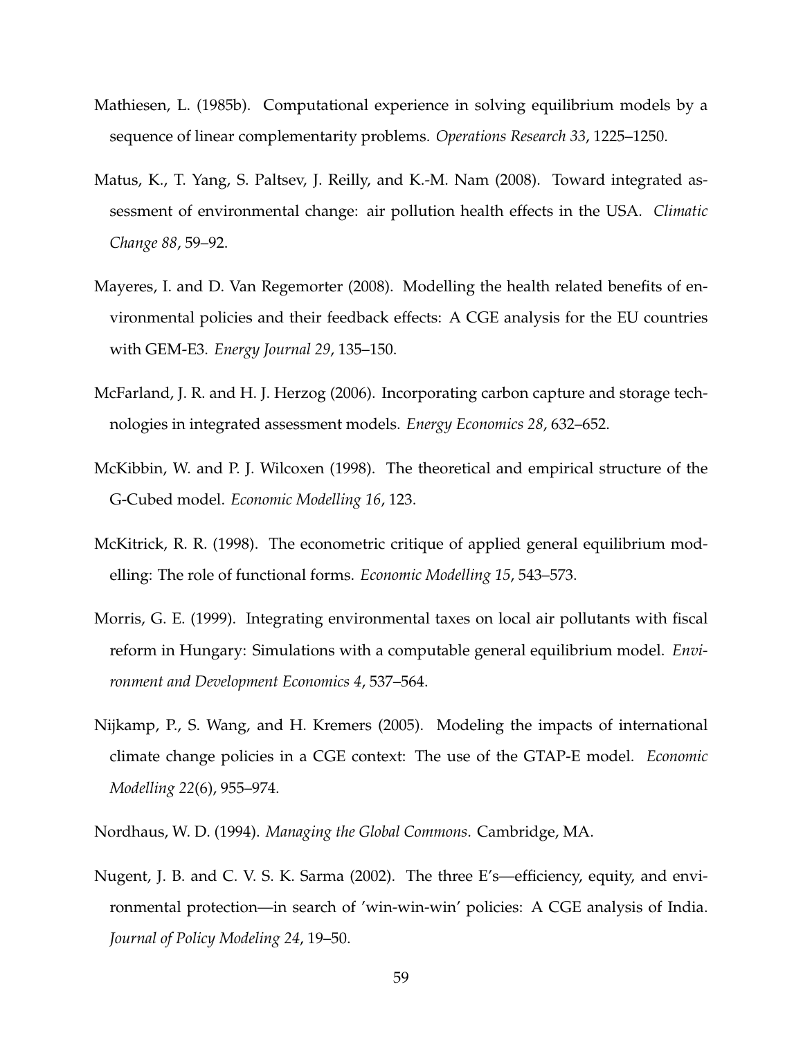Mathiesen, L. (1985b). Computational experience in solving equilibrium models by a sequence of linear complementarity problems. *Operations Research 33*, 1225–1250.

Matus, K., T. Yang, S. Paltsev, J. Reilly, and K.-M. Nam (2008). Toward integrated assessment of environmental change: air pollution health effects in the USA. *Climatic Change 88*, 59–92.

Mayeres, I. and D. Van Regemorter (2008). Modelling the health related benefits of environmental policies and their feedback effects: A CGE analysis for the EU countries with GEM-E3. *Energy Journal 29*, 135–150.

McFarland, J. R. and H. J. Herzog (2006). Incorporating carbon capture and storage technologies in integrated assessment models. *Energy Economics 28*, 632–652.

McKibbin, W. and P. J. Wilcoxen (1998). The theoretical and empirical structure of the G-Cubed model. *Economic Modelling 16*, 123.

McKitrick, R. R. (1998). The econometric critique of applied general equilibrium modelling: The role of functional forms. *Economic Modelling 15*, 543–573.

Morris, G. E. (1999). Integrating environmental taxes on local air pollutants with fiscal reform in Hungary: Simulations with a computable general equilibrium model. *Environment and Development Economics 4*, 537–564.

Nijkamp, P., S. Wang, and H. Kremers (2005). Modeling the impacts of international climate change policies in a CGE context: The use of the GTAP-E model. *Economic Modelling 22*(6), 955–974.

Nordhaus, W. D. (1994). *Managing the Global Commons*. Cambridge, MA.

Nugent, J. B. and C. V. S. K. Sarma (2002). The three E's—efficiency, equity, and environmental protection—in search of 'win-win-win' policies: A CGE analysis of India. *Journal of Policy Modeling 24*, 19–50.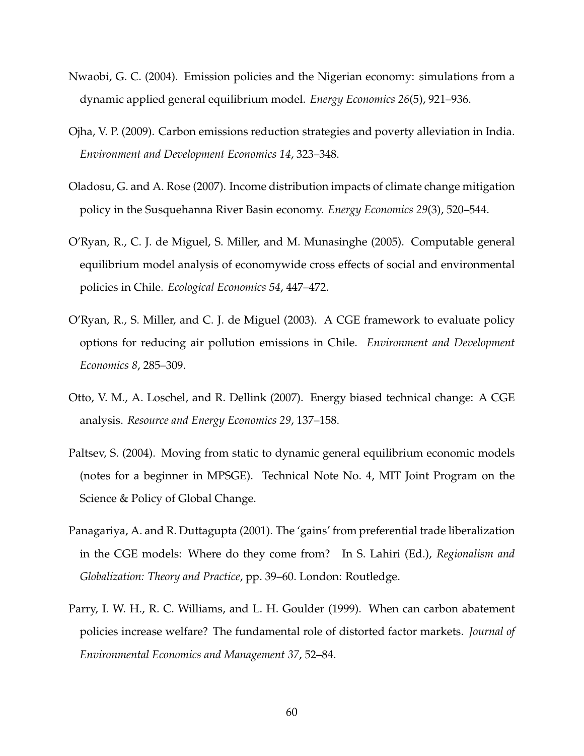Nwaobi, G. C. (2004). Emission policies and the Nigerian economy: simulations from a dynamic applied general equilibrium model. *Energy Economics 26*(5), 921–936.

Ojha, V. P. (2009). Carbon emissions reduction strategies and poverty alleviation in India. *Environment and Development Economics 14*, 323–348.

Oladosu, G. and A. Rose (2007). Income distribution impacts of climate change mitigation policy in the Susquehanna River Basin economy. *Energy Economics 29*(3), 520–544.

O'Ryan, R., C. J. de Miguel, S. Miller, and M. Munasinghe (2005). Computable general equilibrium model analysis of economywide cross effects of social and environmental policies in Chile. *Ecological Economics 54*, 447–472.

O'Ryan, R., S. Miller, and C. J. de Miguel (2003). A CGE framework to evaluate policy options for reducing air pollution emissions in Chile. *Environment and Development Economics 8*, 285–309.

Otto, V. M., A. Loschel, and R. Dellink (2007). Energy biased technical change: A CGE analysis. *Resource and Energy Economics 29*, 137–158.

Paltsev, S. (2004). Moving from static to dynamic general equilibrium economic models (notes for a beginner in MPSGE). Technical Note No. 4, MIT Joint Program on the Science & Policy of Global Change.

Panagariya, A. and R. Duttagupta (2001). The 'gains' from preferential trade liberalization in the CGE models: Where do they come from? In S. Lahiri (Ed.), *Regionalism and Globalization: Theory and Practice*, pp. 39–60. London: Routledge.

Parry, I. W. H., R. C. Williams, and L. H. Goulder (1999). When can carbon abatement policies increase welfare? The fundamental role of distorted factor markets. *Journal of Environmental Economics and Management 37*, 52–84.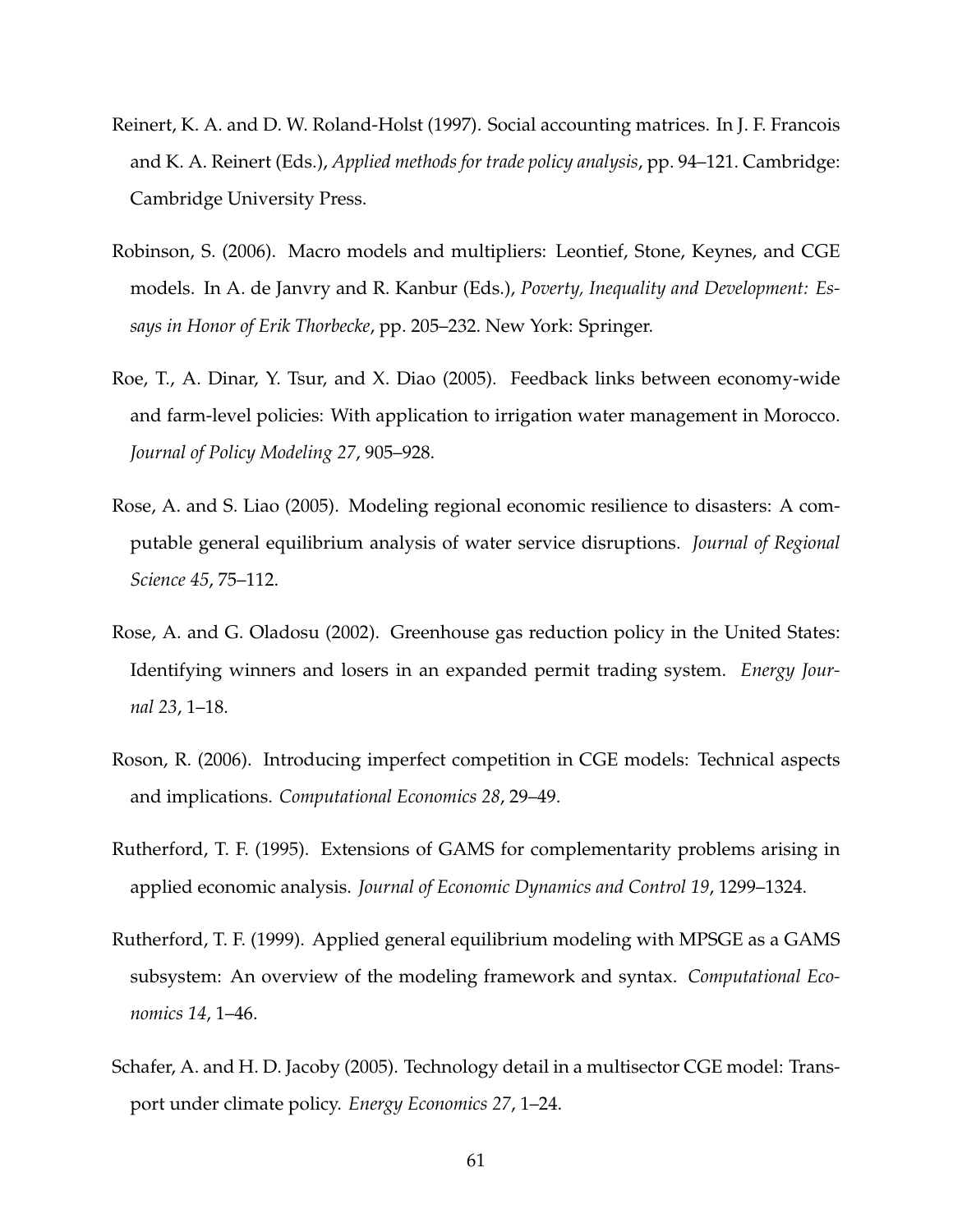Reinert, K. A. and D. W. Roland-Holst (1997). Social accounting matrices. In J. F. Francois and K. A. Reinert (Eds.), *Applied methods for trade policy analysis*, pp. 94–121. Cambridge: Cambridge University Press.

Robinson, S. (2006). Macro models and multipliers: Leontief, Stone, Keynes, and CGE models. In A. de Janvry and R. Kanbur (Eds.), *Poverty, Inequality and Development: Essays in Honor of Erik Thorbecke*, pp. 205–232. New York: Springer.

Roe, T., A. Dinar, Y. Tsur, and X. Diao (2005). Feedback links between economy-wide and farm-level policies: With application to irrigation water management in Morocco. *Journal of Policy Modeling 27*, 905–928.

Rose, A. and S. Liao (2005). Modeling regional economic resilience to disasters: A computable general equilibrium analysis of water service disruptions. *Journal of Regional Science 45*, 75–112.

Rose, A. and G. Oladosu (2002). Greenhouse gas reduction policy in the United States: Identifying winners and losers in an expanded permit trading system. *Energy Journal 23*, 1–18.

Roson, R. (2006). Introducing imperfect competition in CGE models: Technical aspects and implications. *Computational Economics 28*, 29–49.

Rutherford, T. F. (1995). Extensions of GAMS for complementarity problems arising in applied economic analysis. *Journal of Economic Dynamics and Control 19*, 1299–1324.

Rutherford, T. F. (1999). Applied general equilibrium modeling with MPSGE as a GAMS subsystem: An overview of the modeling framework and syntax. *Computational Economics 14*, 1–46.

Schafer, A. and H. D. Jacoby (2005). Technology detail in a multisector CGE model: Transport under climate policy. *Energy Economics 27*, 1–24.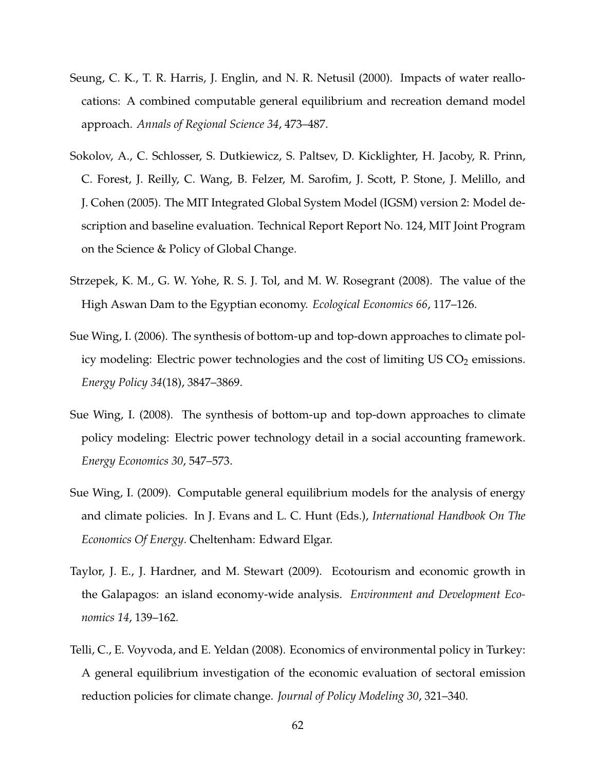Seung, C. K., T. R. Harris, J. Englin, and N. R. Netusil (2000). Impacts of water reallocations: A combined computable general equilibrium and recreation demand model approach. *Annals of Regional Science 34*, 473–487.

Sokolov, A., C. Schlosser, S. Dutkiewicz, S. Paltsev, D. Kicklighter, H. Jacoby, R. Prinn, C. Forest, J. Reilly, C. Wang, B. Felzer, M. Sarofim, J. Scott, P. Stone, J. Melillo, and J. Cohen (2005). The MIT Integrated Global System Model (IGSM) version 2: Model description and baseline evaluation. Technical Report Report No. 124, MIT Joint Program on the Science & Policy of Global Change.

Strzepek, K. M., G. W. Yohe, R. S. J. Tol, and M. W. Rosegrant (2008). The value of the High Aswan Dam to the Egyptian economy. *Ecological Economics 66*, 117–126.

Sue Wing, I. (2006). The synthesis of bottom-up and top-down approaches to climate policy modeling: Electric power technologies and the cost of limiting US $CO_2$ emissions. *Energy Policy 34*(18), 3847–3869.

Sue Wing, I. (2008). The synthesis of bottom-up and top-down approaches to climate policy modeling: Electric power technology detail in a social accounting framework. *Energy Economics 30*, 547–573.

Sue Wing, I. (2009). Computable general equilibrium models for the analysis of energy and climate policies. In J. Evans and L. C. Hunt (Eds.), *International Handbook On The Economics Of Energy*. Cheltenham: Edward Elgar.

Taylor, J. E., J. Hardner, and M. Stewart (2009). Ecotourism and economic growth in the Galapagos: an island economy-wide analysis. *Environment and Development Economics 14*, 139–162.

Telli, C., E. Voyvoda, and E. Yeldan (2008). Economics of environmental policy in Turkey: A general equilibrium investigation of the economic evaluation of sectoral emission reduction policies for climate change. *Journal of Policy Modeling 30*, 321–340.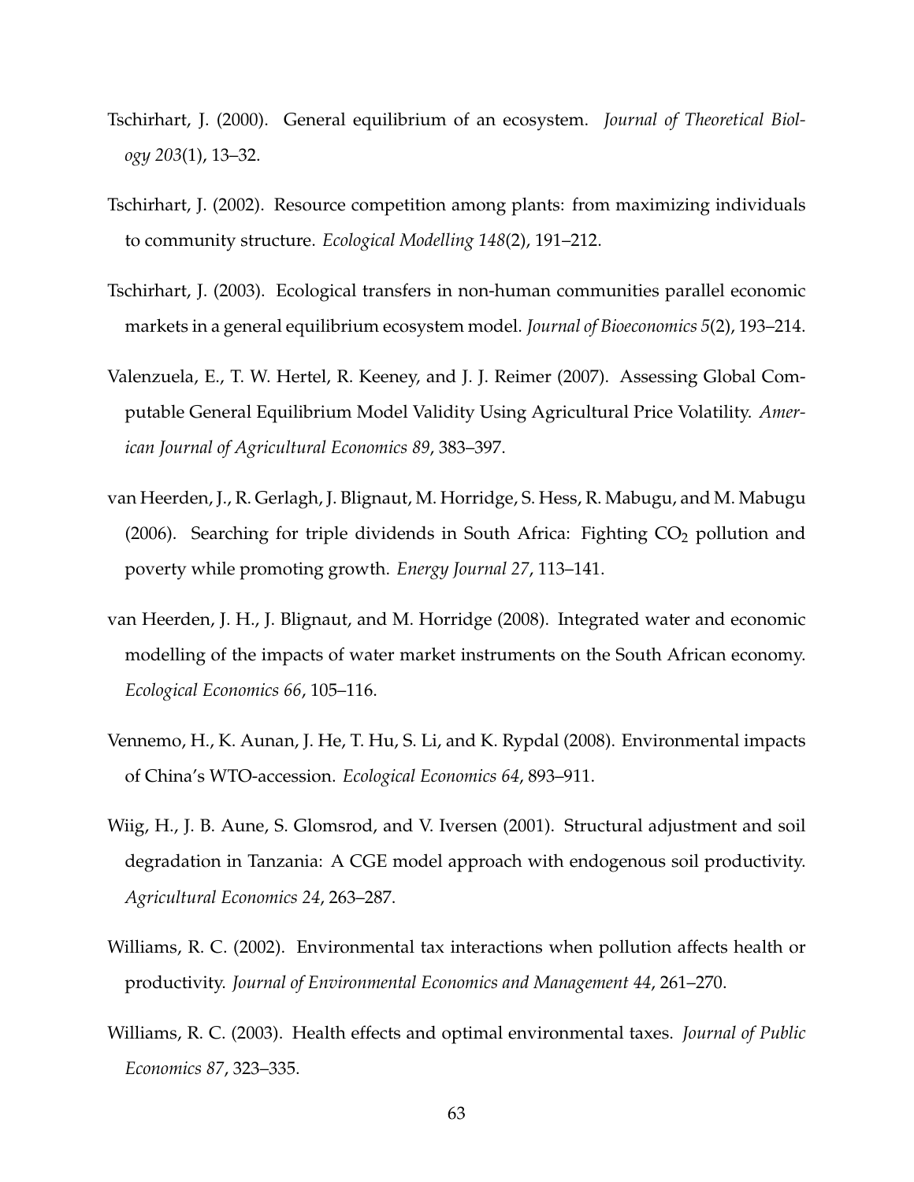Tschirhart, J. (2000). General equilibrium of an ecosystem. *Journal of Theoretical Biology 203*(1), 13–32.

Tschirhart, J. (2002). Resource competition among plants: from maximizing individuals to community structure. *Ecological Modelling 148*(2), 191–212.

Tschirhart, J. (2003). Ecological transfers in non-human communities parallel economic markets in a general equilibrium ecosystem model. *Journal of Bioeconomics 5*(2), 193–214.

Valenzuela, E., T. W. Hertel, R. Keeney, and J. J. Reimer (2007). Assessing Global Computable General Equilibrium Model Validity Using Agricultural Price Volatility. *American Journal of Agricultural Economics 89*, 383–397.

van Heerden, J., R. Gerlagh, J. Blignaut, M. Horridge, S. Hess, R. Mabugu, and M. Mabugu (2006). Searching for triple dividends in South Africa: Fighting $CO_2$ pollution and poverty while promoting growth. *Energy Journal 27*, 113–141.

van Heerden, J. H., J. Blignaut, and M. Horridge (2008). Integrated water and economic modelling of the impacts of water market instruments on the South African economy. *Ecological Economics 66*, 105–116.

Vennemo, H., K. Aunan, J. He, T. Hu, S. Li, and K. Rypdal (2008). Environmental impacts of China's WTO-accession. *Ecological Economics 64*, 893–911.

Wiig, H., J. B. Aune, S. Glomsrod, and V. Iversen (2001). Structural adjustment and soil degradation in Tanzania: A CGE model approach with endogenous soil productivity. *Agricultural Economics 24*, 263–287.

Williams, R. C. (2002). Environmental tax interactions when pollution affects health or productivity. *Journal of Environmental Economics and Management 44*, 261–270.

Williams, R. C. (2003). Health effects and optimal environmental taxes. *Journal of Public Economics 87*, 323–335.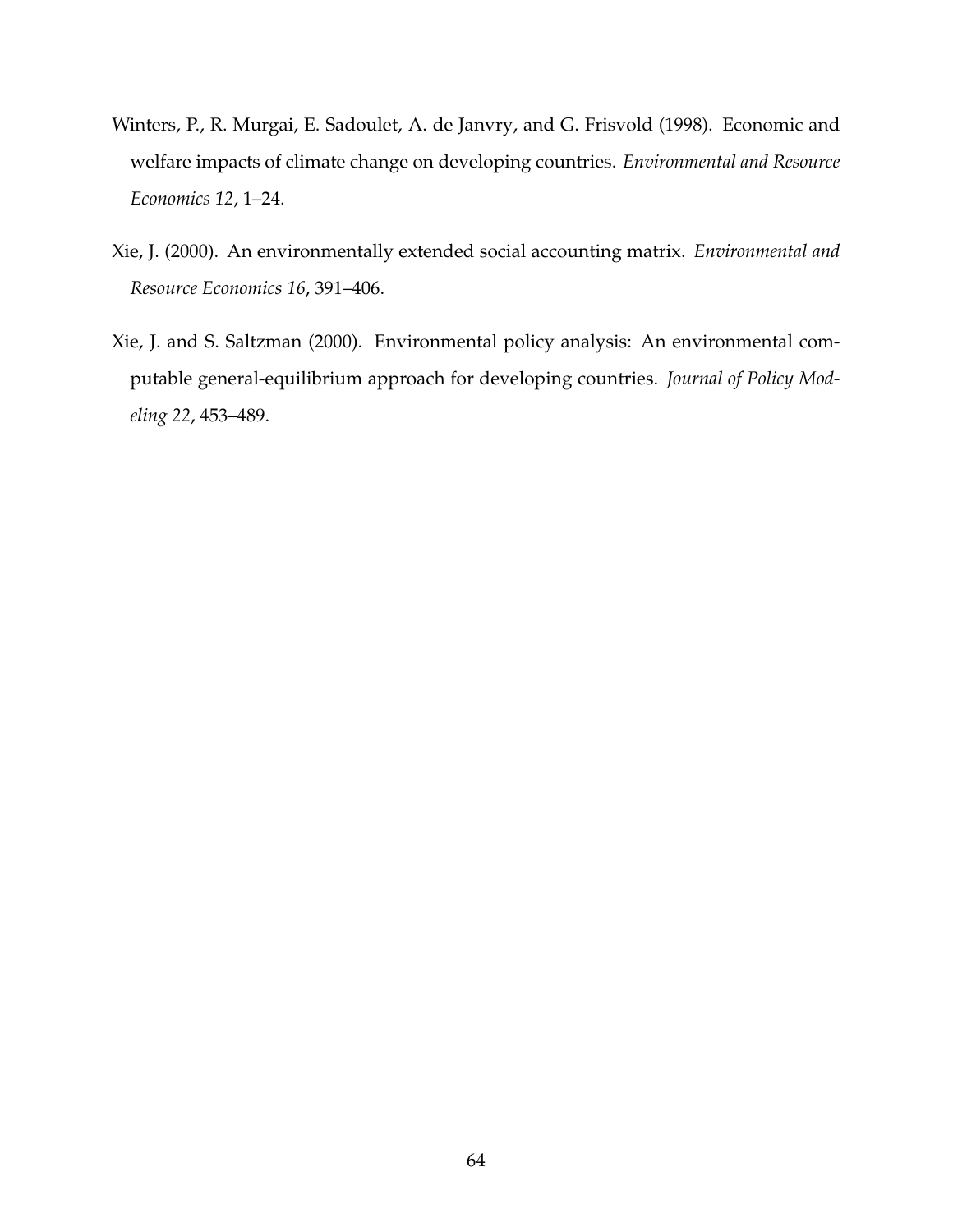Winters, P., R. Murgai, E. Sadoulet, A. de Janvry, and G. Frisvold (1998). Economic and welfare impacts of climate change on developing countries. *Environmental and Resource Economics 12*, 1–24.

Xie, J. (2000). An environmentally extended social accounting matrix. *Environmental and Resource Economics 16*, 391–406.

Xie, J. and S. Saltzman (2000). Environmental policy analysis: An environmental computable general-equilibrium approach for developing countries. *Journal of Policy Modeling 22*, 453–489.